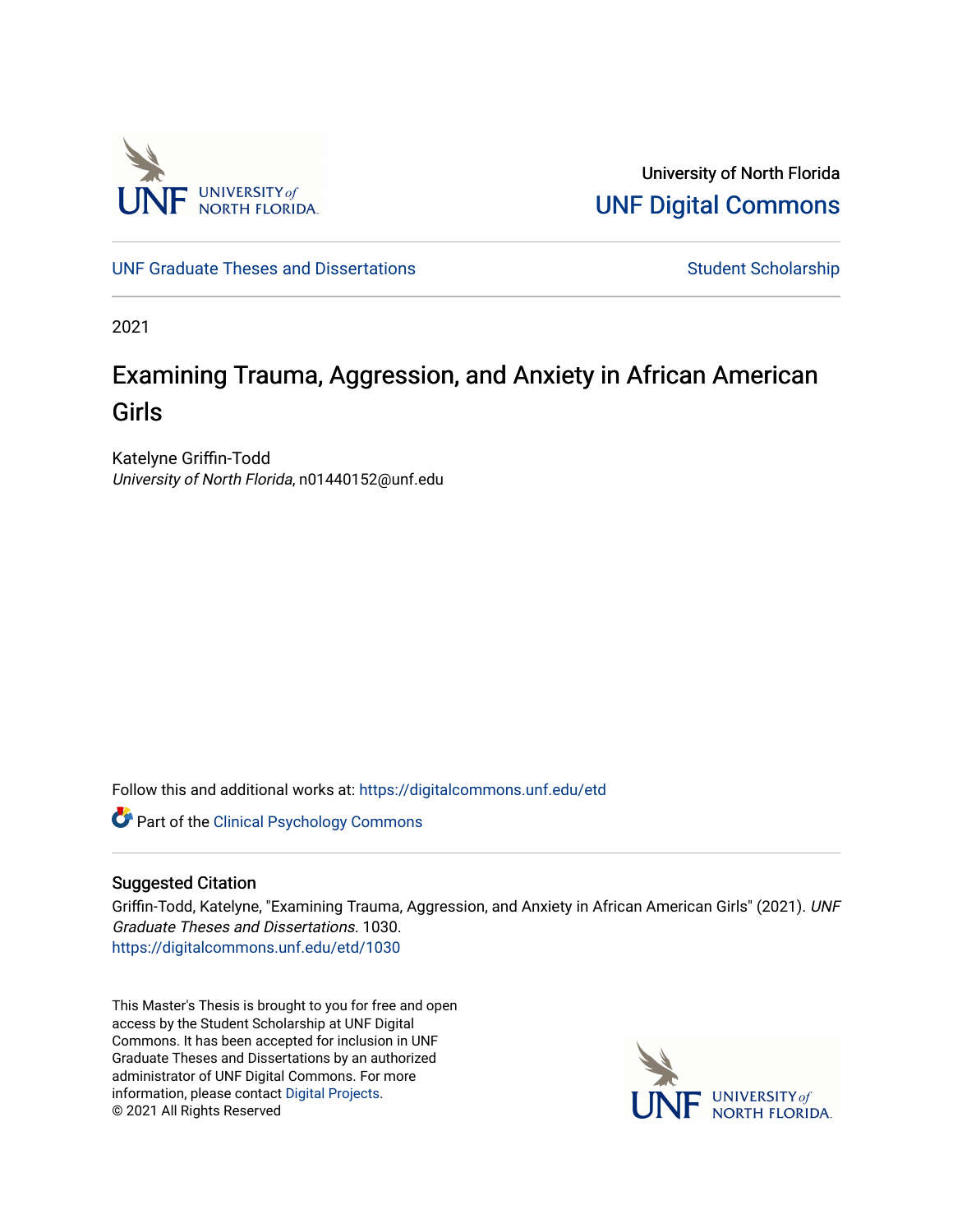University of North Florida

UNF Digital Commons

UNF Graduate Theses and Dissertations

Student Scholarship

2021

# Examining Trauma, Aggression, and Anxiety in African American Girls

Katelyne Griffin-Todd
*University of North Florida*, n01440152@unf.edu

Follow this and additional works at: https://digitalcommons.unf.edu/etd

Part of the Clinical Psychology Commons

## Suggested Citation

Griffin-Todd, Katelyne, "Examining Trauma, Aggression, and Anxiety in African American Girls" (2021). *UNF Graduate Theses and Dissertations*. 1030.
https://digitalcommons.unf.edu/etd/1030

This Master's Thesis is brought to you for free and open access by the Student Scholarship at UNF Digital Commons. It has been accepted for inclusion in UNF Graduate Theses and Dissertations by an authorized administrator of UNF Digital Commons. For more information, please contact Digital Projects.
© 2021 All Rights Reserved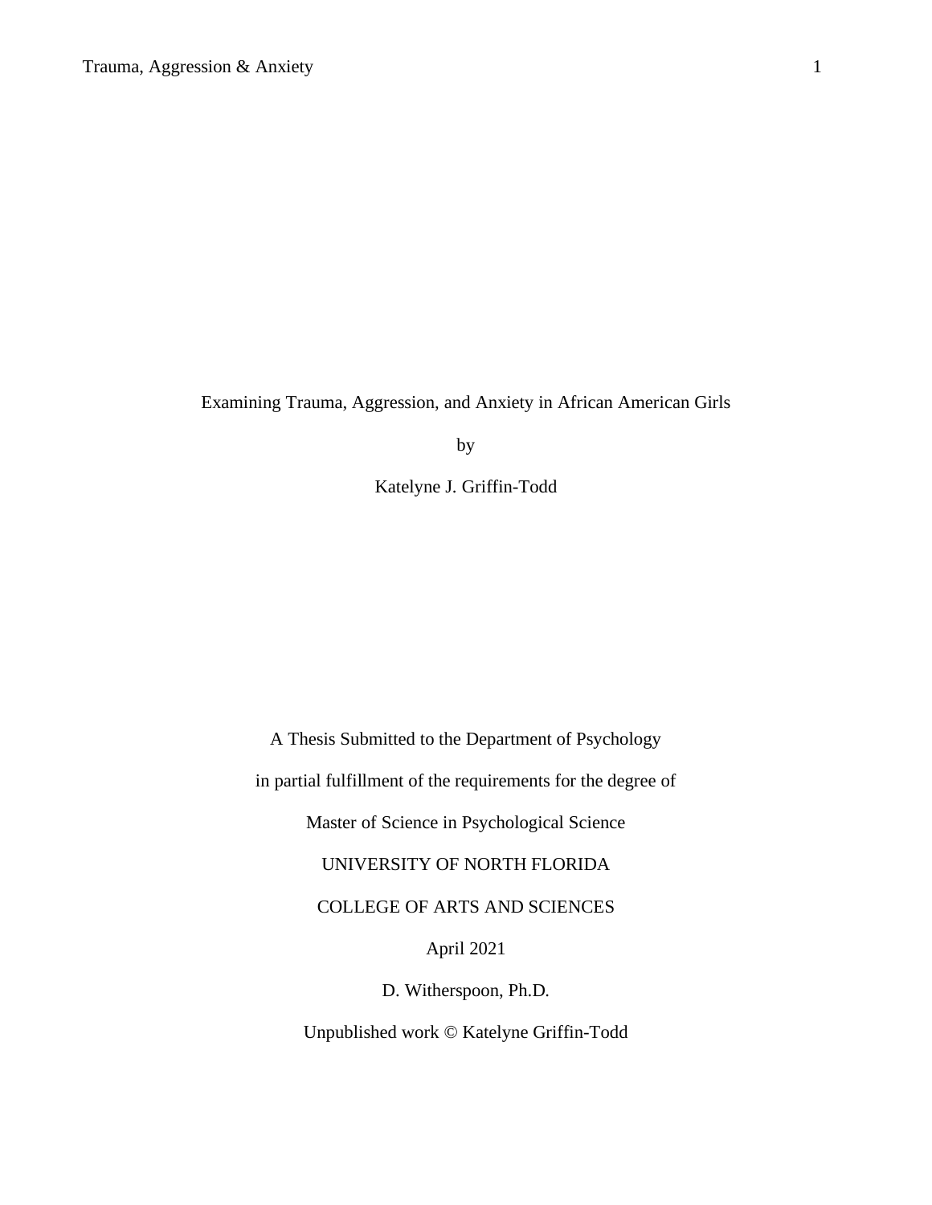Examining Trauma, Aggression, and Anxiety in African American Girls

by

Katelyne J. Griffin-Todd

A Thesis Submitted to the Department of Psychology

in partial fulfillment of the requirements for the degree of

Master of Science in Psychological Science

UNIVERSITY OF NORTH FLORIDA

COLLEGE OF ARTS AND SCIENCES

April 2021

D. Witherspoon, Ph.D.

Unpublished work © Katelyne Griffin-Todd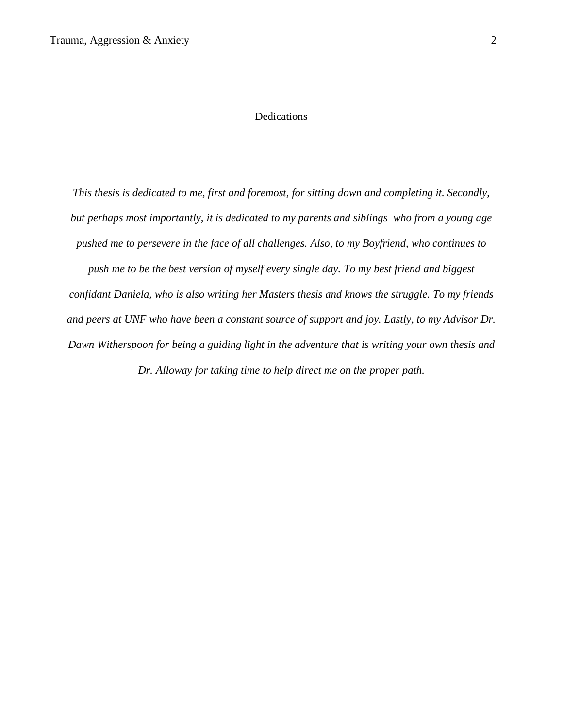# Dedications

*This thesis is dedicated to me, first and foremost, for sitting down and completing it. Secondly, but perhaps most importantly, it is dedicated to my parents and siblings who from a young age pushed me to persevere in the face of all challenges. Also, to my Boyfriend, who continues to push me to be the best version of myself every single day. To my best friend and biggest confidant Daniela, who is also writing her Masters thesis and knows the struggle. To my friends and peers at UNF who have been a constant source of support and joy. Lastly, to my Advisor Dr. Dawn Witherspoon for being a guiding light in the adventure that is writing your own thesis and Dr. Alloway for taking time to help direct me on the proper path.*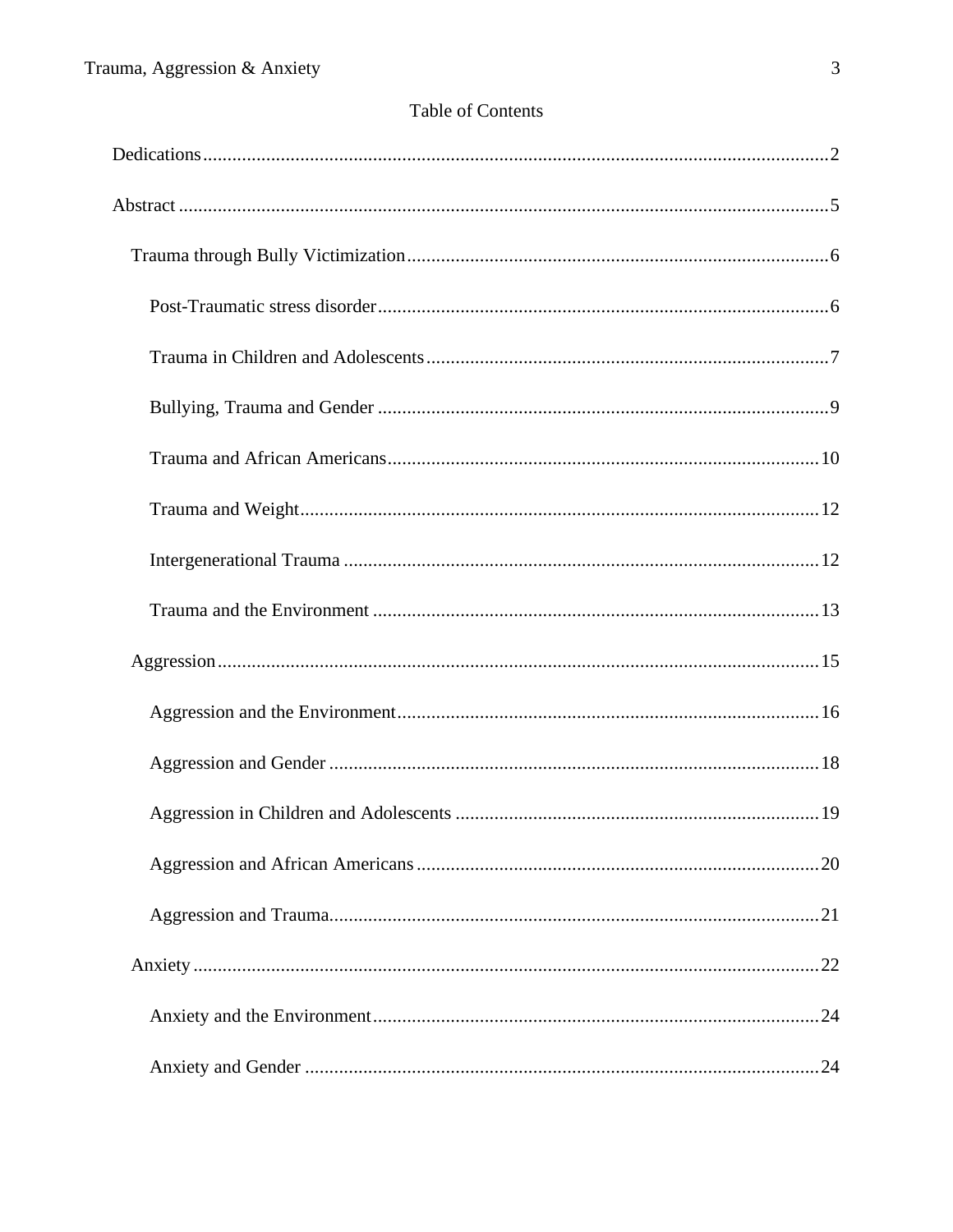# Table of Contents

Dedications ..... 2

Abstract ..... 5

- Trauma through Bully Victimization ..... 6
  - Post-Traumatic stress disorder ..... 6
  - Trauma in Children and Adolescents ..... 7
  - Bullying, Trauma and Gender ..... 9
  - Trauma and African Americans ..... 10
  - Trauma and Weight ..... 12
  - Intergenerational Trauma ..... 12
  - Trauma and the Environment ..... 13
- Aggression ..... 15
  - Aggression and the Environment ..... 16
  - Aggression and Gender ..... 18
  - Aggression in Children and Adolescents ..... 19
  - Aggression and African Americans ..... 20
  - Aggression and Trauma ..... 21
- Anxiety ..... 22
  - Anxiety and the Environment ..... 24
  - Anxiety and Gender ..... 24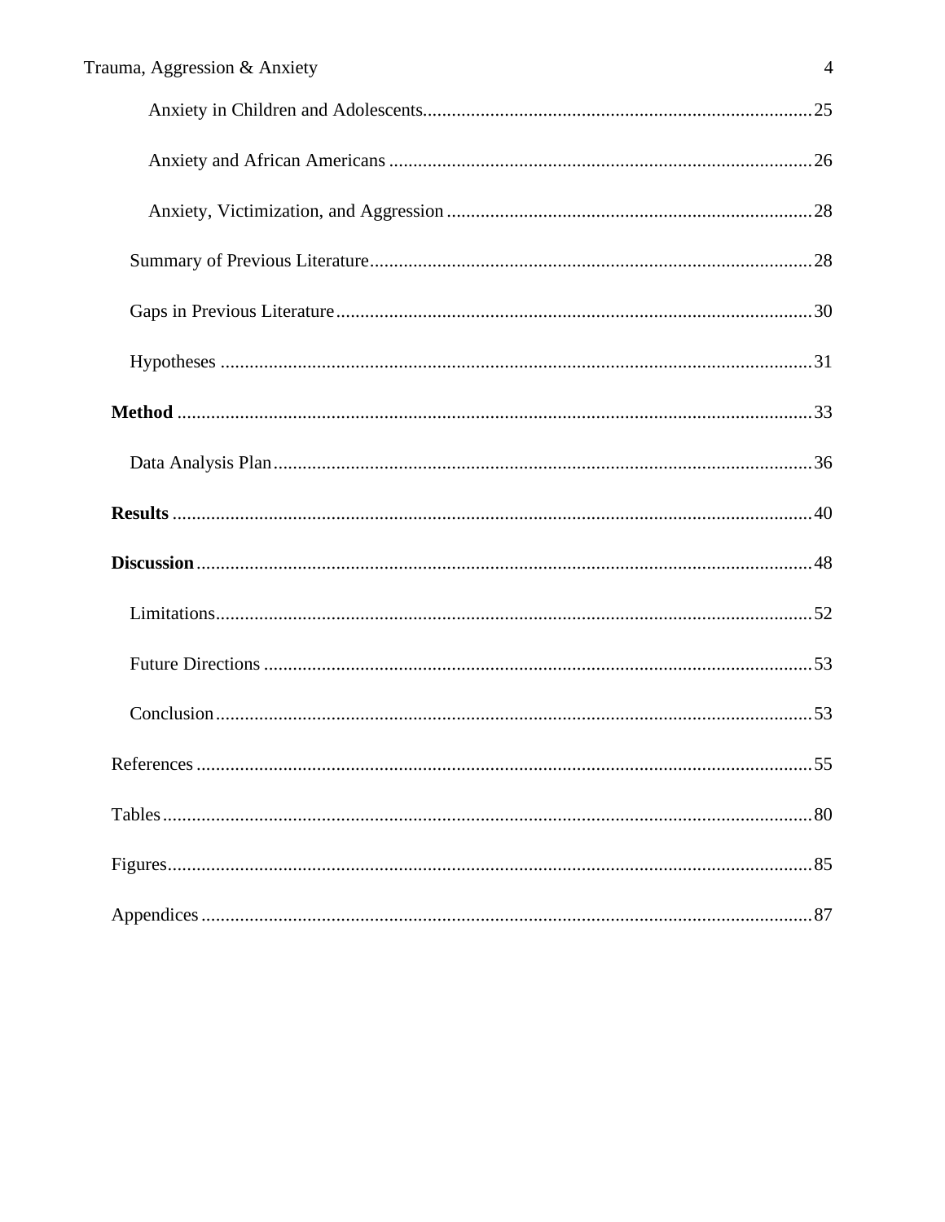Anxiety in Children and Adolescents ........................................................................ 25

Anxiety and African Americans ........................................................................ 26

Anxiety, Victimization, and Aggression ........................................................................ 28

Summary of Previous Literature ........................................................................ 28

Gaps in Previous Literature ........................................................................ 30

Hypotheses ........................................................................ 31

**Method** ........................................................................ 33

Data Analysis Plan ........................................................................ 36

**Results** ........................................................................ 40

**Discussion** ........................................................................ 48

Limitations ........................................................................ 52

Future Directions ........................................................................ 53

Conclusion ........................................................................ 53

References ........................................................................ 55

Tables ........................................................................ 80

Figures ........................................................................ 85

Appendices ........................................................................ 87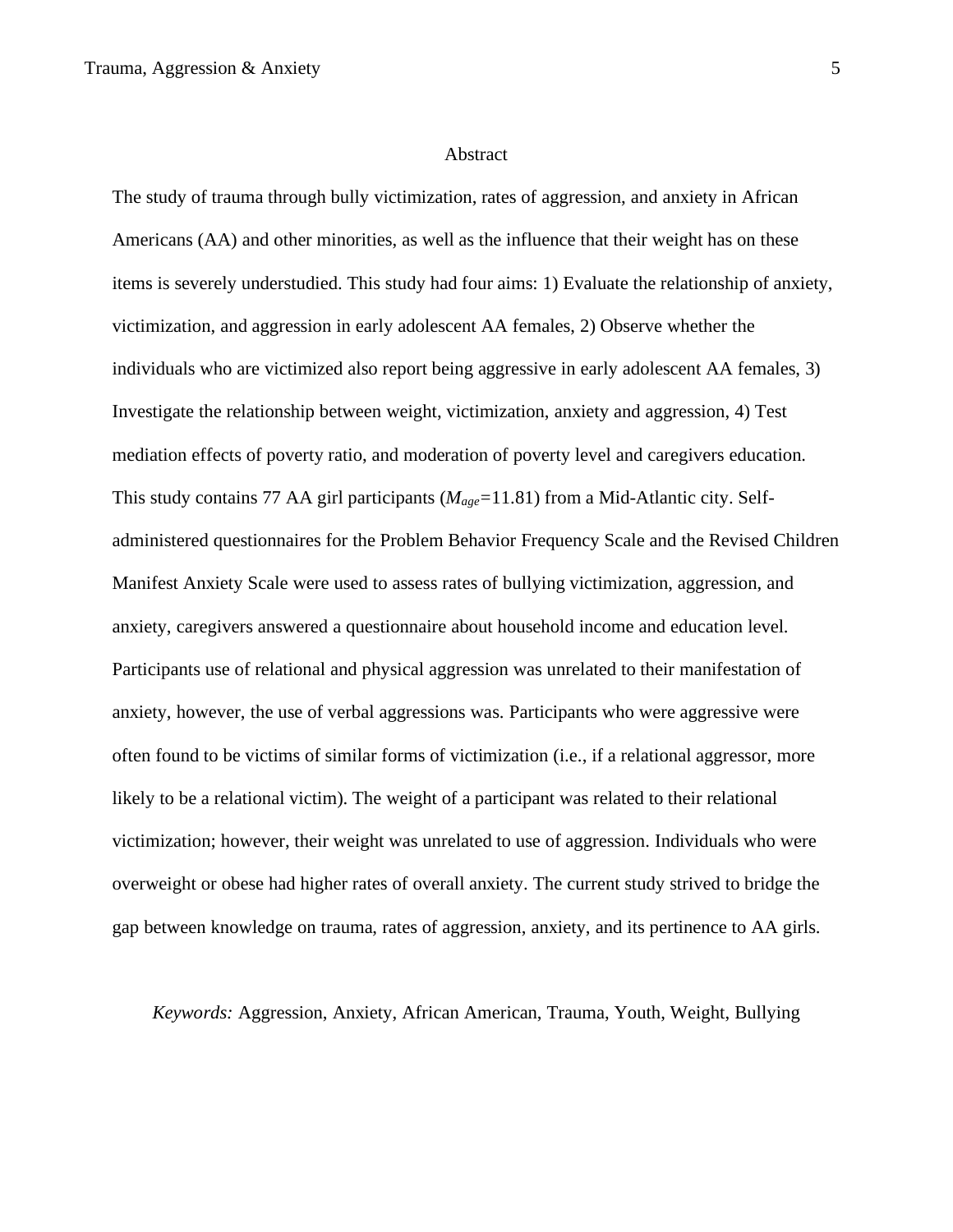# Abstract

The study of trauma through bully victimization, rates of aggression, and anxiety in African Americans (AA) and other minorities, as well as the influence that their weight has on these items is severely understudied. This study had four aims: 1) Evaluate the relationship of anxiety, victimization, and aggression in early adolescent AA females, 2) Observe whether the individuals who are victimized also report being aggressive in early adolescent AA females, 3) Investigate the relationship between weight, victimization, anxiety and aggression, 4) Test mediation effects of poverty ratio, and moderation of poverty level and caregivers education. This study contains 77 AA girl participants ($M_{age}$=11.81) from a Mid-Atlantic city. Self-administered questionnaires for the Problem Behavior Frequency Scale and the Revised Children Manifest Anxiety Scale were used to assess rates of bullying victimization, aggression, and anxiety, caregivers answered a questionnaire about household income and education level. Participants use of relational and physical aggression was unrelated to their manifestation of anxiety, however, the use of verbal aggressions was. Participants who were aggressive were often found to be victims of similar forms of victimization (i.e., if a relational aggressor, more likely to be a relational victim). The weight of a participant was related to their relational victimization; however, their weight was unrelated to use of aggression. Individuals who were overweight or obese had higher rates of overall anxiety. The current study strived to bridge the gap between knowledge on trauma, rates of aggression, anxiety, and its pertinence to AA girls.

*Keywords:* Aggression, Anxiety, African American, Trauma, Youth, Weight, Bullying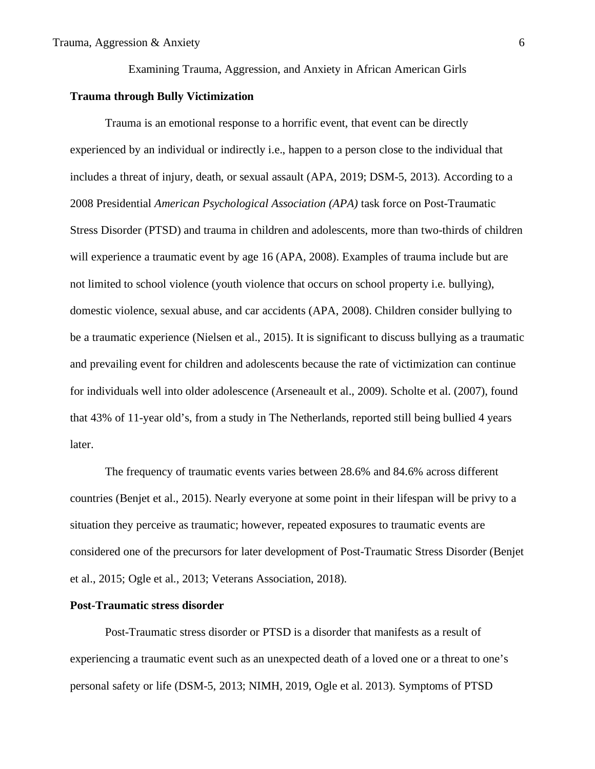Examining Trauma, Aggression, and Anxiety in African American Girls

### Trauma through Bully Victimization

Trauma is an emotional response to a horrific event, that event can be directly experienced by an individual or indirectly i.e., happen to a person close to the individual that includes a threat of injury, death, or sexual assault (APA, 2019; DSM-5, 2013). According to a 2008 Presidential *American Psychological Association (APA)* task force on Post-Traumatic Stress Disorder (PTSD) and trauma in children and adolescents, more than two-thirds of children will experience a traumatic event by age 16 (APA, 2008). Examples of trauma include but are not limited to school violence (youth violence that occurs on school property i.e. bullying), domestic violence, sexual abuse, and car accidents (APA, 2008). Children consider bullying to be a traumatic experience (Nielsen et al., 2015). It is significant to discuss bullying as a traumatic and prevailing event for children and adolescents because the rate of victimization can continue for individuals well into older adolescence (Arseneault et al., 2009). Scholte et al. (2007), found that 43% of 11-year old's, from a study in The Netherlands, reported still being bullied 4 years later.

The frequency of traumatic events varies between 28.6% and 84.6% across different countries (Benjet et al., 2015). Nearly everyone at some point in their lifespan will be privy to a situation they perceive as traumatic; however, repeated exposures to traumatic events are considered one of the precursors for later development of Post-Traumatic Stress Disorder (Benjet et al., 2015; Ogle et al., 2013; Veterans Association, 2018).

### Post-Traumatic stress disorder

Post-Traumatic stress disorder or PTSD is a disorder that manifests as a result of experiencing a traumatic event such as an unexpected death of a loved one or a threat to one's personal safety or life (DSM-5, 2013; NIMH, 2019, Ogle et al. 2013). Symptoms of PTSD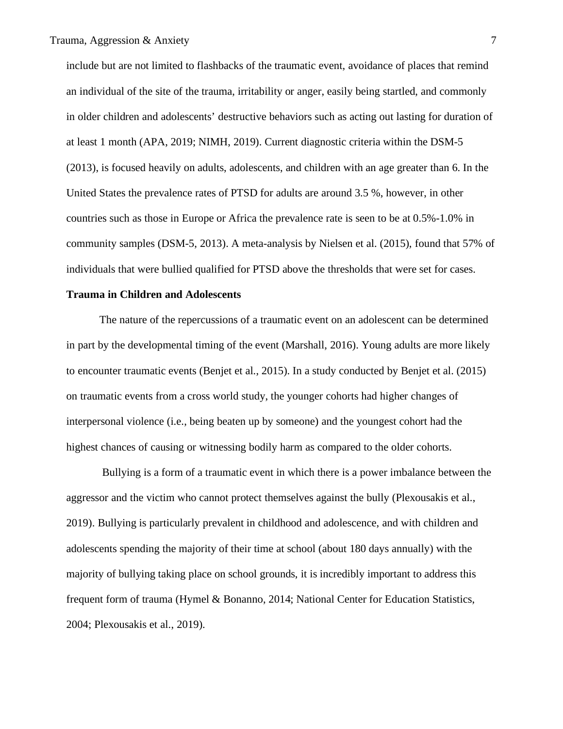include but are not limited to flashbacks of the traumatic event, avoidance of places that remind an individual of the site of the trauma, irritability or anger, easily being startled, and commonly in older children and adolescents' destructive behaviors such as acting out lasting for duration of at least 1 month (APA, 2019; NIMH, 2019). Current diagnostic criteria within the DSM-5 (2013), is focused heavily on adults, adolescents, and children with an age greater than 6. In the United States the prevalence rates of PTSD for adults are around 3.5 %, however, in other countries such as those in Europe or Africa the prevalence rate is seen to be at 0.5%-1.0% in community samples (DSM-5, 2013). A meta-analysis by Nielsen et al. (2015), found that 57% of individuals that were bullied qualified for PTSD above the thresholds that were set for cases.

**Trauma in Children and Adolescents**

The nature of the repercussions of a traumatic event on an adolescent can be determined in part by the developmental timing of the event (Marshall, 2016). Young adults are more likely to encounter traumatic events (Benjet et al., 2015). In a study conducted by Benjet et al. (2015) on traumatic events from a cross world study, the younger cohorts had higher changes of interpersonal violence (i.e., being beaten up by someone) and the youngest cohort had the highest chances of causing or witnessing bodily harm as compared to the older cohorts.

Bullying is a form of a traumatic event in which there is a power imbalance between the aggressor and the victim who cannot protect themselves against the bully (Plexousakis et al., 2019). Bullying is particularly prevalent in childhood and adolescence, and with children and adolescents spending the majority of their time at school (about 180 days annually) with the majority of bullying taking place on school grounds, it is incredibly important to address this frequent form of trauma (Hymel & Bonanno, 2014; National Center for Education Statistics, 2004; Plexousakis et al., 2019).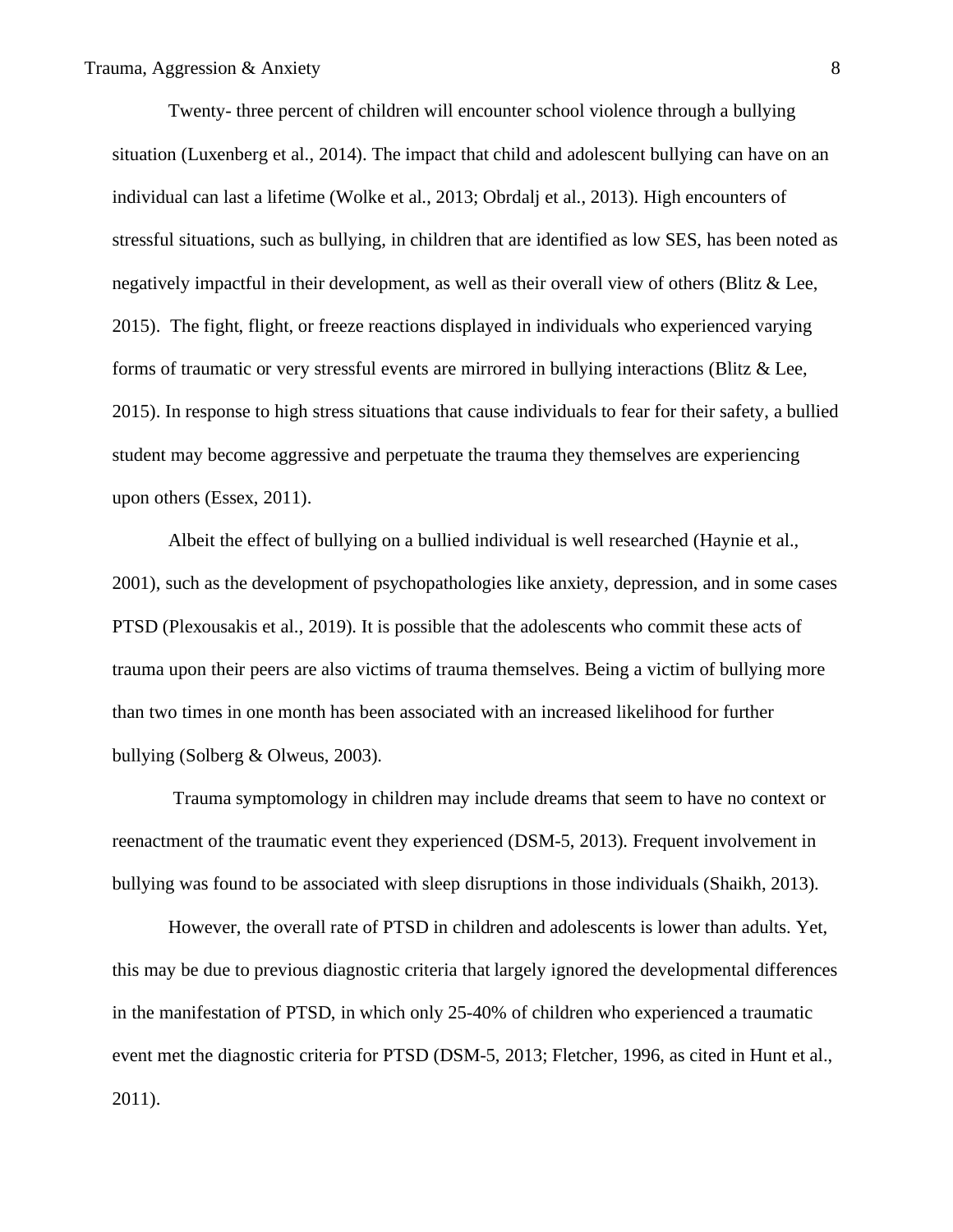Twenty- three percent of children will encounter school violence through a bullying situation (Luxenberg et al., 2014). The impact that child and adolescent bullying can have on an individual can last a lifetime (Wolke et al., 2013; Obrdalj et al., 2013). High encounters of stressful situations, such as bullying, in children that are identified as low SES, has been noted as negatively impactful in their development, as well as their overall view of others (Blitz & Lee, 2015). The fight, flight, or freeze reactions displayed in individuals who experienced varying forms of traumatic or very stressful events are mirrored in bullying interactions (Blitz & Lee, 2015). In response to high stress situations that cause individuals to fear for their safety, a bullied student may become aggressive and perpetuate the trauma they themselves are experiencing upon others (Essex, 2011).

Albeit the effect of bullying on a bullied individual is well researched (Haynie et al., 2001), such as the development of psychopathologies like anxiety, depression, and in some cases PTSD (Plexousakis et al., 2019). It is possible that the adolescents who commit these acts of trauma upon their peers are also victims of trauma themselves. Being a victim of bullying more than two times in one month has been associated with an increased likelihood for further bullying (Solberg & Olweus, 2003).

Trauma symptomology in children may include dreams that seem to have no context or reenactment of the traumatic event they experienced (DSM-5, 2013). Frequent involvement in bullying was found to be associated with sleep disruptions in those individuals (Shaikh, 2013).

However, the overall rate of PTSD in children and adolescents is lower than adults. Yet, this may be due to previous diagnostic criteria that largely ignored the developmental differences in the manifestation of PTSD, in which only 25-40% of children who experienced a traumatic event met the diagnostic criteria for PTSD (DSM-5, 2013; Fletcher, 1996, as cited in Hunt et al., 2011).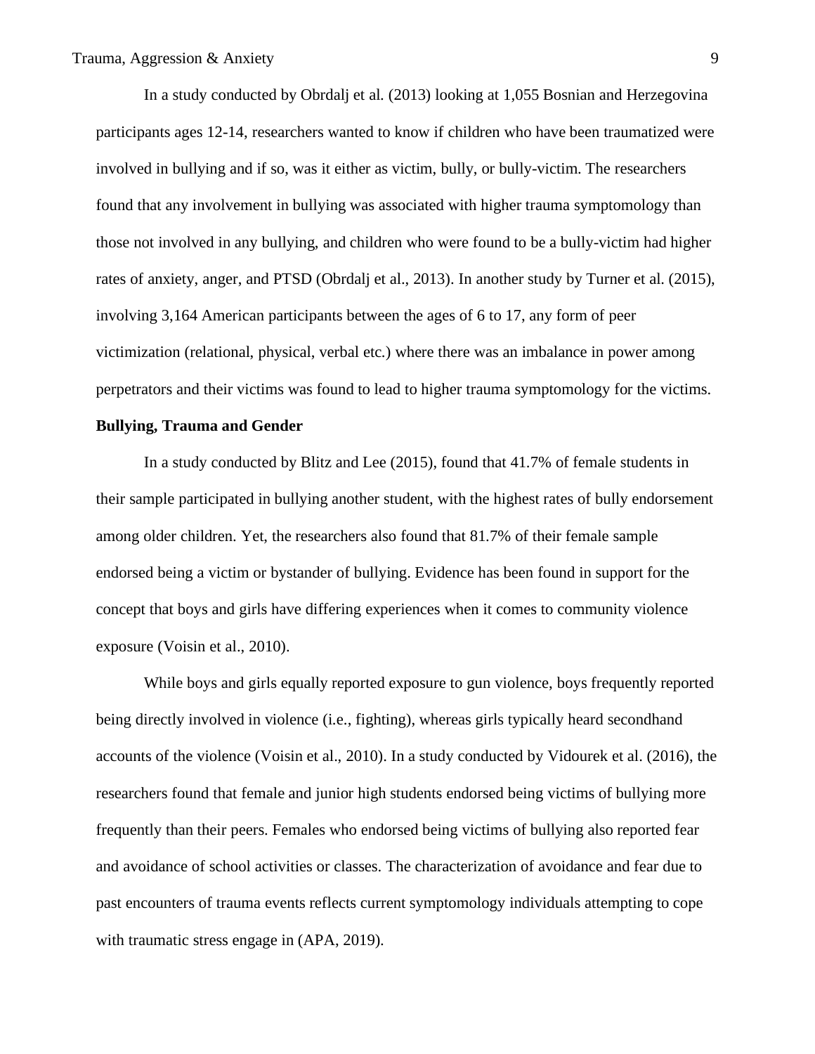In a study conducted by Obrdalj et al. (2013) looking at 1,055 Bosnian and Herzegovina participants ages 12-14, researchers wanted to know if children who have been traumatized were involved in bullying and if so, was it either as victim, bully, or bully-victim. The researchers found that any involvement in bullying was associated with higher trauma symptomology than those not involved in any bullying, and children who were found to be a bully-victim had higher rates of anxiety, anger, and PTSD (Obrdalj et al., 2013). In another study by Turner et al. (2015), involving 3,164 American participants between the ages of 6 to 17, any form of peer victimization (relational, physical, verbal etc.) where there was an imbalance in power among perpetrators and their victims was found to lead to higher trauma symptomology for the victims.

**Bullying, Trauma and Gender**

In a study conducted by Blitz and Lee (2015), found that 41.7% of female students in their sample participated in bullying another student, with the highest rates of bully endorsement among older children. Yet, the researchers also found that 81.7% of their female sample endorsed being a victim or bystander of bullying. Evidence has been found in support for the concept that boys and girls have differing experiences when it comes to community violence exposure (Voisin et al., 2010).

While boys and girls equally reported exposure to gun violence, boys frequently reported being directly involved in violence (i.e., fighting), whereas girls typically heard secondhand accounts of the violence (Voisin et al., 2010). In a study conducted by Vidourek et al. (2016), the researchers found that female and junior high students endorsed being victims of bullying more frequently than their peers. Females who endorsed being victims of bullying also reported fear and avoidance of school activities or classes. The characterization of avoidance and fear due to past encounters of trauma events reflects current symptomology individuals attempting to cope with traumatic stress engage in (APA, 2019).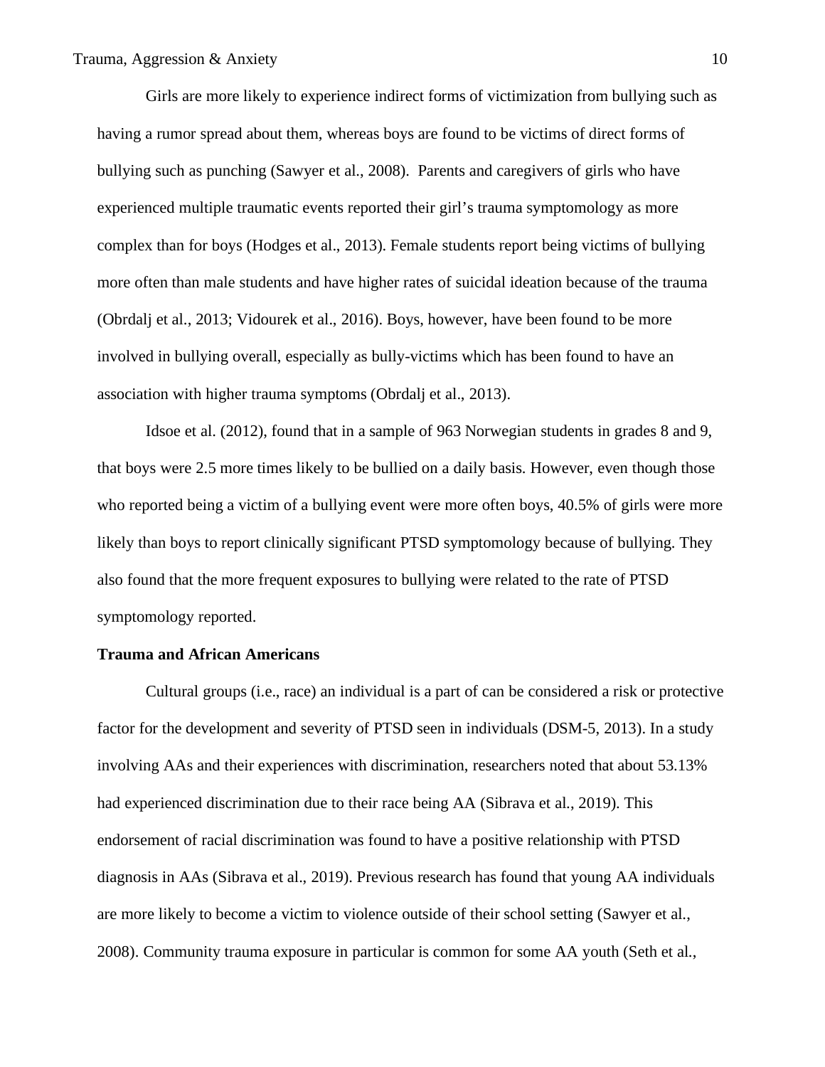Girls are more likely to experience indirect forms of victimization from bullying such as having a rumor spread about them, whereas boys are found to be victims of direct forms of bullying such as punching (Sawyer et al., 2008). Parents and caregivers of girls who have experienced multiple traumatic events reported their girl's trauma symptomology as more complex than for boys (Hodges et al., 2013). Female students report being victims of bullying more often than male students and have higher rates of suicidal ideation because of the trauma (Obrdalj et al., 2013; Vidourek et al., 2016). Boys, however, have been found to be more involved in bullying overall, especially as bully-victims which has been found to have an association with higher trauma symptoms (Obrdalj et al., 2013).

Idsoe et al. (2012), found that in a sample of 963 Norwegian students in grades 8 and 9, that boys were 2.5 more times likely to be bullied on a daily basis. However, even though those who reported being a victim of a bullying event were more often boys, 40.5% of girls were more likely than boys to report clinically significant PTSD symptomology because of bullying. They also found that the more frequent exposures to bullying were related to the rate of PTSD symptomology reported.

**Trauma and African Americans**

Cultural groups (i.e., race) an individual is a part of can be considered a risk or protective factor for the development and severity of PTSD seen in individuals (DSM-5, 2013). In a study involving AAs and their experiences with discrimination, researchers noted that about 53.13% had experienced discrimination due to their race being AA (Sibrava et al., 2019). This endorsement of racial discrimination was found to have a positive relationship with PTSD diagnosis in AAs (Sibrava et al., 2019). Previous research has found that young AA individuals are more likely to become a victim to violence outside of their school setting (Sawyer et al., 2008). Community trauma exposure in particular is common for some AA youth (Seth et al.,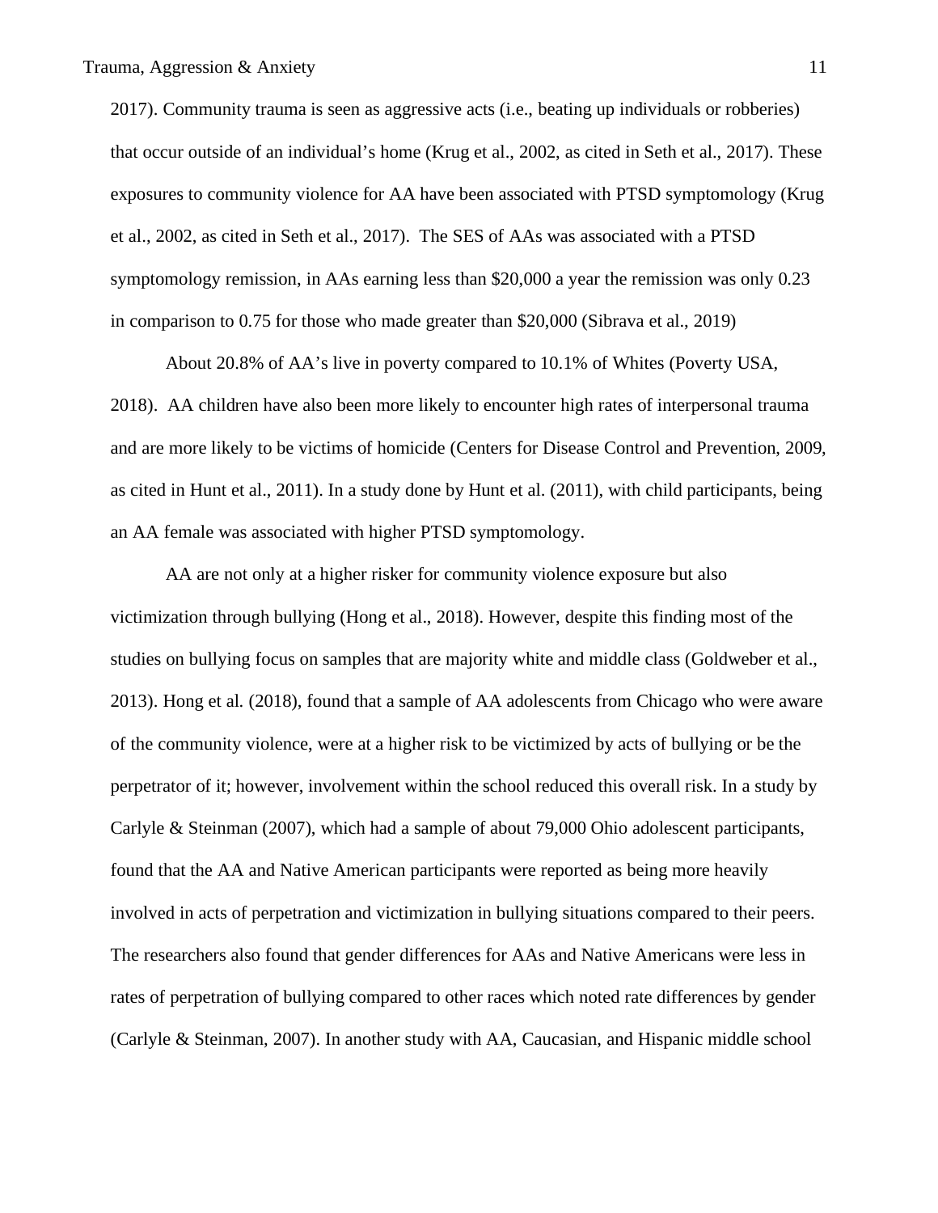2017). Community trauma is seen as aggressive acts (i.e., beating up individuals or robberies) that occur outside of an individual's home (Krug et al., 2002, as cited in Seth et al., 2017). These exposures to community violence for AA have been associated with PTSD symptomology (Krug et al., 2002, as cited in Seth et al., 2017). The SES of AAs was associated with a PTSD symptomology remission, in AAs earning less than $20,000 a year the remission was only 0.23 in comparison to 0.75 for those who made greater than $20,000 (Sibrava et al., 2019)

About 20.8% of AA's live in poverty compared to 10.1% of Whites (Poverty USA, 2018). AA children have also been more likely to encounter high rates of interpersonal trauma and are more likely to be victims of homicide (Centers for Disease Control and Prevention, 2009, as cited in Hunt et al., 2011). In a study done by Hunt et al. (2011), with child participants, being an AA female was associated with higher PTSD symptomology.

AA are not only at a higher risker for community violence exposure but also victimization through bullying (Hong et al., 2018). However, despite this finding most of the studies on bullying focus on samples that are majority white and middle class (Goldweber et al., 2013). Hong et al. (2018), found that a sample of AA adolescents from Chicago who were aware of the community violence, were at a higher risk to be victimized by acts of bullying or be the perpetrator of it; however, involvement within the school reduced this overall risk. In a study by Carlyle & Steinman (2007), which had a sample of about 79,000 Ohio adolescent participants, found that the AA and Native American participants were reported as being more heavily involved in acts of perpetration and victimization in bullying situations compared to their peers. The researchers also found that gender differences for AAs and Native Americans were less in rates of perpetration of bullying compared to other races which noted rate differences by gender (Carlyle & Steinman, 2007). In another study with AA, Caucasian, and Hispanic middle school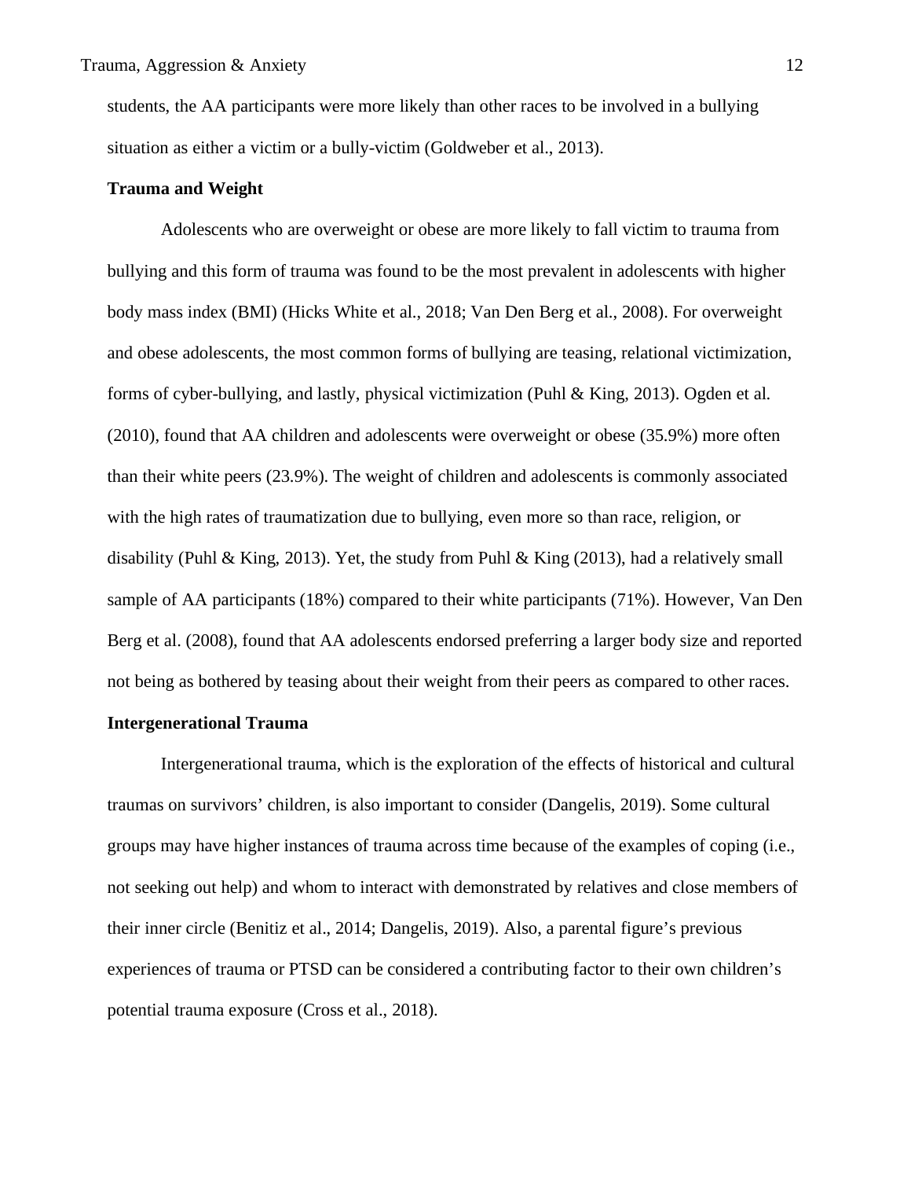students, the AA participants were more likely than other races to be involved in a bullying situation as either a victim or a bully-victim (Goldweber et al., 2013).

**Trauma and Weight**

Adolescents who are overweight or obese are more likely to fall victim to trauma from bullying and this form of trauma was found to be the most prevalent in adolescents with higher body mass index (BMI) (Hicks White et al., 2018; Van Den Berg et al., 2008). For overweight and obese adolescents, the most common forms of bullying are teasing, relational victimization, forms of cyber-bullying, and lastly, physical victimization (Puhl & King, 2013). Ogden et al. (2010), found that AA children and adolescents were overweight or obese (35.9%) more often than their white peers (23.9%). The weight of children and adolescents is commonly associated with the high rates of traumatization due to bullying, even more so than race, religion, or disability (Puhl & King, 2013). Yet, the study from Puhl & King (2013), had a relatively small sample of AA participants (18%) compared to their white participants (71%). However, Van Den Berg et al. (2008), found that AA adolescents endorsed preferring a larger body size and reported not being as bothered by teasing about their weight from their peers as compared to other races.

**Intergenerational Trauma**

Intergenerational trauma, which is the exploration of the effects of historical and cultural traumas on survivors' children, is also important to consider (Dangelis, 2019). Some cultural groups may have higher instances of trauma across time because of the examples of coping (i.e., not seeking out help) and whom to interact with demonstrated by relatives and close members of their inner circle (Benitiz et al., 2014; Dangelis, 2019). Also, a parental figure's previous experiences of trauma or PTSD can be considered a contributing factor to their own children's potential trauma exposure (Cross et al., 2018).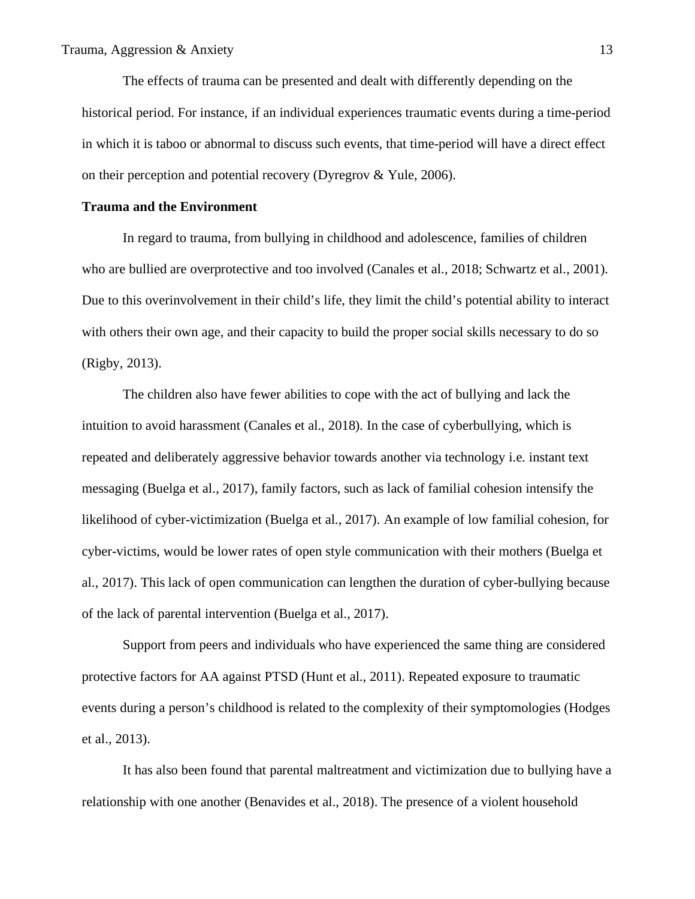The effects of trauma can be presented and dealt with differently depending on the historical period. For instance, if an individual experiences traumatic events during a time-period in which it is taboo or abnormal to discuss such events, that time-period will have a direct effect on their perception and potential recovery (Dyregrov & Yule, 2006).

**Trauma and the Environment**

In regard to trauma, from bullying in childhood and adolescence, families of children who are bullied are overprotective and too involved (Canales et al., 2018; Schwartz et al., 2001). Due to this overinvolvement in their child's life, they limit the child's potential ability to interact with others their own age, and their capacity to build the proper social skills necessary to do so (Rigby, 2013).

The children also have fewer abilities to cope with the act of bullying and lack the intuition to avoid harassment (Canales et al., 2018). In the case of cyberbullying, which is repeated and deliberately aggressive behavior towards another via technology i.e. instant text messaging (Buelga et al., 2017), family factors, such as lack of familial cohesion intensify the likelihood of cyber-victimization (Buelga et al., 2017). An example of low familial cohesion, for cyber-victims, would be lower rates of open style communication with their mothers (Buelga et al., 2017). This lack of open communication can lengthen the duration of cyber-bullying because of the lack of parental intervention (Buelga et al., 2017).

Support from peers and individuals who have experienced the same thing are considered protective factors for AA against PTSD (Hunt et al., 2011). Repeated exposure to traumatic events during a person's childhood is related to the complexity of their symptomologies (Hodges et al., 2013).

It has also been found that parental maltreatment and victimization due to bullying have a relationship with one another (Benavides et al., 2018). The presence of a violent household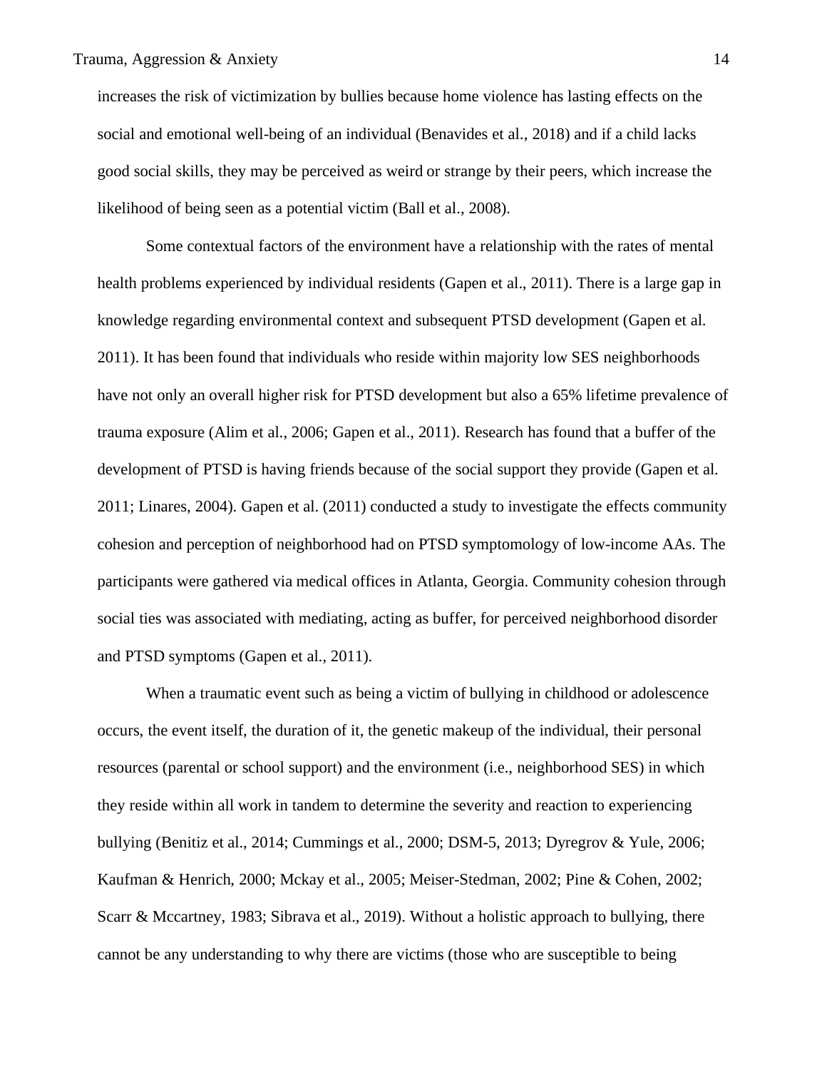increases the risk of victimization by bullies because home violence has lasting effects on the social and emotional well-being of an individual (Benavides et al., 2018) and if a child lacks good social skills, they may be perceived as weird or strange by their peers, which increase the likelihood of being seen as a potential victim (Ball et al., 2008).

Some contextual factors of the environment have a relationship with the rates of mental health problems experienced by individual residents (Gapen et al., 2011). There is a large gap in knowledge regarding environmental context and subsequent PTSD development (Gapen et al. 2011). It has been found that individuals who reside within majority low SES neighborhoods have not only an overall higher risk for PTSD development but also a 65% lifetime prevalence of trauma exposure (Alim et al., 2006; Gapen et al., 2011). Research has found that a buffer of the development of PTSD is having friends because of the social support they provide (Gapen et al. 2011; Linares, 2004). Gapen et al. (2011) conducted a study to investigate the effects community cohesion and perception of neighborhood had on PTSD symptomology of low-income AAs. The participants were gathered via medical offices in Atlanta, Georgia. Community cohesion through social ties was associated with mediating, acting as buffer, for perceived neighborhood disorder and PTSD symptoms (Gapen et al., 2011).

When a traumatic event such as being a victim of bullying in childhood or adolescence occurs, the event itself, the duration of it, the genetic makeup of the individual, their personal resources (parental or school support) and the environment (i.e., neighborhood SES) in which they reside within all work in tandem to determine the severity and reaction to experiencing bullying (Benitiz et al., 2014; Cummings et al., 2000; DSM-5, 2013; Dyregrov & Yule, 2006; Kaufman & Henrich, 2000; Mckay et al., 2005; Meiser-Stedman, 2002; Pine & Cohen, 2002; Scarr & Mccartney, 1983; Sibrava et al., 2019). Without a holistic approach to bullying, there cannot be any understanding to why there are victims (those who are susceptible to being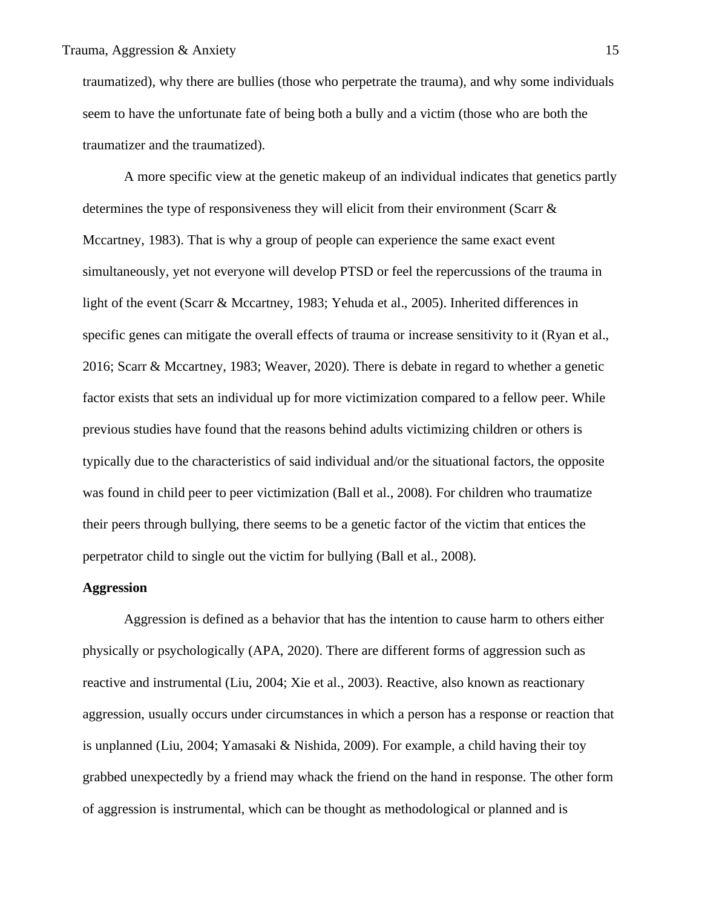traumatized), why there are bullies (those who perpetrate the trauma), and why some individuals seem to have the unfortunate fate of being both a bully and a victim (those who are both the traumatizer and the traumatized).

A more specific view at the genetic makeup of an individual indicates that genetics partly determines the type of responsiveness they will elicit from their environment (Scarr & Mccartney, 1983). That is why a group of people can experience the same exact event simultaneously, yet not everyone will develop PTSD or feel the repercussions of the trauma in light of the event (Scarr & Mccartney, 1983; Yehuda et al., 2005). Inherited differences in specific genes can mitigate the overall effects of trauma or increase sensitivity to it (Ryan et al., 2016; Scarr & Mccartney, 1983; Weaver, 2020). There is debate in regard to whether a genetic factor exists that sets an individual up for more victimization compared to a fellow peer. While previous studies have found that the reasons behind adults victimizing children or others is typically due to the characteristics of said individual and/or the situational factors, the opposite was found in child peer to peer victimization (Ball et al., 2008). For children who traumatize their peers through bullying, there seems to be a genetic factor of the victim that entices the perpetrator child to single out the victim for bullying (Ball et al., 2008).

**Aggression**

Aggression is defined as a behavior that has the intention to cause harm to others either physically or psychologically (APA, 2020). There are different forms of aggression such as reactive and instrumental (Liu, 2004; Xie et al., 2003). Reactive, also known as reactionary aggression, usually occurs under circumstances in which a person has a response or reaction that is unplanned (Liu, 2004; Yamasaki & Nishida, 2009). For example, a child having their toy grabbed unexpectedly by a friend may whack the friend on the hand in response. The other form of aggression is instrumental, which can be thought as methodological or planned and is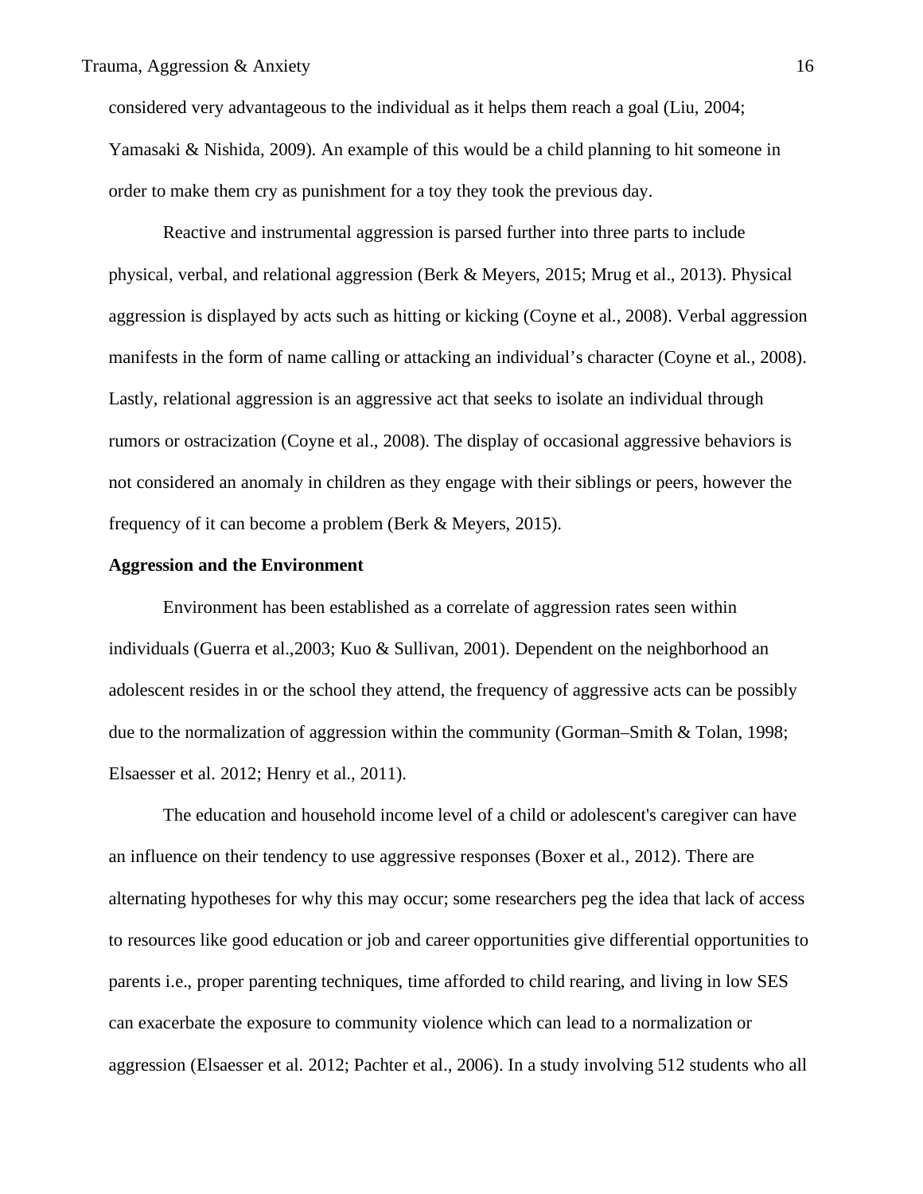considered very advantageous to the individual as it helps them reach a goal (Liu, 2004; Yamasaki & Nishida, 2009). An example of this would be a child planning to hit someone in order to make them cry as punishment for a toy they took the previous day.

Reactive and instrumental aggression is parsed further into three parts to include physical, verbal, and relational aggression (Berk & Meyers, 2015; Mrug et al., 2013). Physical aggression is displayed by acts such as hitting or kicking (Coyne et al., 2008). Verbal aggression manifests in the form of name calling or attacking an individual's character (Coyne et al., 2008). Lastly, relational aggression is an aggressive act that seeks to isolate an individual through rumors or ostracization (Coyne et al., 2008). The display of occasional aggressive behaviors is not considered an anomaly in children as they engage with their siblings or peers, however the frequency of it can become a problem (Berk & Meyers, 2015).

**Aggression and the Environment**

Environment has been established as a correlate of aggression rates seen within individuals (Guerra et al.,2003; Kuo & Sullivan, 2001). Dependent on the neighborhood an adolescent resides in or the school they attend, the frequency of aggressive acts can be possibly due to the normalization of aggression within the community (Gorman–Smith & Tolan, 1998; Elsaesser et al. 2012; Henry et al., 2011).

The education and household income level of a child or adolescent's caregiver can have an influence on their tendency to use aggressive responses (Boxer et al., 2012). There are alternating hypotheses for why this may occur; some researchers peg the idea that lack of access to resources like good education or job and career opportunities give differential opportunities to parents i.e., proper parenting techniques, time afforded to child rearing, and living in low SES can exacerbate the exposure to community violence which can lead to a normalization or aggression (Elsaesser et al. 2012; Pachter et al., 2006). In a study involving 512 students who all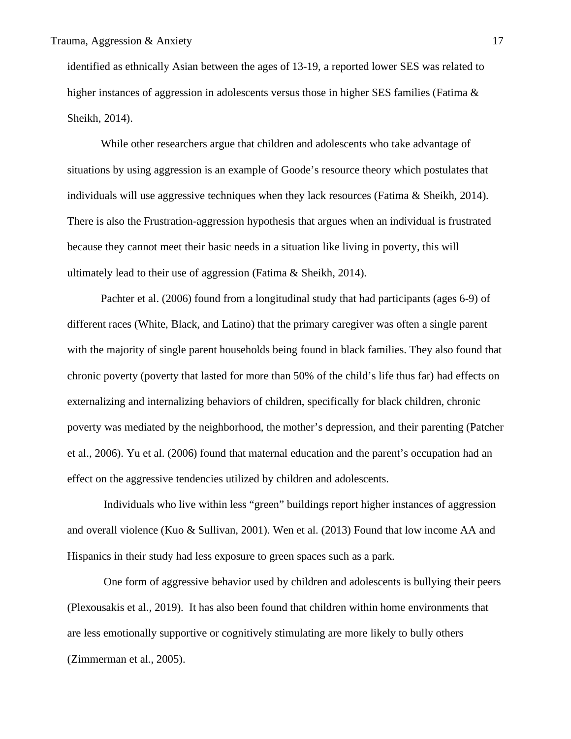identified as ethnically Asian between the ages of 13-19, a reported lower SES was related to higher instances of aggression in adolescents versus those in higher SES families (Fatima & Sheikh, 2014).

While other researchers argue that children and adolescents who take advantage of situations by using aggression is an example of Goode's resource theory which postulates that individuals will use aggressive techniques when they lack resources (Fatima & Sheikh, 2014). There is also the Frustration-aggression hypothesis that argues when an individual is frustrated because they cannot meet their basic needs in a situation like living in poverty, this will ultimately lead to their use of aggression (Fatima & Sheikh, 2014).

Pachter et al. (2006) found from a longitudinal study that had participants (ages 6-9) of different races (White, Black, and Latino) that the primary caregiver was often a single parent with the majority of single parent households being found in black families. They also found that chronic poverty (poverty that lasted for more than 50% of the child's life thus far) had effects on externalizing and internalizing behaviors of children, specifically for black children, chronic poverty was mediated by the neighborhood, the mother's depression, and their parenting (Patcher et al., 2006). Yu et al. (2006) found that maternal education and the parent's occupation had an effect on the aggressive tendencies utilized by children and adolescents.

Individuals who live within less "green" buildings report higher instances of aggression and overall violence (Kuo & Sullivan, 2001). Wen et al. (2013) Found that low income AA and Hispanics in their study had less exposure to green spaces such as a park.

One form of aggressive behavior used by children and adolescents is bullying their peers (Plexousakis et al., 2019). It has also been found that children within home environments that are less emotionally supportive or cognitively stimulating are more likely to bully others (Zimmerman et al., 2005).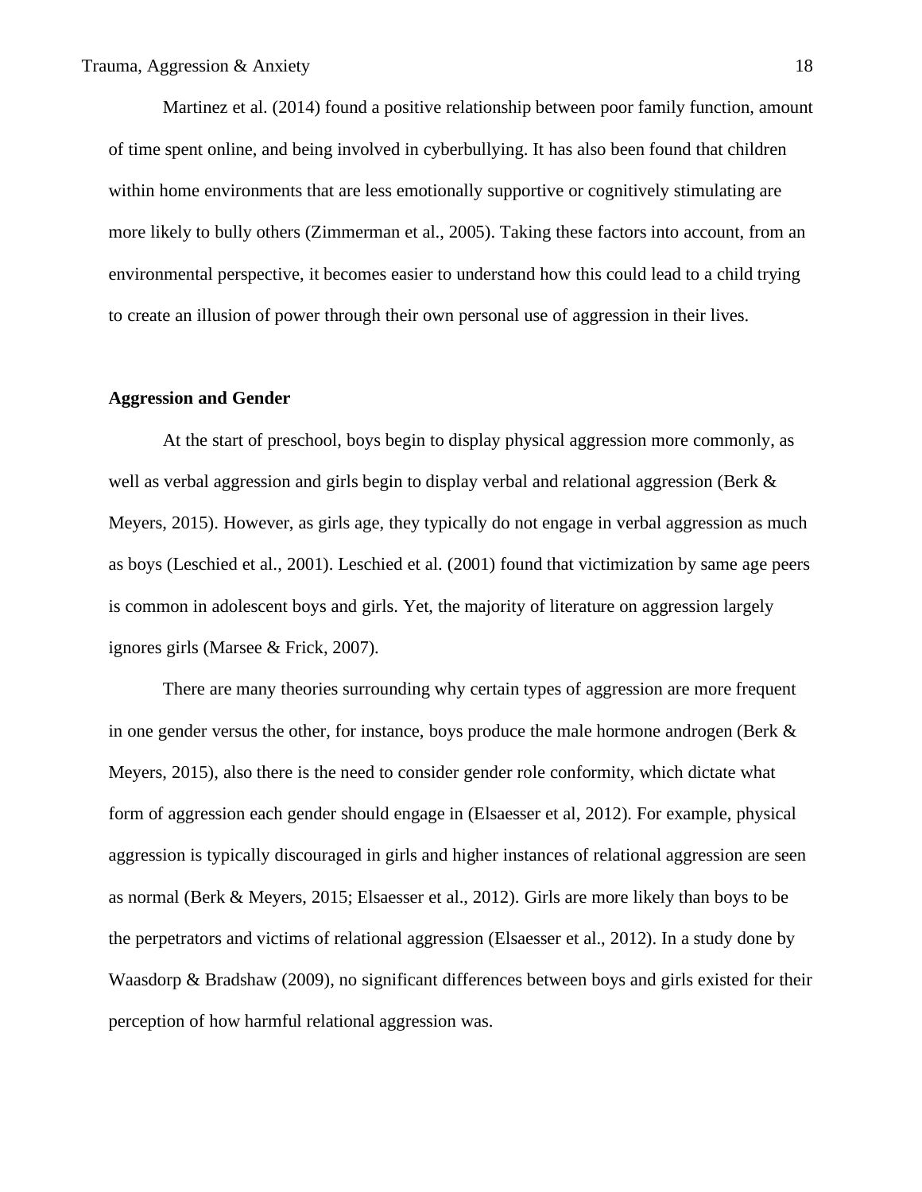Martinez et al. (2014) found a positive relationship between poor family function, amount of time spent online, and being involved in cyberbullying. It has also been found that children within home environments that are less emotionally supportive or cognitively stimulating are more likely to bully others (Zimmerman et al., 2005). Taking these factors into account, from an environmental perspective, it becomes easier to understand how this could lead to a child trying to create an illusion of power through their own personal use of aggression in their lives.

## Aggression and Gender

At the start of preschool, boys begin to display physical aggression more commonly, as well as verbal aggression and girls begin to display verbal and relational aggression (Berk & Meyers, 2015). However, as girls age, they typically do not engage in verbal aggression as much as boys (Leschied et al., 2001). Leschied et al. (2001) found that victimization by same age peers is common in adolescent boys and girls. Yet, the majority of literature on aggression largely ignores girls (Marsee & Frick, 2007).

There are many theories surrounding why certain types of aggression are more frequent in one gender versus the other, for instance, boys produce the male hormone androgen (Berk & Meyers, 2015), also there is the need to consider gender role conformity, which dictate what form of aggression each gender should engage in (Elsaesser et al, 2012). For example, physical aggression is typically discouraged in girls and higher instances of relational aggression are seen as normal (Berk & Meyers, 2015; Elsaesser et al., 2012). Girls are more likely than boys to be the perpetrators and victims of relational aggression (Elsaesser et al., 2012). In a study done by Waasdorp & Bradshaw (2009), no significant differences between boys and girls existed for their perception of how harmful relational aggression was.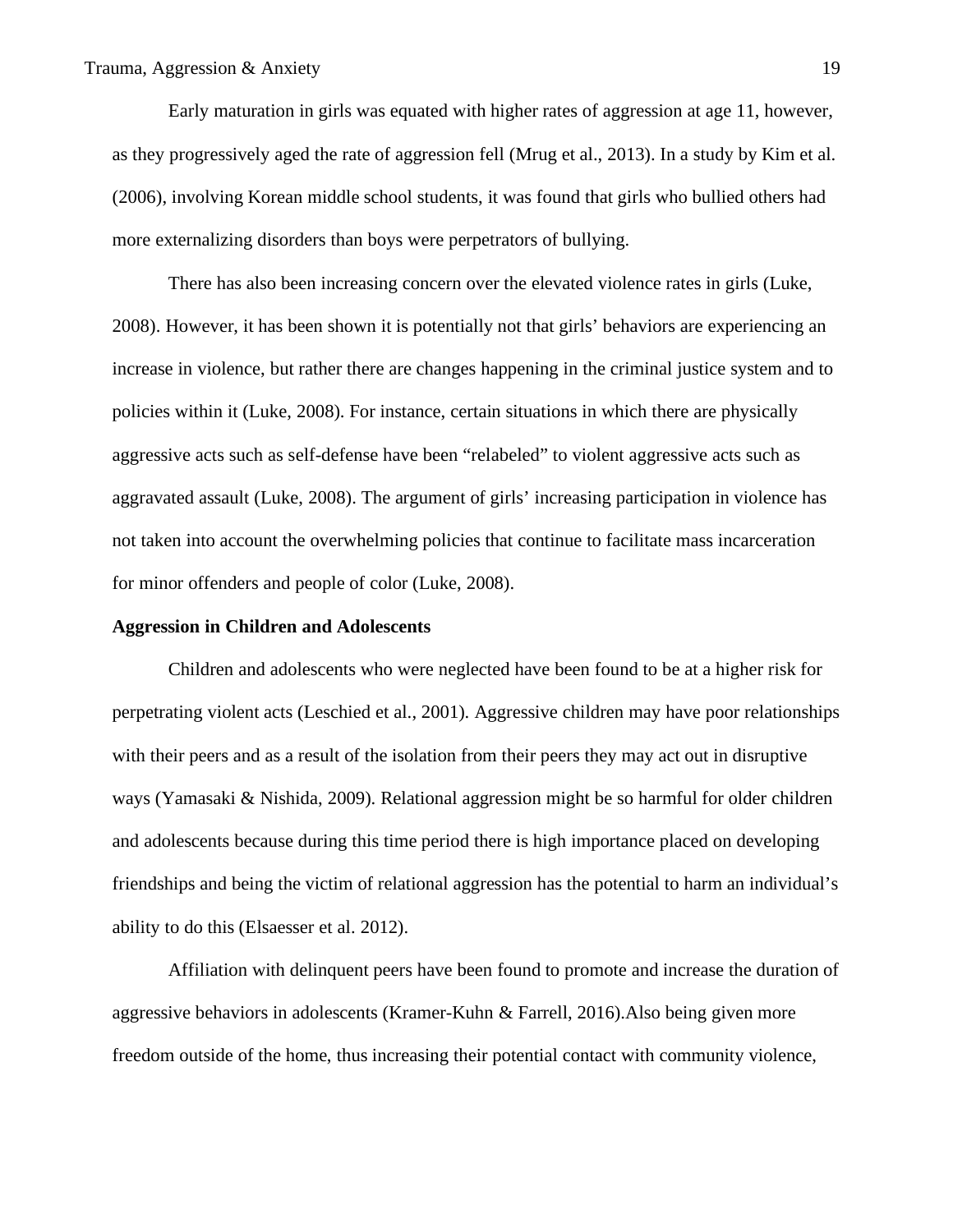Early maturation in girls was equated with higher rates of aggression at age 11, however, as they progressively aged the rate of aggression fell (Mrug et al., 2013). In a study by Kim et al. (2006), involving Korean middle school students, it was found that girls who bullied others had more externalizing disorders than boys were perpetrators of bullying.

There has also been increasing concern over the elevated violence rates in girls (Luke, 2008). However, it has been shown it is potentially not that girls' behaviors are experiencing an increase in violence, but rather there are changes happening in the criminal justice system and to policies within it (Luke, 2008). For instance, certain situations in which there are physically aggressive acts such as self-defense have been "relabeled" to violent aggressive acts such as aggravated assault (Luke, 2008). The argument of girls' increasing participation in violence has not taken into account the overwhelming policies that continue to facilitate mass incarceration for minor offenders and people of color (Luke, 2008).

**Aggression in Children and Adolescents**

Children and adolescents who were neglected have been found to be at a higher risk for perpetrating violent acts (Leschied et al., 2001). Aggressive children may have poor relationships with their peers and as a result of the isolation from their peers they may act out in disruptive ways (Yamasaki & Nishida, 2009). Relational aggression might be so harmful for older children and adolescents because during this time period there is high importance placed on developing friendships and being the victim of relational aggression has the potential to harm an individual's ability to do this (Elsaesser et al. 2012).

Affiliation with delinquent peers have been found to promote and increase the duration of aggressive behaviors in adolescents (Kramer-Kuhn & Farrell, 2016).Also being given more freedom outside of the home, thus increasing their potential contact with community violence,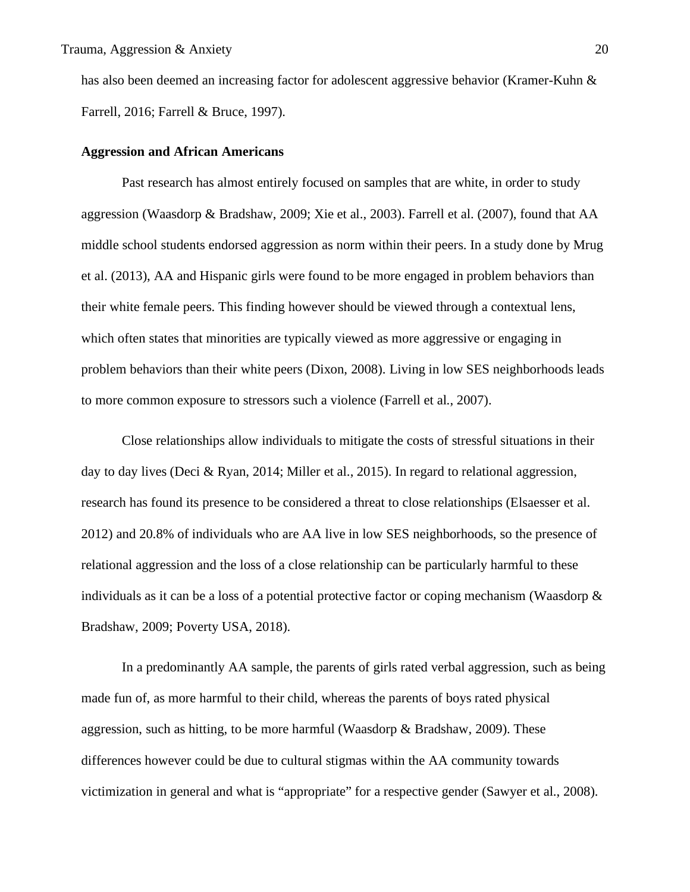has also been deemed an increasing factor for adolescent aggressive behavior (Kramer-Kuhn & Farrell, 2016; Farrell & Bruce, 1997).

**Aggression and African Americans**

Past research has almost entirely focused on samples that are white, in order to study aggression (Waasdorp & Bradshaw, 2009; Xie et al., 2003). Farrell et al. (2007), found that AA middle school students endorsed aggression as norm within their peers. In a study done by Mrug et al. (2013), AA and Hispanic girls were found to be more engaged in problem behaviors than their white female peers. This finding however should be viewed through a contextual lens, which often states that minorities are typically viewed as more aggressive or engaging in problem behaviors than their white peers (Dixon, 2008). Living in low SES neighborhoods leads to more common exposure to stressors such a violence (Farrell et al., 2007).

Close relationships allow individuals to mitigate the costs of stressful situations in their day to day lives (Deci & Ryan, 2014; Miller et al., 2015). In regard to relational aggression, research has found its presence to be considered a threat to close relationships (Elsaesser et al. 2012) and 20.8% of individuals who are AA live in low SES neighborhoods, so the presence of relational aggression and the loss of a close relationship can be particularly harmful to these individuals as it can be a loss of a potential protective factor or coping mechanism (Waasdorp & Bradshaw, 2009; Poverty USA, 2018).

In a predominantly AA sample, the parents of girls rated verbal aggression, such as being made fun of, as more harmful to their child, whereas the parents of boys rated physical aggression, such as hitting, to be more harmful (Waasdorp & Bradshaw, 2009). These differences however could be due to cultural stigmas within the AA community towards victimization in general and what is "appropriate" for a respective gender (Sawyer et al., 2008).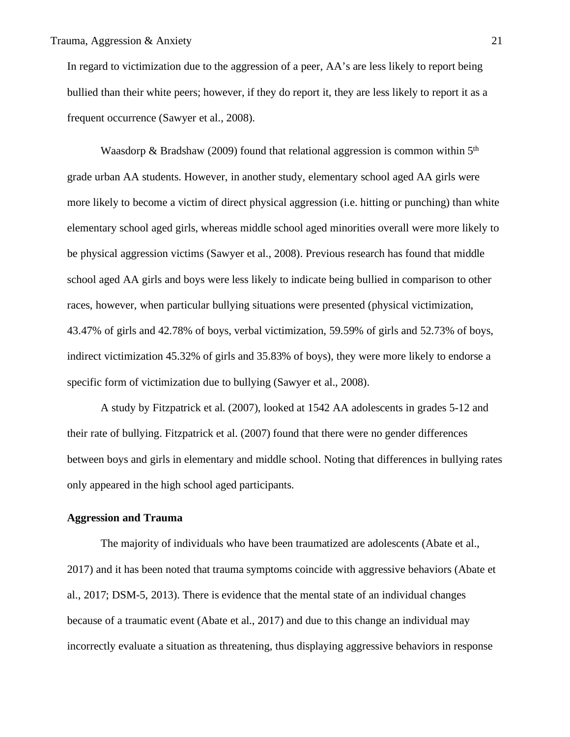In regard to victimization due to the aggression of a peer, AA's are less likely to report being bullied than their white peers; however, if they do report it, they are less likely to report it as a frequent occurrence (Sawyer et al., 2008).

Waasdorp & Bradshaw (2009) found that relational aggression is common within 5th grade urban AA students. However, in another study, elementary school aged AA girls were more likely to become a victim of direct physical aggression (i.e. hitting or punching) than white elementary school aged girls, whereas middle school aged minorities overall were more likely to be physical aggression victims (Sawyer et al., 2008). Previous research has found that middle school aged AA girls and boys were less likely to indicate being bullied in comparison to other races, however, when particular bullying situations were presented (physical victimization, 43.47% of girls and 42.78% of boys, verbal victimization, 59.59% of girls and 52.73% of boys, indirect victimization 45.32% of girls and 35.83% of boys), they were more likely to endorse a specific form of victimization due to bullying (Sawyer et al., 2008).

A study by Fitzpatrick et al. (2007), looked at 1542 AA adolescents in grades 5-12 and their rate of bullying. Fitzpatrick et al. (2007) found that there were no gender differences between boys and girls in elementary and middle school. Noting that differences in bullying rates only appeared in the high school aged participants.

**Aggression and Trauma**

The majority of individuals who have been traumatized are adolescents (Abate et al., 2017) and it has been noted that trauma symptoms coincide with aggressive behaviors (Abate et al., 2017; DSM-5, 2013). There is evidence that the mental state of an individual changes because of a traumatic event (Abate et al., 2017) and due to this change an individual may incorrectly evaluate a situation as threatening, thus displaying aggressive behaviors in response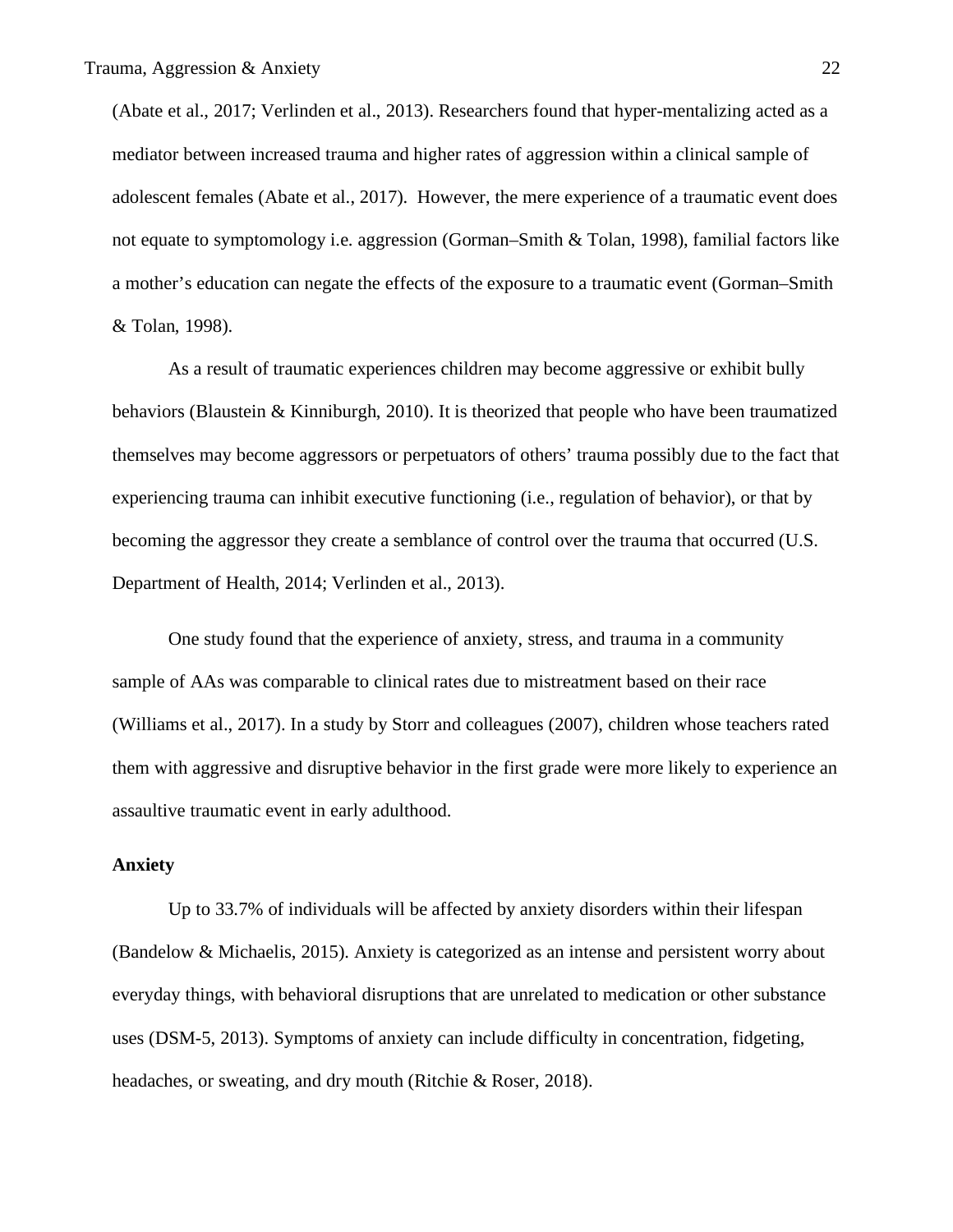(Abate et al., 2017; Verlinden et al., 2013). Researchers found that hyper-mentalizing acted as a mediator between increased trauma and higher rates of aggression within a clinical sample of adolescent females (Abate et al., 2017). However, the mere experience of a traumatic event does not equate to symptomology i.e. aggression (Gorman–Smith & Tolan, 1998), familial factors like a mother's education can negate the effects of the exposure to a traumatic event (Gorman–Smith & Tolan, 1998).

As a result of traumatic experiences children may become aggressive or exhibit bully behaviors (Blaustein & Kinniburgh, 2010). It is theorized that people who have been traumatized themselves may become aggressors or perpetuators of others' trauma possibly due to the fact that experiencing trauma can inhibit executive functioning (i.e., regulation of behavior), or that by becoming the aggressor they create a semblance of control over the trauma that occurred (U.S. Department of Health, 2014; Verlinden et al., 2013).

One study found that the experience of anxiety, stress, and trauma in a community sample of AAs was comparable to clinical rates due to mistreatment based on their race (Williams et al., 2017). In a study by Storr and colleagues (2007), children whose teachers rated them with aggressive and disruptive behavior in the first grade were more likely to experience an assaultive traumatic event in early adulthood.

**Anxiety**

Up to 33.7% of individuals will be affected by anxiety disorders within their lifespan (Bandelow & Michaelis, 2015). Anxiety is categorized as an intense and persistent worry about everyday things, with behavioral disruptions that are unrelated to medication or other substance uses (DSM-5, 2013). Symptoms of anxiety can include difficulty in concentration, fidgeting, headaches, or sweating, and dry mouth (Ritchie & Roser, 2018).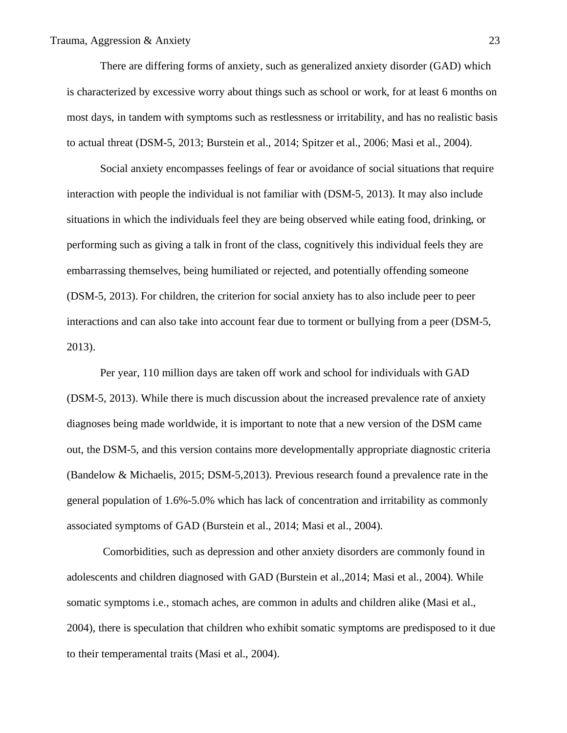There are differing forms of anxiety, such as generalized anxiety disorder (GAD) which is characterized by excessive worry about things such as school or work, for at least 6 months on most days, in tandem with symptoms such as restlessness or irritability, and has no realistic basis to actual threat (DSM-5, 2013; Burstein et al., 2014; Spitzer et al., 2006; Masi et al., 2004).

Social anxiety encompasses feelings of fear or avoidance of social situations that require interaction with people the individual is not familiar with (DSM-5, 2013). It may also include situations in which the individuals feel they are being observed while eating food, drinking, or performing such as giving a talk in front of the class, cognitively this individual feels they are embarrassing themselves, being humiliated or rejected, and potentially offending someone (DSM-5, 2013). For children, the criterion for social anxiety has to also include peer to peer interactions and can also take into account fear due to torment or bullying from a peer (DSM-5, 2013).

Per year, 110 million days are taken off work and school for individuals with GAD (DSM-5, 2013). While there is much discussion about the increased prevalence rate of anxiety diagnoses being made worldwide, it is important to note that a new version of the DSM came out, the DSM-5, and this version contains more developmentally appropriate diagnostic criteria (Bandelow & Michaelis, 2015; DSM-5,2013). Previous research found a prevalence rate in the general population of 1.6%-5.0% which has lack of concentration and irritability as commonly associated symptoms of GAD (Burstein et al., 2014; Masi et al., 2004).

Comorbidities, such as depression and other anxiety disorders are commonly found in adolescents and children diagnosed with GAD (Burstein et al.,2014; Masi et al., 2004). While somatic symptoms i.e., stomach aches, are common in adults and children alike (Masi et al., 2004), there is speculation that children who exhibit somatic symptoms are predisposed to it due to their temperamental traits (Masi et al., 2004).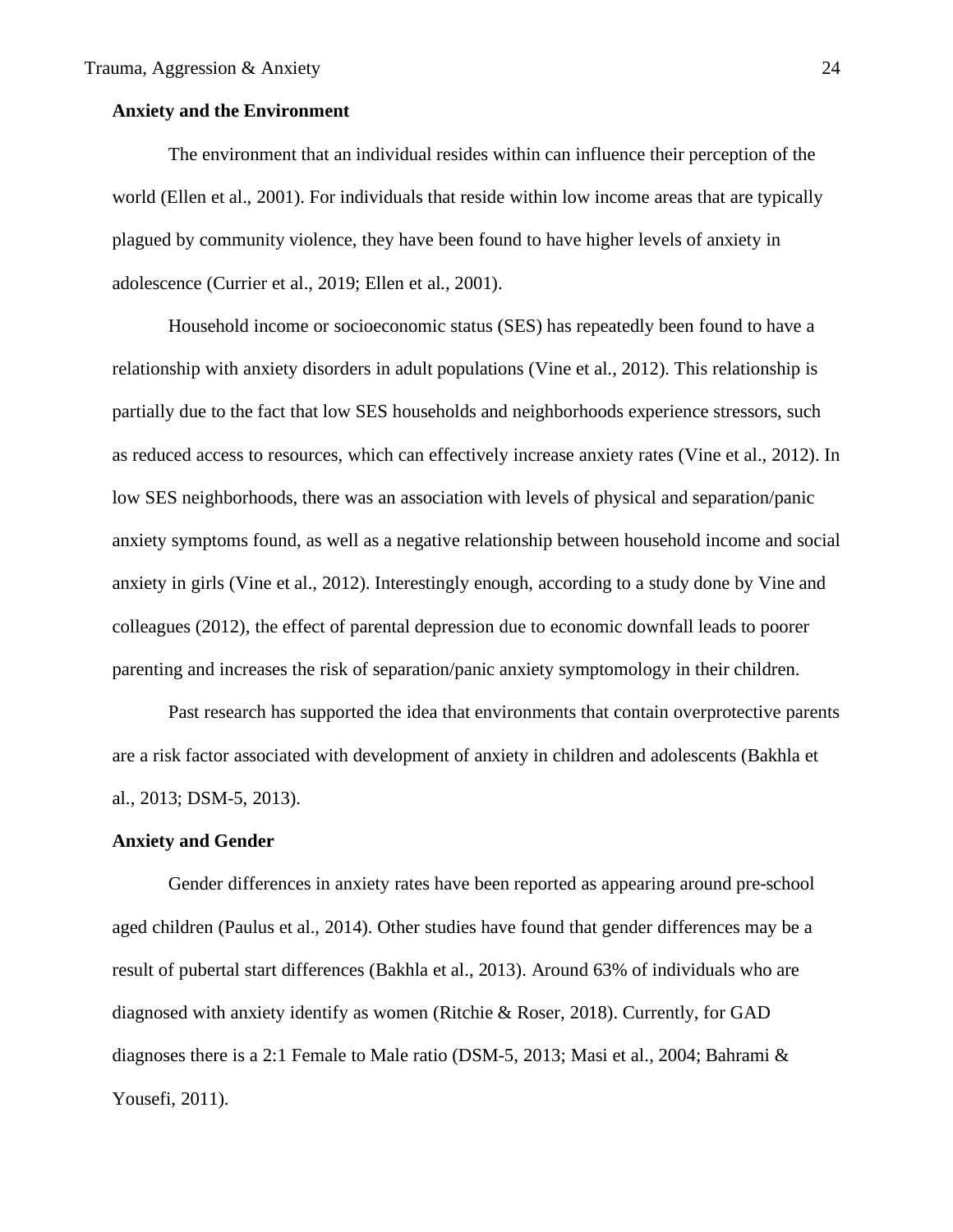**Anxiety and the Environment**

The environment that an individual resides within can influence their perception of the world (Ellen et al., 2001). For individuals that reside within low income areas that are typically plagued by community violence, they have been found to have higher levels of anxiety in adolescence (Currier et al., 2019; Ellen et al., 2001).

Household income or socioeconomic status (SES) has repeatedly been found to have a relationship with anxiety disorders in adult populations (Vine et al., 2012). This relationship is partially due to the fact that low SES households and neighborhoods experience stressors, such as reduced access to resources, which can effectively increase anxiety rates (Vine et al., 2012). In low SES neighborhoods, there was an association with levels of physical and separation/panic anxiety symptoms found, as well as a negative relationship between household income and social anxiety in girls (Vine et al., 2012). Interestingly enough, according to a study done by Vine and colleagues (2012), the effect of parental depression due to economic downfall leads to poorer parenting and increases the risk of separation/panic anxiety symptomology in their children.

Past research has supported the idea that environments that contain overprotective parents are a risk factor associated with development of anxiety in children and adolescents (Bakhla et al., 2013; DSM-5, 2013).

**Anxiety and Gender**

Gender differences in anxiety rates have been reported as appearing around pre-school aged children (Paulus et al., 2014). Other studies have found that gender differences may be a result of pubertal start differences (Bakhla et al., 2013). Around 63% of individuals who are diagnosed with anxiety identify as women (Ritchie & Roser, 2018). Currently, for GAD diagnoses there is a 2:1 Female to Male ratio (DSM-5, 2013; Masi et al., 2004; Bahrami & Yousefi, 2011).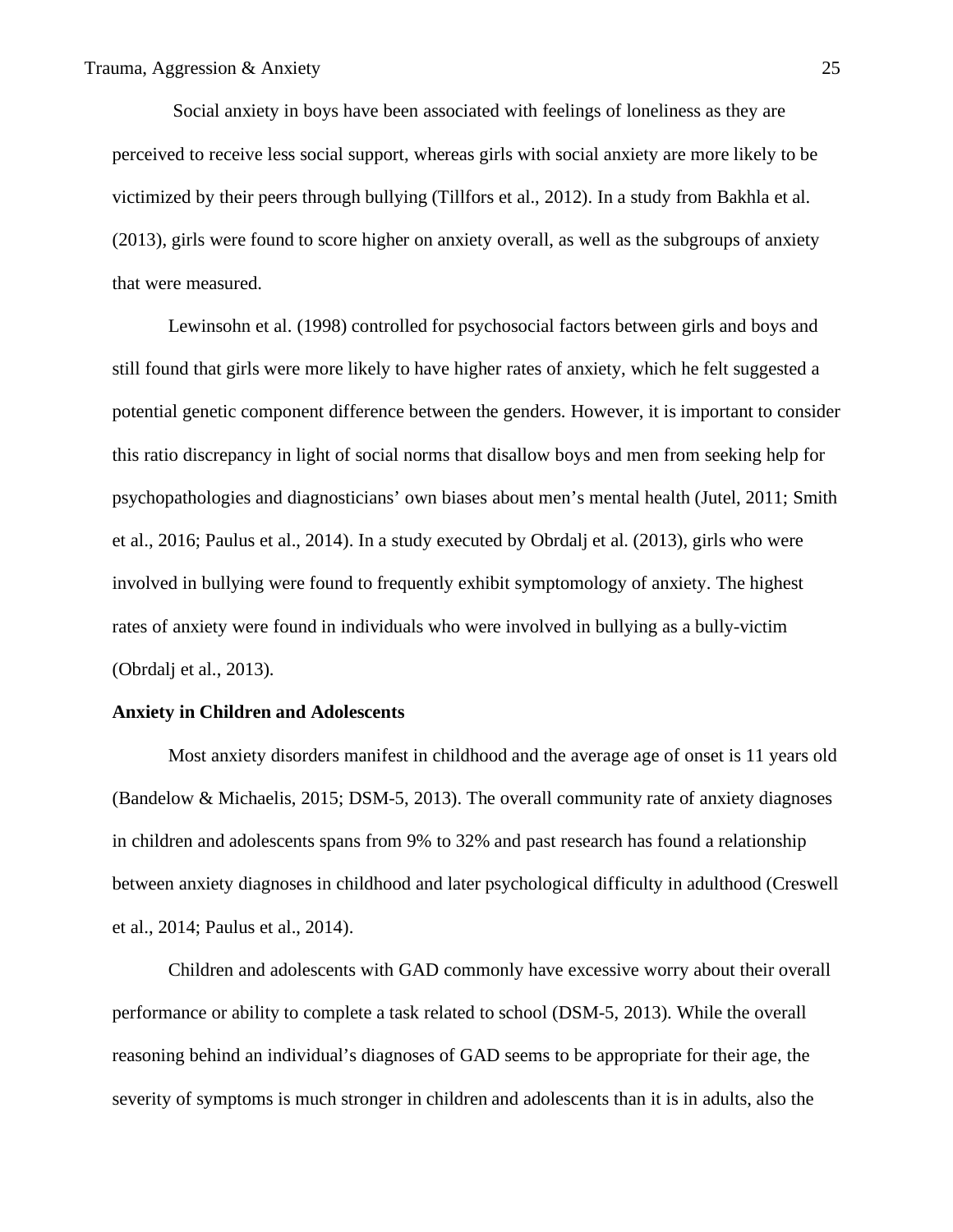Social anxiety in boys have been associated with feelings of loneliness as they are perceived to receive less social support, whereas girls with social anxiety are more likely to be victimized by their peers through bullying (Tillfors et al., 2012). In a study from Bakhla et al. (2013), girls were found to score higher on anxiety overall, as well as the subgroups of anxiety that were measured.

Lewinsohn et al. (1998) controlled for psychosocial factors between girls and boys and still found that girls were more likely to have higher rates of anxiety, which he felt suggested a potential genetic component difference between the genders. However, it is important to consider this ratio discrepancy in light of social norms that disallow boys and men from seeking help for psychopathologies and diagnosticians' own biases about men's mental health (Jutel, 2011; Smith et al., 2016; Paulus et al., 2014). In a study executed by Obrdalj et al. (2013), girls who were involved in bullying were found to frequently exhibit symptomology of anxiety. The highest rates of anxiety were found in individuals who were involved in bullying as a bully-victim (Obrdalj et al., 2013).

**Anxiety in Children and Adolescents**

Most anxiety disorders manifest in childhood and the average age of onset is 11 years old (Bandelow & Michaelis, 2015; DSM-5, 2013). The overall community rate of anxiety diagnoses in children and adolescents spans from 9% to 32% and past research has found a relationship between anxiety diagnoses in childhood and later psychological difficulty in adulthood (Creswell et al., 2014; Paulus et al., 2014).

Children and adolescents with GAD commonly have excessive worry about their overall performance or ability to complete a task related to school (DSM-5, 2013). While the overall reasoning behind an individual's diagnoses of GAD seems to be appropriate for their age, the severity of symptoms is much stronger in children and adolescents than it is in adults, also the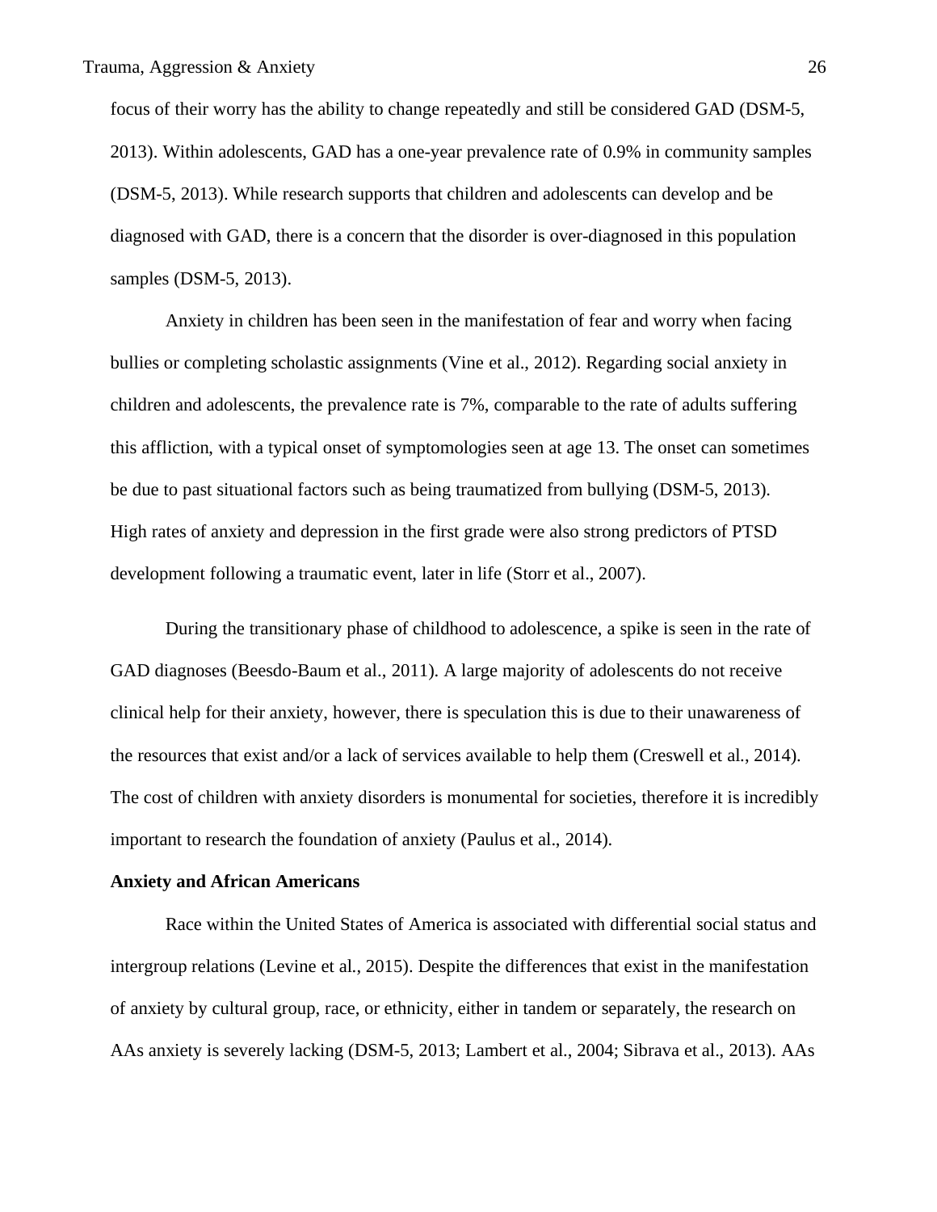focus of their worry has the ability to change repeatedly and still be considered GAD (DSM-5, 2013). Within adolescents, GAD has a one-year prevalence rate of 0.9% in community samples (DSM-5, 2013). While research supports that children and adolescents can develop and be diagnosed with GAD, there is a concern that the disorder is over-diagnosed in this population samples (DSM-5, 2013).

Anxiety in children has been seen in the manifestation of fear and worry when facing bullies or completing scholastic assignments (Vine et al., 2012). Regarding social anxiety in children and adolescents, the prevalence rate is 7%, comparable to the rate of adults suffering this affliction, with a typical onset of symptomologies seen at age 13. The onset can sometimes be due to past situational factors such as being traumatized from bullying (DSM-5, 2013). High rates of anxiety and depression in the first grade were also strong predictors of PTSD development following a traumatic event, later in life (Storr et al., 2007).

During the transitionary phase of childhood to adolescence, a spike is seen in the rate of GAD diagnoses (Beesdo-Baum et al., 2011). A large majority of adolescents do not receive clinical help for their anxiety, however, there is speculation this is due to their unawareness of the resources that exist and/or a lack of services available to help them (Creswell et al., 2014). The cost of children with anxiety disorders is monumental for societies, therefore it is incredibly important to research the foundation of anxiety (Paulus et al., 2014).

**Anxiety and African Americans**

Race within the United States of America is associated with differential social status and intergroup relations (Levine et al., 2015). Despite the differences that exist in the manifestation of anxiety by cultural group, race, or ethnicity, either in tandem or separately, the research on AAs anxiety is severely lacking (DSM-5, 2013; Lambert et al., 2004; Sibrava et al., 2013). AAs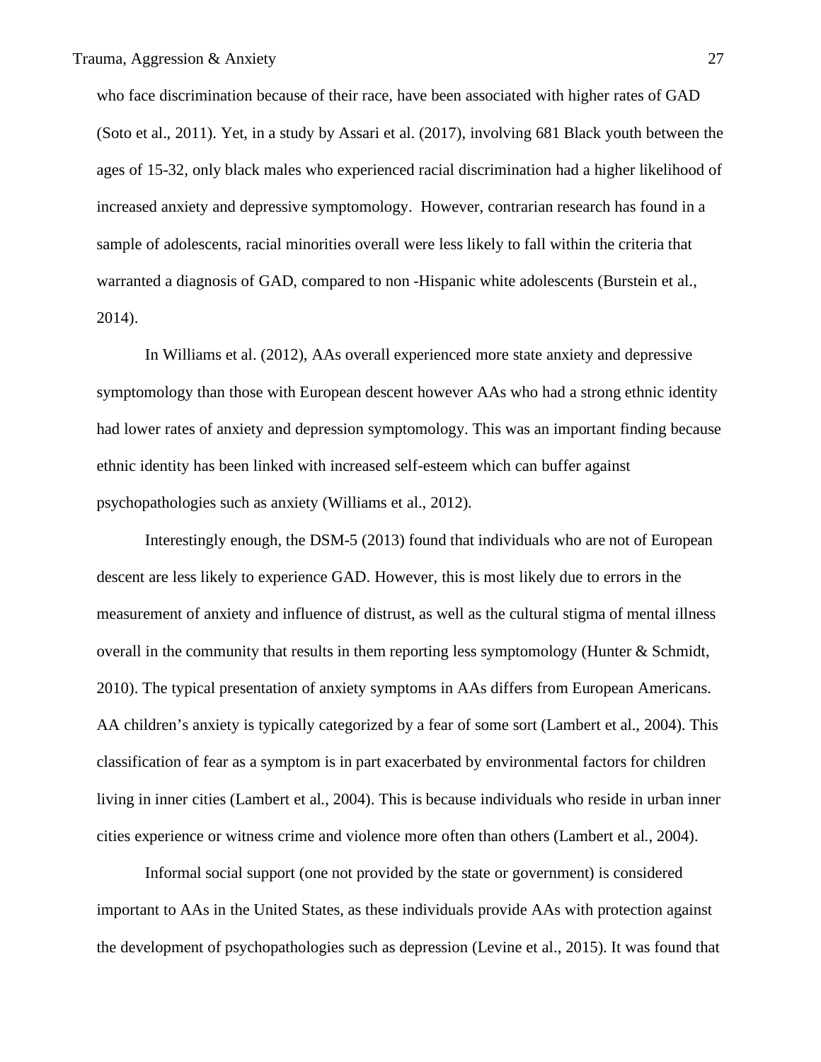who face discrimination because of their race, have been associated with higher rates of GAD (Soto et al., 2011). Yet, in a study by Assari et al. (2017), involving 681 Black youth between the ages of 15-32, only black males who experienced racial discrimination had a higher likelihood of increased anxiety and depressive symptomology. However, contrarian research has found in a sample of adolescents, racial minorities overall were less likely to fall within the criteria that warranted a diagnosis of GAD, compared to non -Hispanic white adolescents (Burstein et al., 2014).

In Williams et al. (2012), AAs overall experienced more state anxiety and depressive symptomology than those with European descent however AAs who had a strong ethnic identity had lower rates of anxiety and depression symptomology. This was an important finding because ethnic identity has been linked with increased self-esteem which can buffer against psychopathologies such as anxiety (Williams et al., 2012).

Interestingly enough, the DSM-5 (2013) found that individuals who are not of European descent are less likely to experience GAD. However, this is most likely due to errors in the measurement of anxiety and influence of distrust, as well as the cultural stigma of mental illness overall in the community that results in them reporting less symptomology (Hunter & Schmidt, 2010). The typical presentation of anxiety symptoms in AAs differs from European Americans. AA children's anxiety is typically categorized by a fear of some sort (Lambert et al., 2004). This classification of fear as a symptom is in part exacerbated by environmental factors for children living in inner cities (Lambert et al., 2004). This is because individuals who reside in urban inner cities experience or witness crime and violence more often than others (Lambert et al., 2004).

Informal social support (one not provided by the state or government) is considered important to AAs in the United States, as these individuals provide AAs with protection against the development of psychopathologies such as depression (Levine et al., 2015). It was found that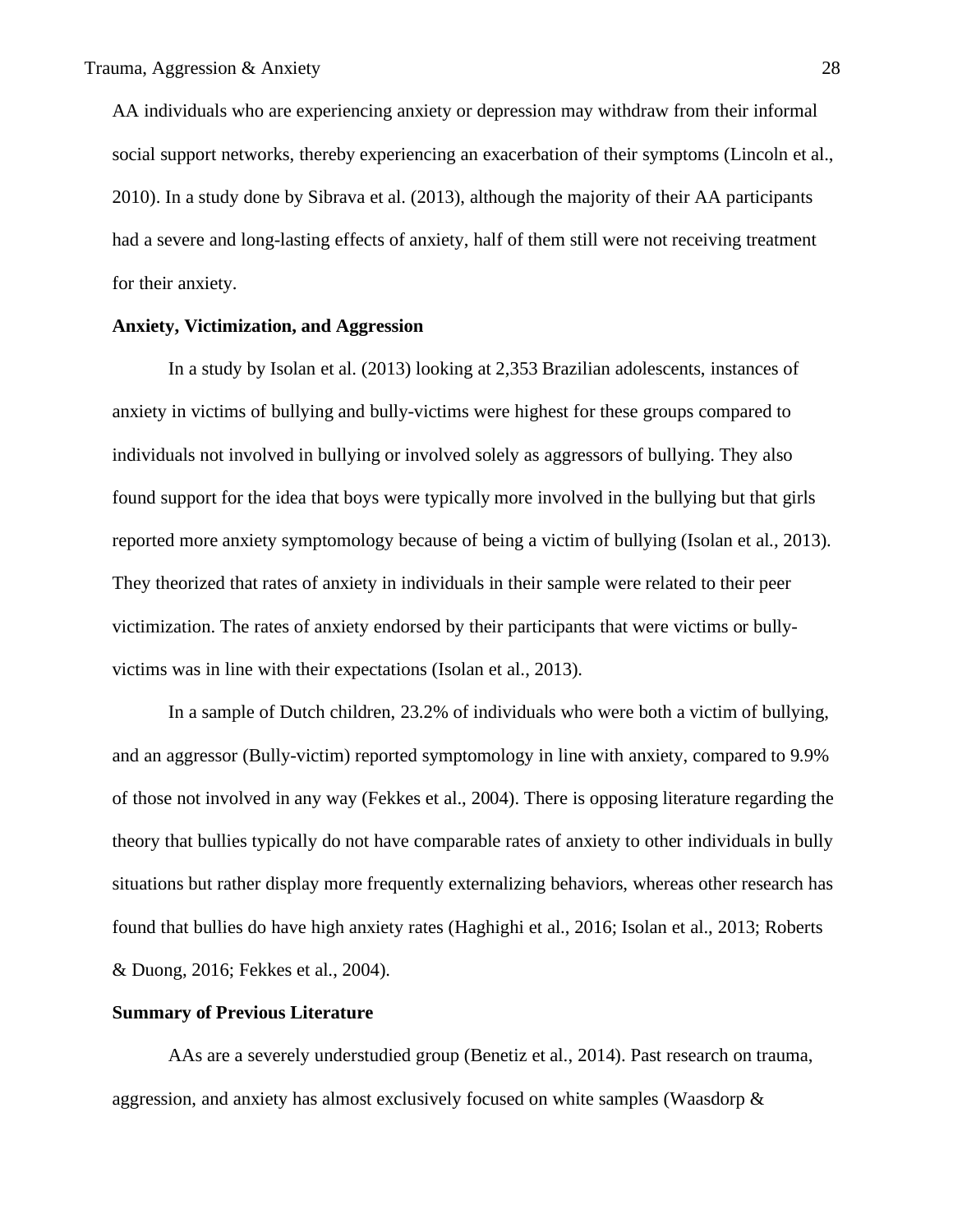AA individuals who are experiencing anxiety or depression may withdraw from their informal social support networks, thereby experiencing an exacerbation of their symptoms (Lincoln et al., 2010). In a study done by Sibrava et al. (2013), although the majority of their AA participants had a severe and long-lasting effects of anxiety, half of them still were not receiving treatment for their anxiety.

**Anxiety, Victimization, and Aggression**

In a study by Isolan et al. (2013) looking at 2,353 Brazilian adolescents, instances of anxiety in victims of bullying and bully-victims were highest for these groups compared to individuals not involved in bullying or involved solely as aggressors of bullying. They also found support for the idea that boys were typically more involved in the bullying but that girls reported more anxiety symptomology because of being a victim of bullying (Isolan et al., 2013). They theorized that rates of anxiety in individuals in their sample were related to their peer victimization. The rates of anxiety endorsed by their participants that were victims or bully-victims was in line with their expectations (Isolan et al., 2013).

In a sample of Dutch children, 23.2% of individuals who were both a victim of bullying, and an aggressor (Bully-victim) reported symptomology in line with anxiety, compared to 9.9% of those not involved in any way (Fekkes et al., 2004). There is opposing literature regarding the theory that bullies typically do not have comparable rates of anxiety to other individuals in bully situations but rather display more frequently externalizing behaviors, whereas other research has found that bullies do have high anxiety rates (Haghighi et al., 2016; Isolan et al., 2013; Roberts & Duong, 2016; Fekkes et al., 2004).

**Summary of Previous Literature**

AAs are a severely understudied group (Benetiz et al., 2014). Past research on trauma, aggression, and anxiety has almost exclusively focused on white samples (Waasdorp &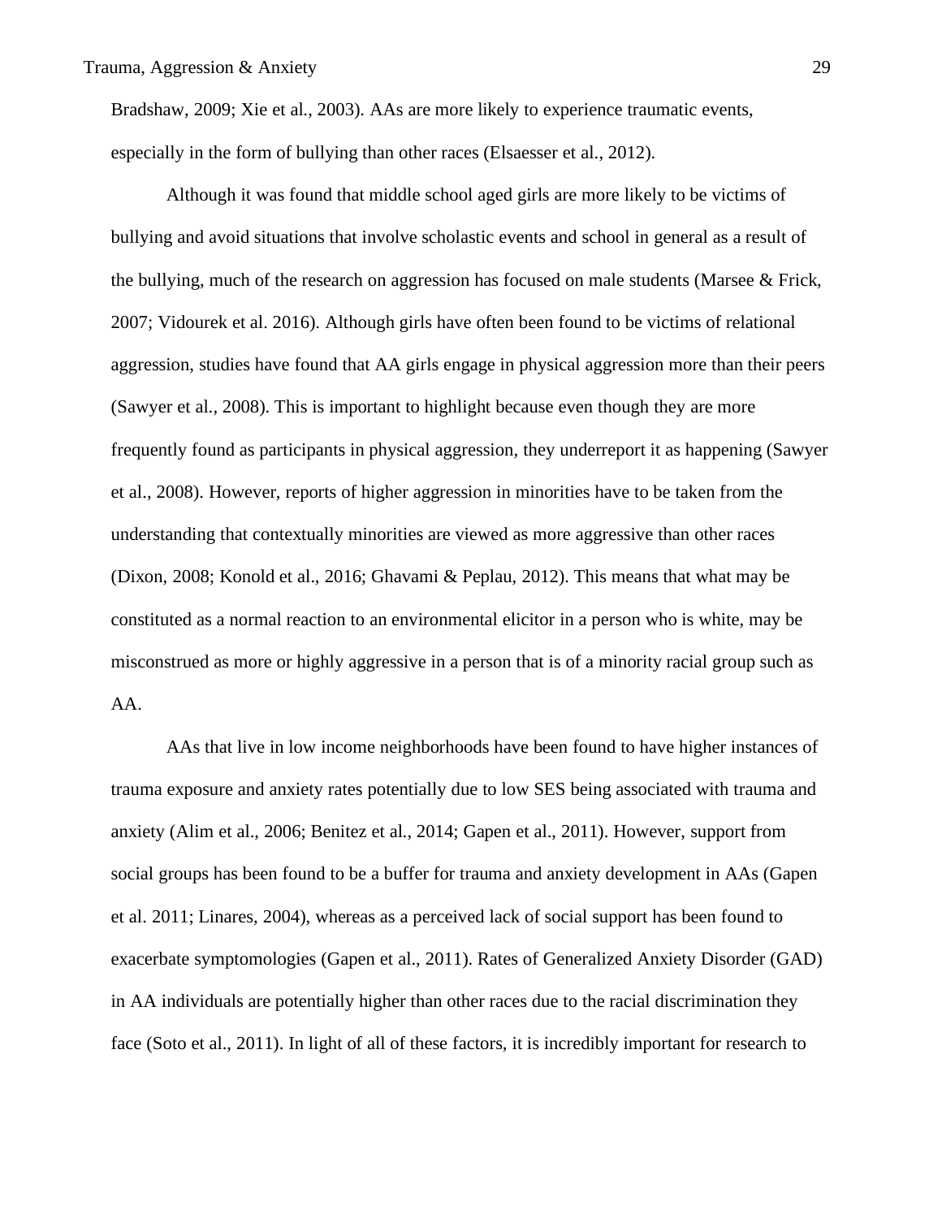Bradshaw, 2009; Xie et al., 2003). AAs are more likely to experience traumatic events, especially in the form of bullying than other races (Elsaesser et al., 2012).

Although it was found that middle school aged girls are more likely to be victims of bullying and avoid situations that involve scholastic events and school in general as a result of the bullying, much of the research on aggression has focused on male students (Marsee & Frick, 2007; Vidourek et al. 2016). Although girls have often been found to be victims of relational aggression, studies have found that AA girls engage in physical aggression more than their peers (Sawyer et al., 2008). This is important to highlight because even though they are more frequently found as participants in physical aggression, they underreport it as happening (Sawyer et al., 2008). However, reports of higher aggression in minorities have to be taken from the understanding that contextually minorities are viewed as more aggressive than other races (Dixon, 2008; Konold et al., 2016; Ghavami & Peplau, 2012). This means that what may be constituted as a normal reaction to an environmental elicitor in a person who is white, may be misconstrued as more or highly aggressive in a person that is of a minority racial group such as AA.

AAs that live in low income neighborhoods have been found to have higher instances of trauma exposure and anxiety rates potentially due to low SES being associated with trauma and anxiety (Alim et al., 2006; Benitez et al., 2014; Gapen et al., 2011). However, support from social groups has been found to be a buffer for trauma and anxiety development in AAs (Gapen et al. 2011; Linares, 2004), whereas as a perceived lack of social support has been found to exacerbate symptomologies (Gapen et al., 2011). Rates of Generalized Anxiety Disorder (GAD) in AA individuals are potentially higher than other races due to the racial discrimination they face (Soto et al., 2011). In light of all of these factors, it is incredibly important for research to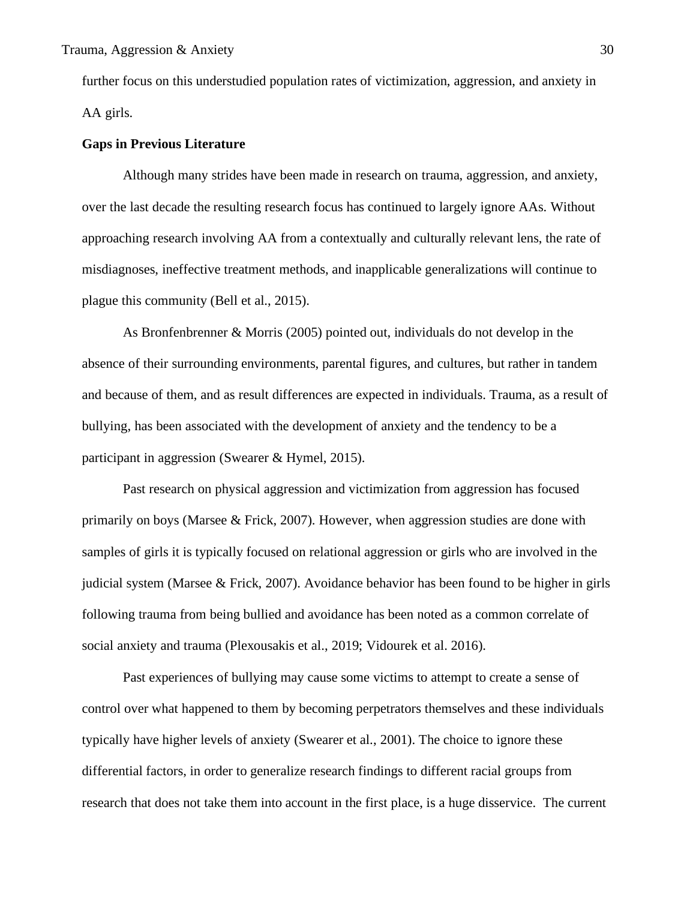further focus on this understudied population rates of victimization, aggression, and anxiety in AA girls.

**Gaps in Previous Literature**

Although many strides have been made in research on trauma, aggression, and anxiety, over the last decade the resulting research focus has continued to largely ignore AAs. Without approaching research involving AA from a contextually and culturally relevant lens, the rate of misdiagnoses, ineffective treatment methods, and inapplicable generalizations will continue to plague this community (Bell et al., 2015).

As Bronfenbrenner & Morris (2005) pointed out, individuals do not develop in the absence of their surrounding environments, parental figures, and cultures, but rather in tandem and because of them, and as result differences are expected in individuals. Trauma, as a result of bullying, has been associated with the development of anxiety and the tendency to be a participant in aggression (Swearer & Hymel, 2015).

Past research on physical aggression and victimization from aggression has focused primarily on boys (Marsee & Frick, 2007). However, when aggression studies are done with samples of girls it is typically focused on relational aggression or girls who are involved in the judicial system (Marsee & Frick, 2007). Avoidance behavior has been found to be higher in girls following trauma from being bullied and avoidance has been noted as a common correlate of social anxiety and trauma (Plexousakis et al., 2019; Vidourek et al. 2016).

Past experiences of bullying may cause some victims to attempt to create a sense of control over what happened to them by becoming perpetrators themselves and these individuals typically have higher levels of anxiety (Swearer et al., 2001). The choice to ignore these differential factors, in order to generalize research findings to different racial groups from research that does not take them into account in the first place, is a huge disservice. The current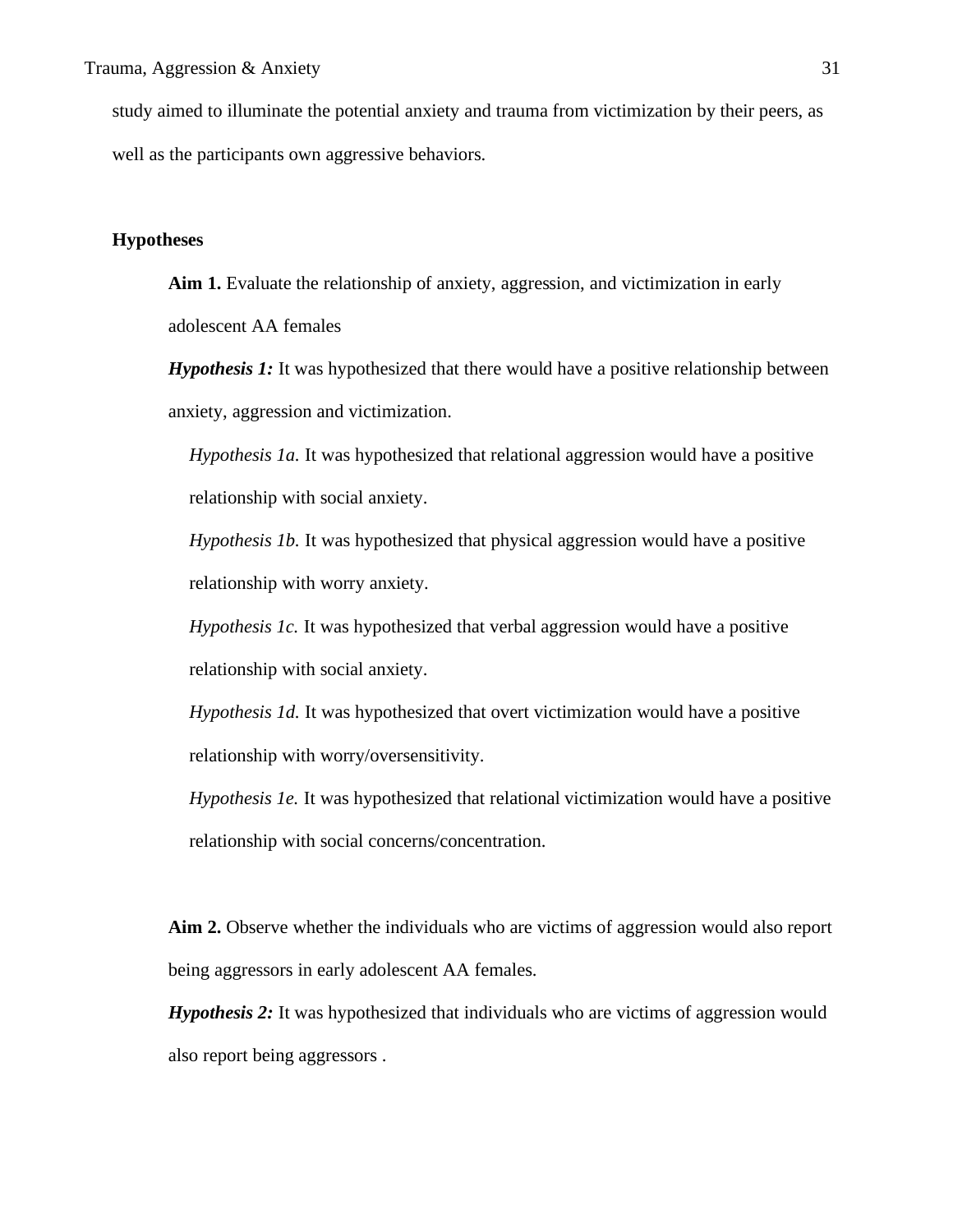study aimed to illuminate the potential anxiety and trauma from victimization by their peers, as well as the participants own aggressive behaviors.

### Hypotheses

**Aim 1.** Evaluate the relationship of anxiety, aggression, and victimization in early adolescent AA females

***Hypothesis 1:*** It was hypothesized that there would have a positive relationship between anxiety, aggression and victimization.

*Hypothesis 1a.* It was hypothesized that relational aggression would have a positive relationship with social anxiety.

*Hypothesis 1b.* It was hypothesized that physical aggression would have a positive relationship with worry anxiety.

*Hypothesis 1c.* It was hypothesized that verbal aggression would have a positive relationship with social anxiety.

*Hypothesis 1d.* It was hypothesized that overt victimization would have a positive relationship with worry/oversensitivity.

*Hypothesis 1e.* It was hypothesized that relational victimization would have a positive relationship with social concerns/concentration.

**Aim 2.** Observe whether the individuals who are victims of aggression would also report being aggressors in early adolescent AA females.

***Hypothesis 2:*** It was hypothesized that individuals who are victims of aggression would also report being aggressors .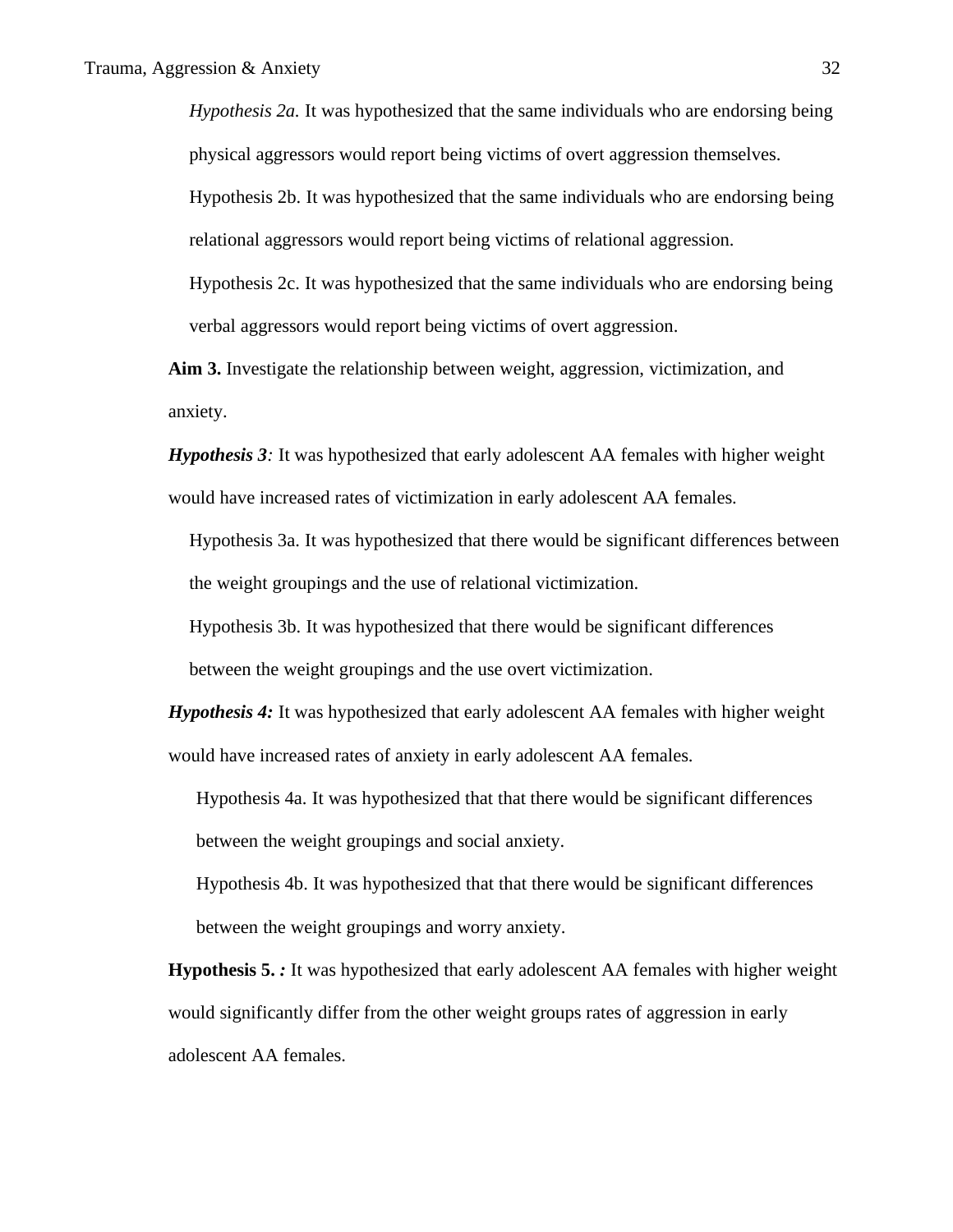*Hypothesis 2a.* It was hypothesized that the same individuals who are endorsing being physical aggressors would report being victims of overt aggression themselves.

Hypothesis 2b. It was hypothesized that the same individuals who are endorsing being relational aggressors would report being victims of relational aggression.

Hypothesis 2c. It was hypothesized that the same individuals who are endorsing being verbal aggressors would report being victims of overt aggression.

**Aim 3.** Investigate the relationship between weight, aggression, victimization, and anxiety.

***Hypothesis 3****:* It was hypothesized that early adolescent AA females with higher weight would have increased rates of victimization in early adolescent AA females.

Hypothesis 3a. It was hypothesized that there would be significant differences between the weight groupings and the use of relational victimization.

Hypothesis 3b. It was hypothesized that there would be significant differences between the weight groupings and the use overt victimization.

***Hypothesis 4:*** It was hypothesized that early adolescent AA females with higher weight would have increased rates of anxiety in early adolescent AA females.

Hypothesis 4a. It was hypothesized that that there would be significant differences between the weight groupings and social anxiety.

Hypothesis 4b. It was hypothesized that that there would be significant differences between the weight groupings and worry anxiety.

**Hypothesis 5.** ***:*** It was hypothesized that early adolescent AA females with higher weight would significantly differ from the other weight groups rates of aggression in early adolescent AA females.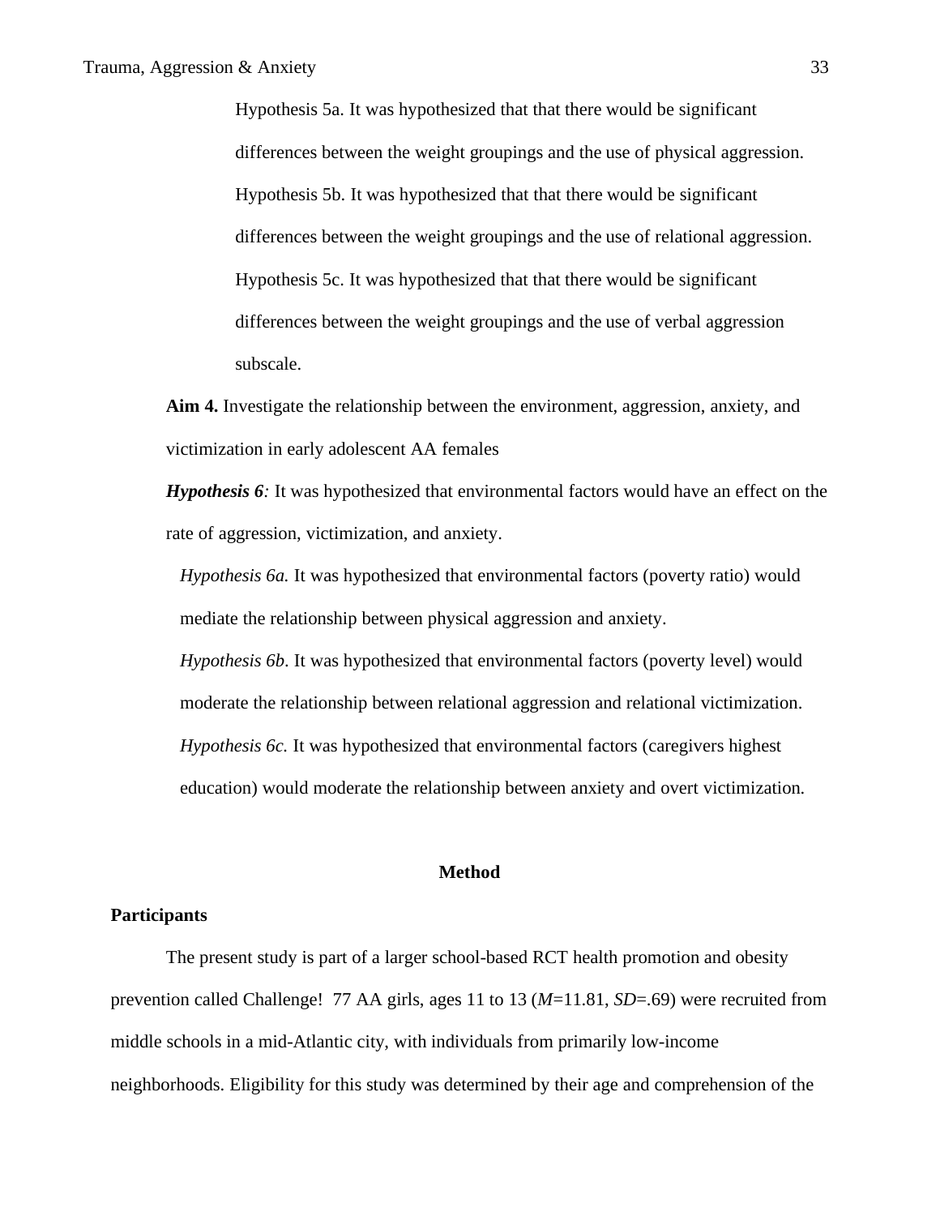Hypothesis 5a. It was hypothesized that that there would be significant differences between the weight groupings and the use of physical aggression.

Hypothesis 5b. It was hypothesized that that there would be significant differences between the weight groupings and the use of relational aggression.

Hypothesis 5c. It was hypothesized that that there would be significant differences between the weight groupings and the use of verbal aggression subscale.

**Aim 4.** Investigate the relationship between the environment, aggression, anxiety, and victimization in early adolescent AA females

***Hypothesis 6****:* It was hypothesized that environmental factors would have an effect on the rate of aggression, victimization, and anxiety.

*Hypothesis 6a.* It was hypothesized that environmental factors (poverty ratio) would mediate the relationship between physical aggression and anxiety.

*Hypothesis 6b*. It was hypothesized that environmental factors (poverty level) would moderate the relationship between relational aggression and relational victimization.

*Hypothesis 6c.* It was hypothesized that environmental factors (caregivers highest education) would moderate the relationship between anxiety and overt victimization.

# Method

## Participants

The present study is part of a larger school-based RCT health promotion and obesity prevention called Challenge! 77 AA girls, ages 11 to 13 (*M*=11.81, *SD*=.69) were recruited from middle schools in a mid-Atlantic city, with individuals from primarily low-income neighborhoods. Eligibility for this study was determined by their age and comprehension of the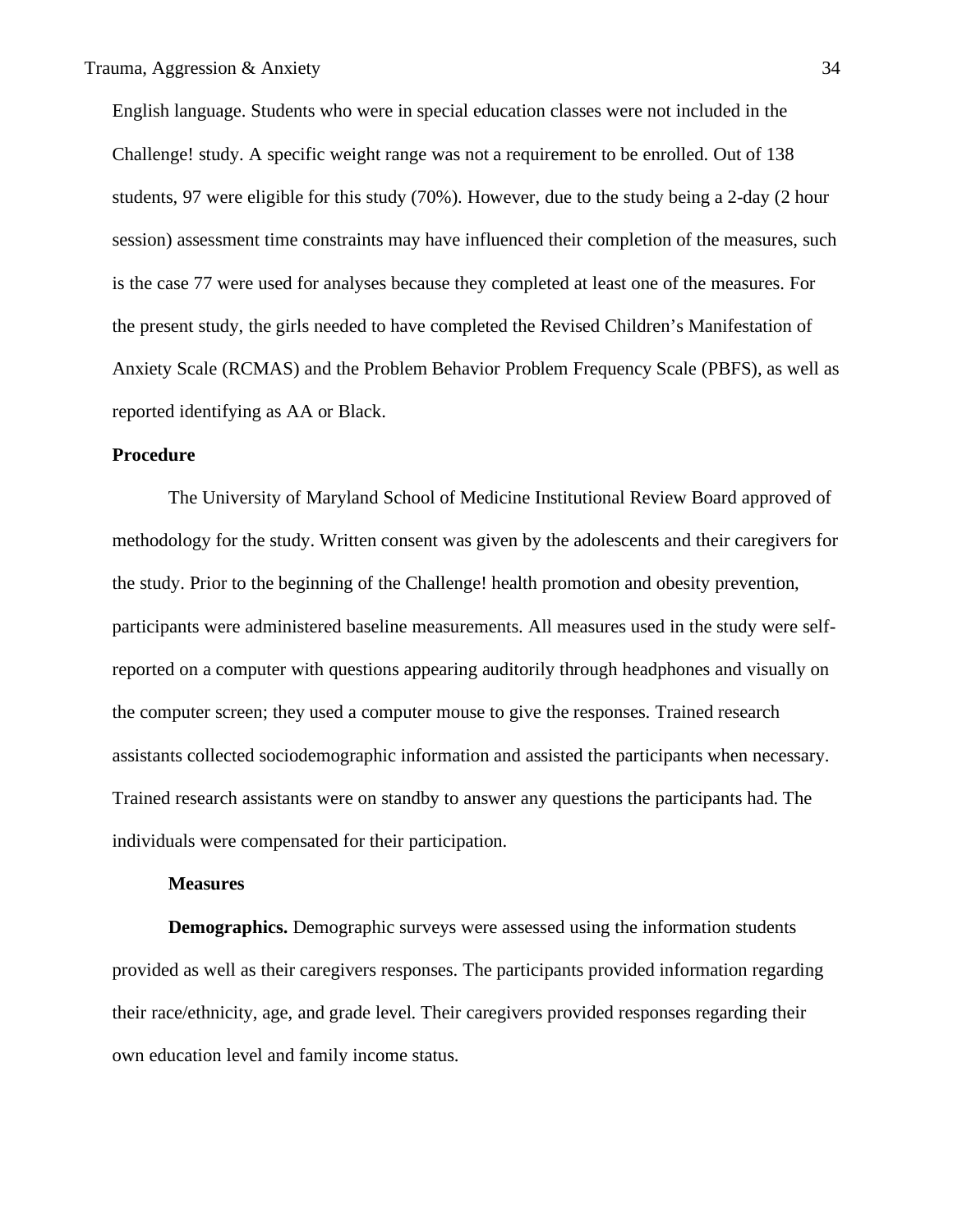English language. Students who were in special education classes were not included in the Challenge! study. A specific weight range was not a requirement to be enrolled. Out of 138 students, 97 were eligible for this study (70%). However, due to the study being a 2-day (2 hour session) assessment time constraints may have influenced their completion of the measures, such is the case 77 were used for analyses because they completed at least one of the measures. For the present study, the girls needed to have completed the Revised Children's Manifestation of Anxiety Scale (RCMAS) and the Problem Behavior Problem Frequency Scale (PBFS), as well as reported identifying as AA or Black.

**Procedure**

The University of Maryland School of Medicine Institutional Review Board approved of methodology for the study. Written consent was given by the adolescents and their caregivers for the study. Prior to the beginning of the Challenge! health promotion and obesity prevention, participants were administered baseline measurements. All measures used in the study were self-reported on a computer with questions appearing auditorily through headphones and visually on the computer screen; they used a computer mouse to give the responses. Trained research assistants collected sociodemographic information and assisted the participants when necessary. Trained research assistants were on standby to answer any questions the participants had. The individuals were compensated for their participation.

**Measures**

**Demographics.** Demographic surveys were assessed using the information students provided as well as their caregivers responses. The participants provided information regarding their race/ethnicity, age, and grade level. Their caregivers provided responses regarding their own education level and family income status.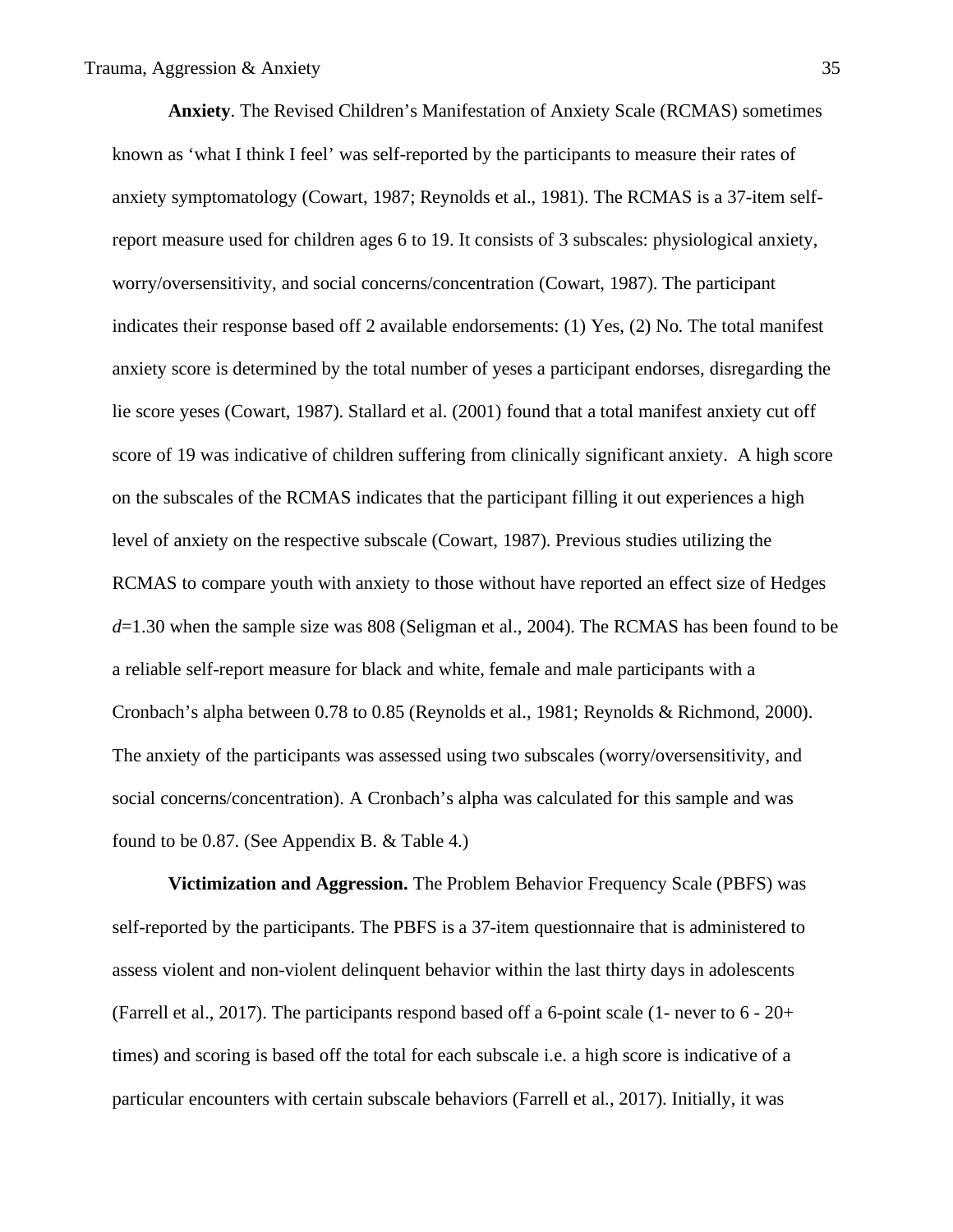**Anxiety**. The Revised Children's Manifestation of Anxiety Scale (RCMAS) sometimes known as 'what I think I feel' was self-reported by the participants to measure their rates of anxiety symptomatology (Cowart, 1987; Reynolds et al., 1981). The RCMAS is a 37-item self-report measure used for children ages 6 to 19. It consists of 3 subscales: physiological anxiety, worry/oversensitivity, and social concerns/concentration (Cowart, 1987). The participant indicates their response based off 2 available endorsements: (1) Yes, (2) No. The total manifest anxiety score is determined by the total number of yeses a participant endorses, disregarding the lie score yeses (Cowart, 1987). Stallard et al. (2001) found that a total manifest anxiety cut off score of 19 was indicative of children suffering from clinically significant anxiety. A high score on the subscales of the RCMAS indicates that the participant filling it out experiences a high level of anxiety on the respective subscale (Cowart, 1987). Previous studies utilizing the RCMAS to compare youth with anxiety to those without have reported an effect size of Hedges $d$=1.30 when the sample size was 808 (Seligman et al., 2004). The RCMAS has been found to be a reliable self-report measure for black and white, female and male participants with a Cronbach's alpha between 0.78 to 0.85 (Reynolds et al., 1981; Reynolds & Richmond, 2000). The anxiety of the participants was assessed using two subscales (worry/oversensitivity, and social concerns/concentration). A Cronbach's alpha was calculated for this sample and was found to be 0.87. (See Appendix B. & Table 4.)

**Victimization and Aggression.** The Problem Behavior Frequency Scale (PBFS) was self-reported by the participants. The PBFS is a 37-item questionnaire that is administered to assess violent and non-violent delinquent behavior within the last thirty days in adolescents (Farrell et al., 2017). The participants respond based off a 6-point scale (1- never to 6 - 20+ times) and scoring is based off the total for each subscale i.e. a high score is indicative of a particular encounters with certain subscale behaviors (Farrell et al., 2017). Initially, it was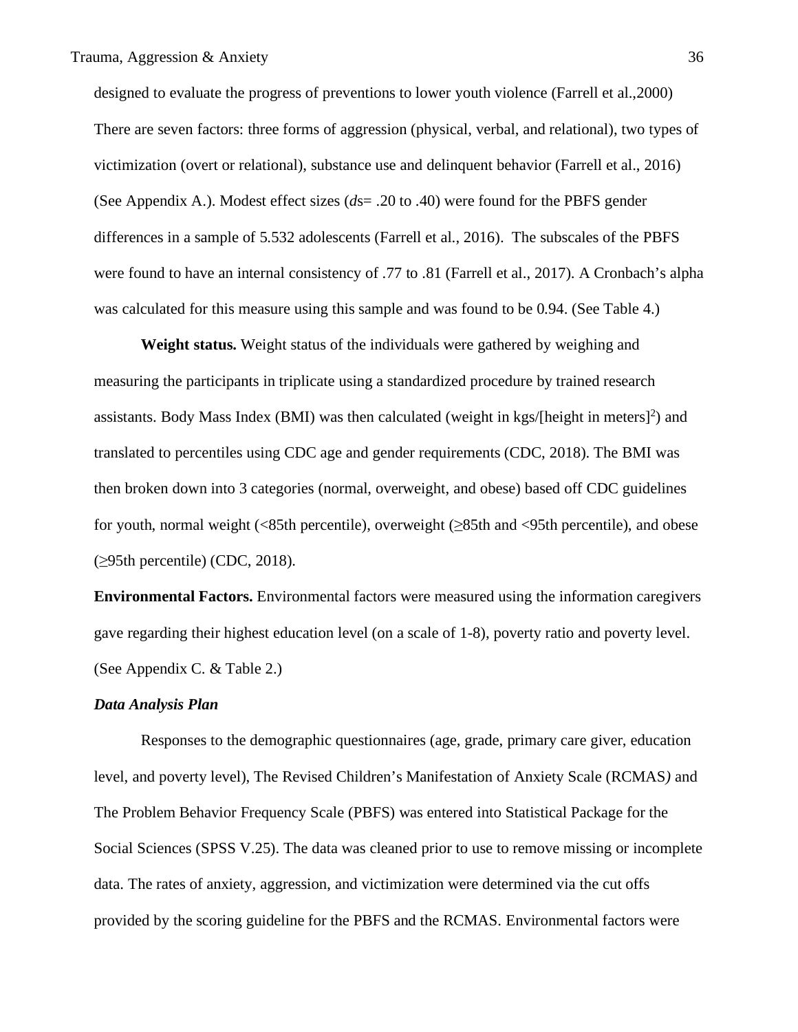designed to evaluate the progress of preventions to lower youth violence (Farrell et al.,2000) There are seven factors: three forms of aggression (physical, verbal, and relational), two types of victimization (overt or relational), substance use and delinquent behavior (Farrell et al., 2016) (See Appendix A.). Modest effect sizes (*ds*= .20 to .40) were found for the PBFS gender differences in a sample of 5.532 adolescents (Farrell et al., 2016). The subscales of the PBFS were found to have an internal consistency of .77 to .81 (Farrell et al., 2017). A Cronbach's alpha was calculated for this measure using this sample and was found to be 0.94. (See Table 4.)

**Weight status.** Weight status of the individuals were gathered by weighing and measuring the participants in triplicate using a standardized procedure by trained research assistants. Body Mass Index (BMI) was then calculated (weight in kgs/[height in meters]$^2$) and translated to percentiles using CDC age and gender requirements (CDC, 2018). The BMI was then broken down into 3 categories (normal, overweight, and obese) based off CDC guidelines for youth, normal weight (<85th percentile), overweight (≥85th and <95th percentile), and obese (≥95th percentile) (CDC, 2018).

**Environmental Factors.** Environmental factors were measured using the information caregivers gave regarding their highest education level (on a scale of 1-8), poverty ratio and poverty level. (See Appendix C. & Table 2.)

***Data Analysis Plan***

Responses to the demographic questionnaires (age, grade, primary care giver, education level, and poverty level), The Revised Children's Manifestation of Anxiety Scale (RCMAS*)* and The Problem Behavior Frequency Scale (PBFS) was entered into Statistical Package for the Social Sciences (SPSS V.25). The data was cleaned prior to use to remove missing or incomplete data. The rates of anxiety, aggression, and victimization were determined via the cut offs provided by the scoring guideline for the PBFS and the RCMAS. Environmental factors were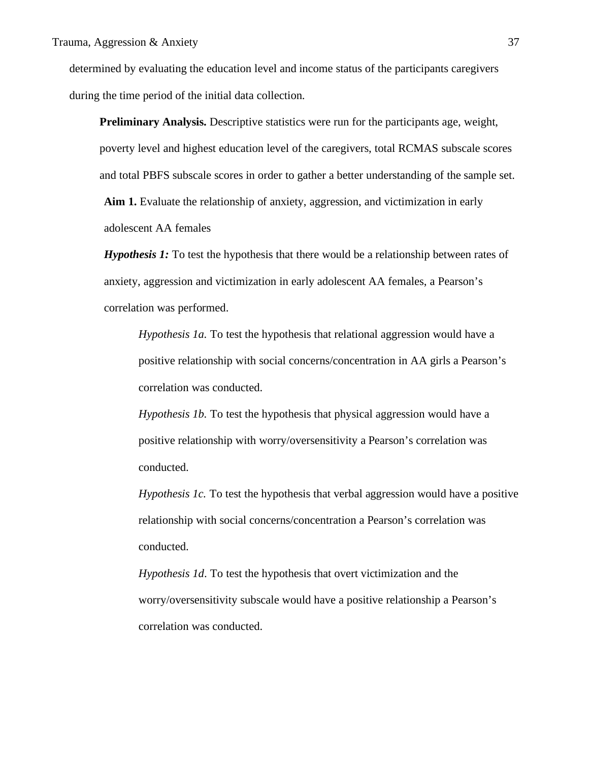determined by evaluating the education level and income status of the participants caregivers during the time period of the initial data collection.

**Preliminary Analysis.** Descriptive statistics were run for the participants age, weight, poverty level and highest education level of the caregivers, total RCMAS subscale scores and total PBFS subscale scores in order to gather a better understanding of the sample set.

**Aim 1.** Evaluate the relationship of anxiety, aggression, and victimization in early adolescent AA females

***Hypothesis 1:*** To test the hypothesis that there would be a relationship between rates of anxiety, aggression and victimization in early adolescent AA females, a Pearson's correlation was performed.

*Hypothesis 1a.* To test the hypothesis that relational aggression would have a positive relationship with social concerns/concentration in AA girls a Pearson's correlation was conducted.

*Hypothesis 1b.* To test the hypothesis that physical aggression would have a positive relationship with worry/oversensitivity a Pearson's correlation was conducted.

*Hypothesis 1c.* To test the hypothesis that verbal aggression would have a positive relationship with social concerns/concentration a Pearson's correlation was conducted.

*Hypothesis 1d*. To test the hypothesis that overt victimization and the worry/oversensitivity subscale would have a positive relationship a Pearson's correlation was conducted.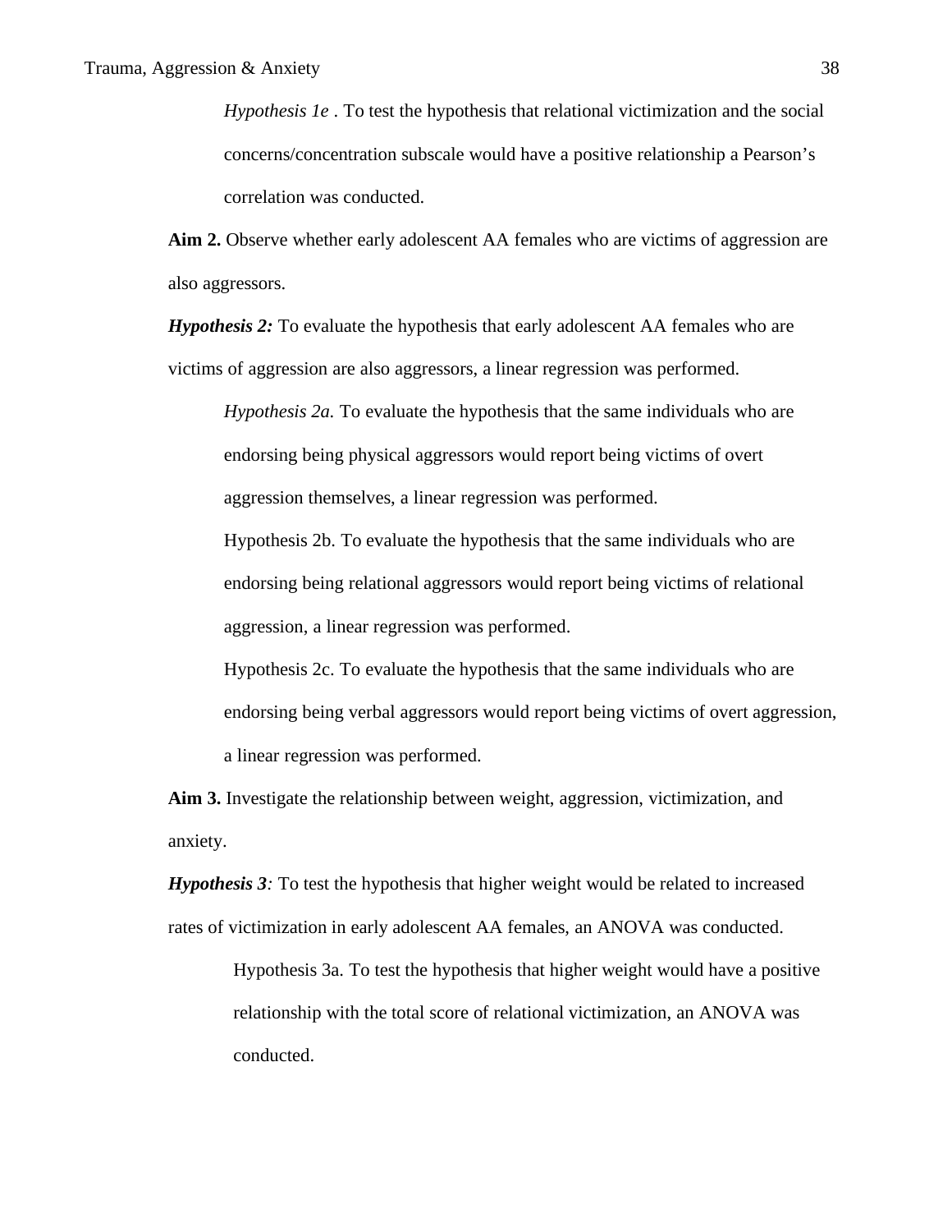*Hypothesis 1e* . To test the hypothesis that relational victimization and the social concerns/concentration subscale would have a positive relationship a Pearson's correlation was conducted.

**Aim 2.** Observe whether early adolescent AA females who are victims of aggression are also aggressors.

***Hypothesis 2:*** To evaluate the hypothesis that early adolescent AA females who are victims of aggression are also aggressors, a linear regression was performed.

*Hypothesis 2a.* To evaluate the hypothesis that the same individuals who are endorsing being physical aggressors would report being victims of overt aggression themselves, a linear regression was performed.

Hypothesis 2b. To evaluate the hypothesis that the same individuals who are endorsing being relational aggressors would report being victims of relational aggression, a linear regression was performed.

Hypothesis 2c. To evaluate the hypothesis that the same individuals who are endorsing being verbal aggressors would report being victims of overt aggression, a linear regression was performed.

**Aim 3.** Investigate the relationship between weight, aggression, victimization, and anxiety.

***Hypothesis 3****:* To test the hypothesis that higher weight would be related to increased rates of victimization in early adolescent AA females, an ANOVA was conducted.

Hypothesis 3a. To test the hypothesis that higher weight would have a positive relationship with the total score of relational victimization, an ANOVA was conducted.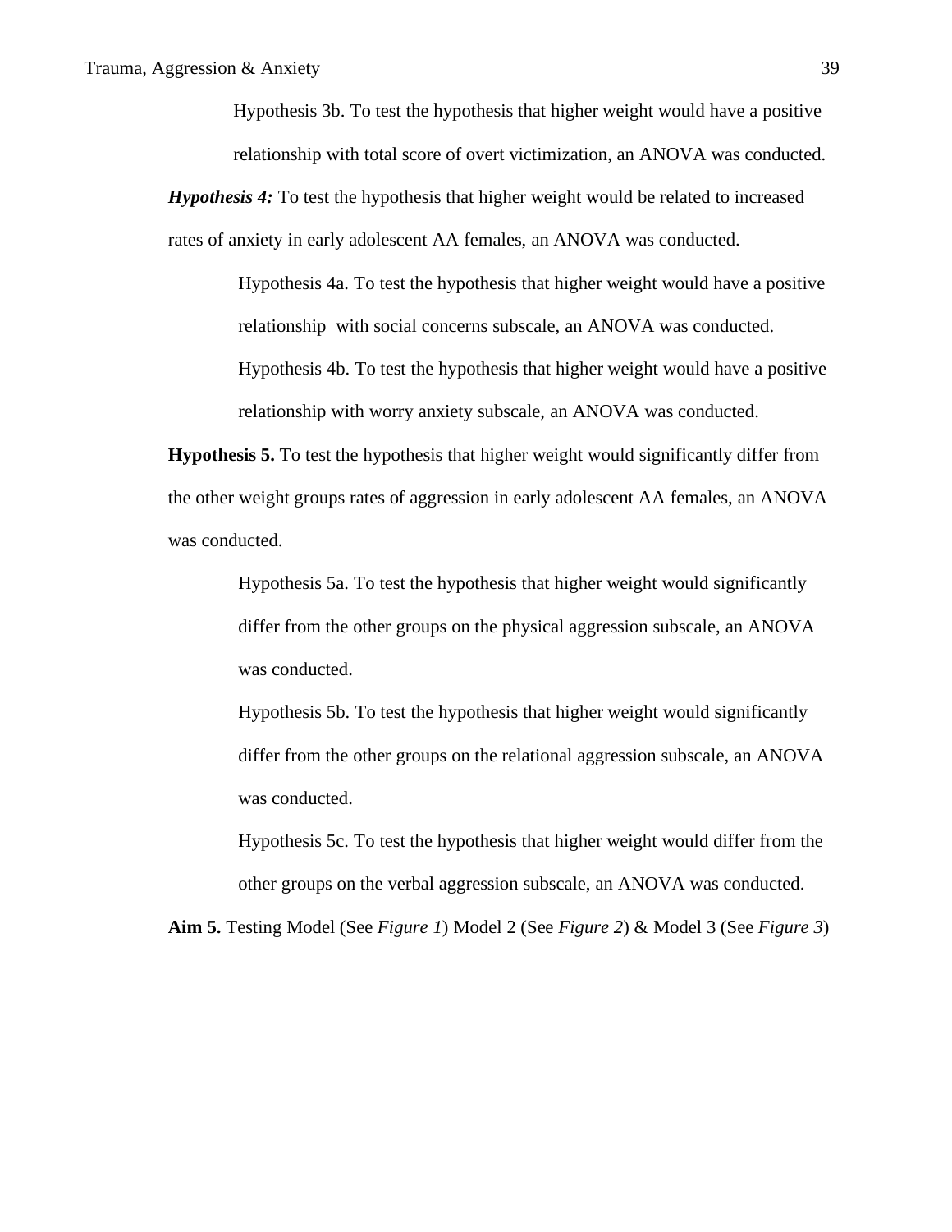Hypothesis 3b. To test the hypothesis that higher weight would have a positive relationship with total score of overt victimization, an ANOVA was conducted.

***Hypothesis 4:*** To test the hypothesis that higher weight would be related to increased rates of anxiety in early adolescent AA females, an ANOVA was conducted.

Hypothesis 4a. To test the hypothesis that higher weight would have a positive relationship  with social concerns subscale, an ANOVA was conducted.

Hypothesis 4b. To test the hypothesis that higher weight would have a positive relationship with worry anxiety subscale, an ANOVA was conducted.

**Hypothesis 5.** To test the hypothesis that higher weight would significantly differ from the other weight groups rates of aggression in early adolescent AA females, an ANOVA was conducted.

Hypothesis 5a. To test the hypothesis that higher weight would significantly differ from the other groups on the physical aggression subscale, an ANOVA was conducted.

Hypothesis 5b. To test the hypothesis that higher weight would significantly differ from the other groups on the relational aggression subscale, an ANOVA was conducted.

Hypothesis 5c. To test the hypothesis that higher weight would differ from the other groups on the verbal aggression subscale, an ANOVA was conducted.

**Aim 5.** Testing Model (See *Figure 1*) Model 2 (See *Figure 2*) & Model 3 (See *Figure 3*)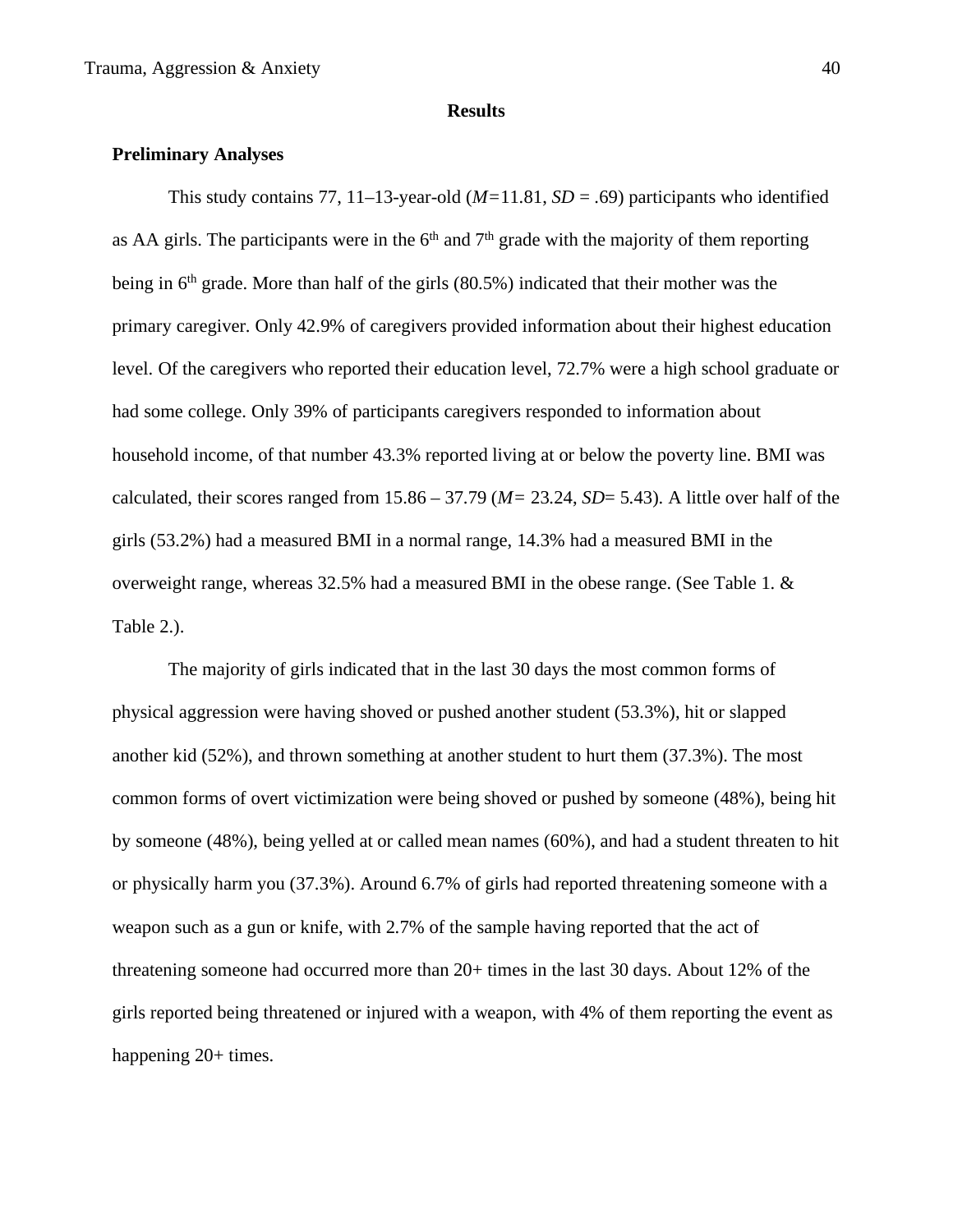# Results

## Preliminary Analyses

This study contains 77, 11–13-year-old (*M*=11.81, *SD* = .69) participants who identified as AA girls. The participants were in the 6th and 7th grade with the majority of them reporting being in 6th grade. More than half of the girls (80.5%) indicated that their mother was the primary caregiver. Only 42.9% of caregivers provided information about their highest education level. Of the caregivers who reported their education level, 72.7% were a high school graduate or had some college. Only 39% of participants caregivers responded to information about household income, of that number 43.3% reported living at or below the poverty line. BMI was calculated, their scores ranged from 15.86 – 37.79 (*M*= 23.24, *SD*= 5.43). A little over half of the girls (53.2%) had a measured BMI in a normal range, 14.3% had a measured BMI in the overweight range, whereas 32.5% had a measured BMI in the obese range. (See Table 1. & Table 2.).

The majority of girls indicated that in the last 30 days the most common forms of physical aggression were having shoved or pushed another student (53.3%), hit or slapped another kid (52%), and thrown something at another student to hurt them (37.3%). The most common forms of overt victimization were being shoved or pushed by someone (48%), being hit by someone (48%), being yelled at or called mean names (60%), and had a student threaten to hit or physically harm you (37.3%). Around 6.7% of girls had reported threatening someone with a weapon such as a gun or knife, with 2.7% of the sample having reported that the act of threatening someone had occurred more than 20+ times in the last 30 days. About 12% of the girls reported being threatened or injured with a weapon, with 4% of them reporting the event as happening 20+ times.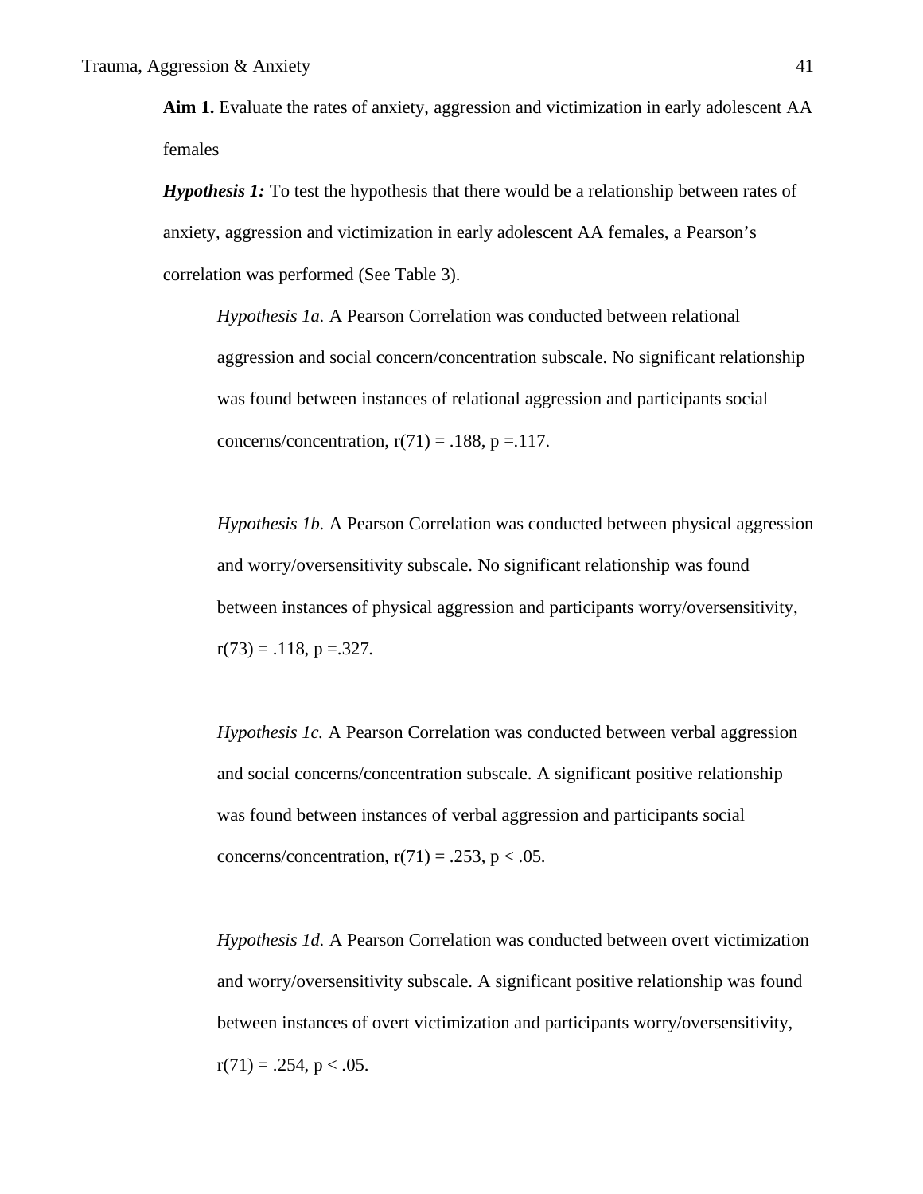**Aim 1.** Evaluate the rates of anxiety, aggression and victimization in early adolescent AA females

***Hypothesis 1:*** To test the hypothesis that there would be a relationship between rates of anxiety, aggression and victimization in early adolescent AA females, a Pearson's correlation was performed (See Table 3).

*Hypothesis 1a.* A Pearson Correlation was conducted between relational aggression and social concern/concentration subscale. No significant relationship was found between instances of relational aggression and participants social concerns/concentration, $r(71) = .188$, $p = .117$.

*Hypothesis 1b.* A Pearson Correlation was conducted between physical aggression and worry/oversensitivity subscale. No significant relationship was found between instances of physical aggression and participants worry/oversensitivity, $r(73) = .118$, $p = .327$.

*Hypothesis 1c.* A Pearson Correlation was conducted between verbal aggression and social concerns/concentration subscale. A significant positive relationship was found between instances of verbal aggression and participants social concerns/concentration, $r(71) = .253$, $p < .05$.

*Hypothesis 1d.* A Pearson Correlation was conducted between overt victimization and worry/oversensitivity subscale. A significant positive relationship was found between instances of overt victimization and participants worry/oversensitivity, $r(71) = .254$, $p < .05$.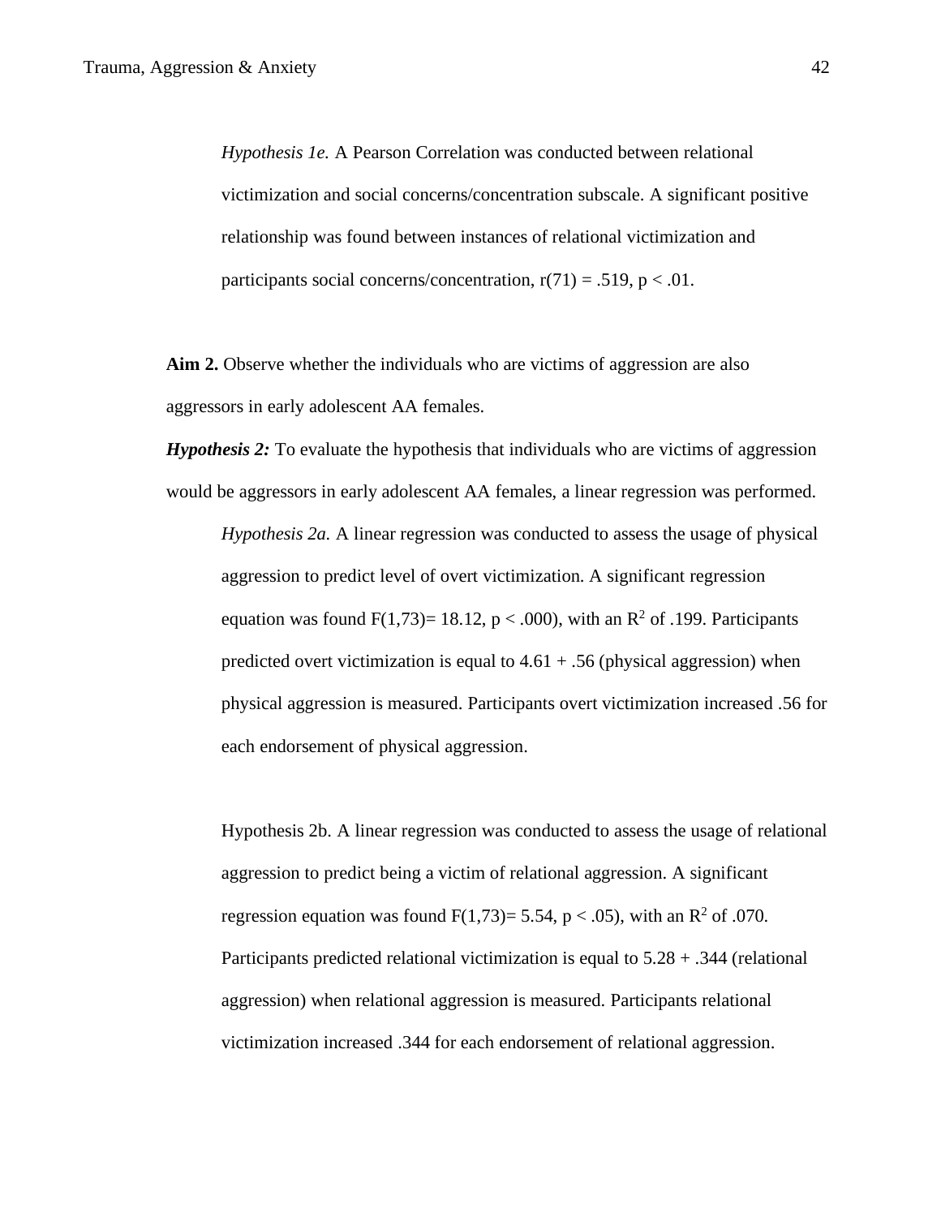*Hypothesis 1e.* A Pearson Correlation was conducted between relational victimization and social concerns/concentration subscale. A significant positive relationship was found between instances of relational victimization and participants social concerns/concentration, r(71) = .519, $p < .01$.

**Aim 2.** Observe whether the individuals who are victims of aggression are also aggressors in early adolescent AA females.

***Hypothesis 2:*** To evaluate the hypothesis that individuals who are victims of aggression would be aggressors in early adolescent AA females, a linear regression was performed.

*Hypothesis 2a.* A linear regression was conducted to assess the usage of physical aggression to predict level of overt victimization. A significant regression equation was found $F(1,73) = 18.12$, $p < .000$), with an $R^2$ of .199. Participants predicted overt victimization is equal to 4.61 + .56 (physical aggression) when physical aggression is measured. Participants overt victimization increased .56 for each endorsement of physical aggression.

Hypothesis 2b. A linear regression was conducted to assess the usage of relational aggression to predict being a victim of relational aggression. A significant regression equation was found $F(1,73) = 5.54$, $p < .05$), with an $R^2$ of .070. Participants predicted relational victimization is equal to 5.28 + .344 (relational aggression) when relational aggression is measured. Participants relational victimization increased .344 for each endorsement of relational aggression.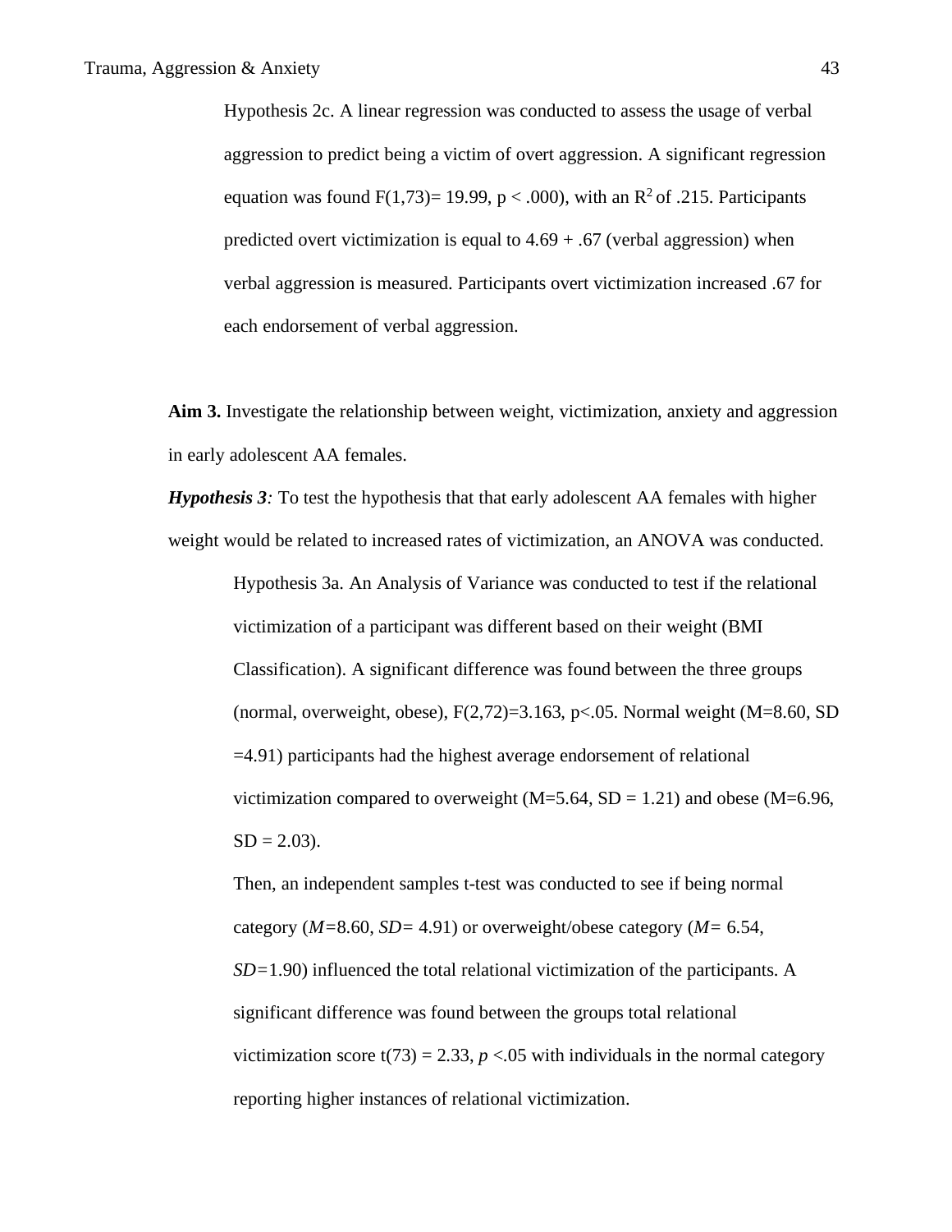Hypothesis 2c. A linear regression was conducted to assess the usage of verbal aggression to predict being a victim of overt aggression. A significant regression equation was found $F(1,73)= 19.99$, $p < .000$), with an $R^2$ of .215. Participants predicted overt victimization is equal to 4.69 + .67 (verbal aggression) when verbal aggression is measured. Participants overt victimization increased .67 for each endorsement of verbal aggression.

**Aim 3.** Investigate the relationship between weight, victimization, anxiety and aggression in early adolescent AA females.

***Hypothesis 3**:* To test the hypothesis that that early adolescent AA females with higher weight would be related to increased rates of victimization, an ANOVA was conducted.

Hypothesis 3a. An Analysis of Variance was conducted to test if the relational victimization of a participant was different based on their weight (BMI Classification). A significant difference was found between the three groups (normal, overweight, obese), $F(2,72)=3.163$, $p<.05$. Normal weight ($M=8.60$, $SD=4.91$) participants had the highest average endorsement of relational victimization compared to overweight ($M=5.64$, $SD = 1.21$) and obese ($M=6.96$, $SD = 2.03$).

Then, an independent samples t-test was conducted to see if being normal category ($M=8.60$, $SD= 4.91$) or overweight/obese category ($M= 6.54$, $SD=1.90$) influenced the total relational victimization of the participants. A significant difference was found between the groups total relational victimization score $t(73) = 2.33$, $p <.05$ with individuals in the normal category reporting higher instances of relational victimization.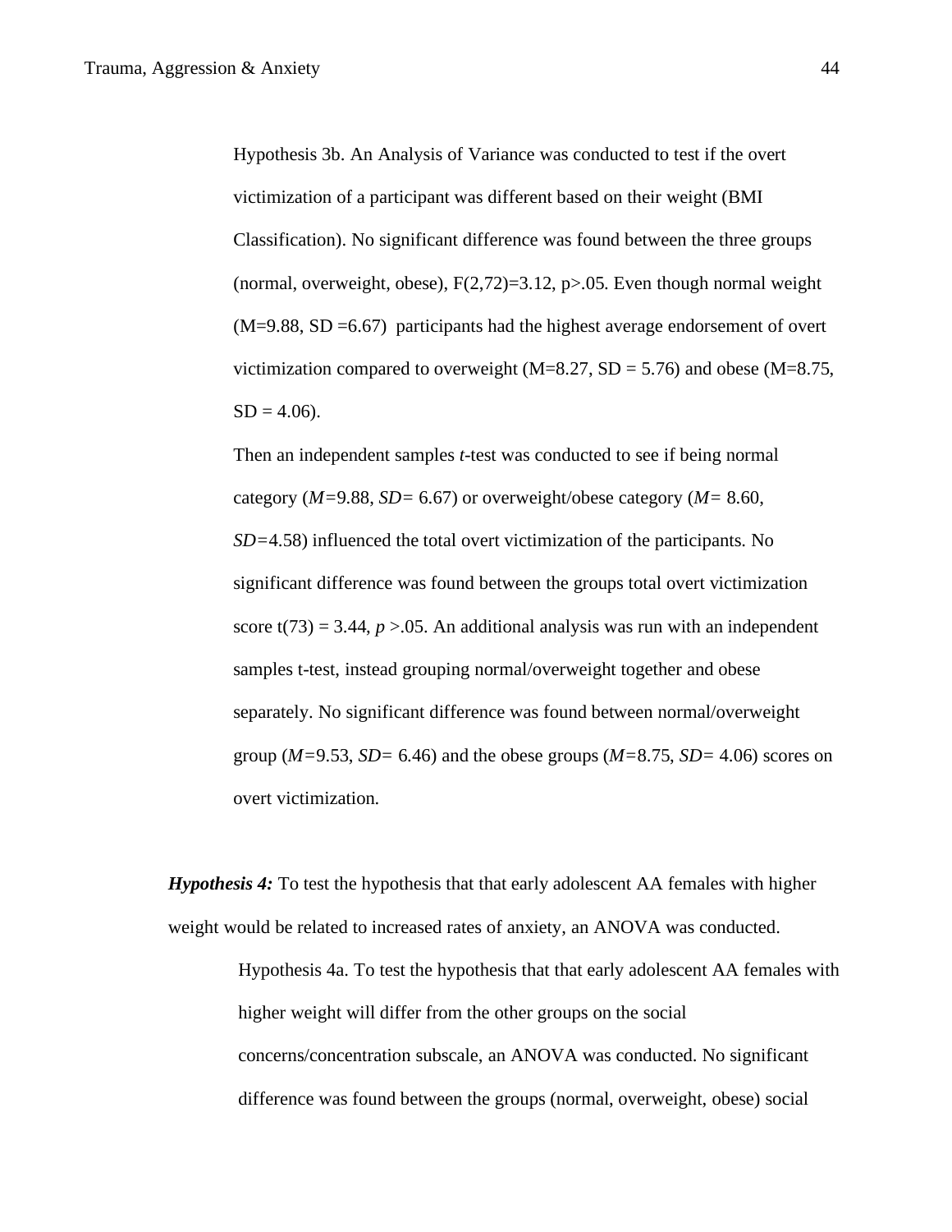Hypothesis 3b. An Analysis of Variance was conducted to test if the overt victimization of a participant was different based on their weight (BMI Classification). No significant difference was found between the three groups (normal, overweight, obese), $F(2,72)=3.12$, $p>.05$. Even though normal weight ($M=9.88$, $SD=6.67$) participants had the highest average endorsement of overt victimization compared to overweight ($M=8.27$, $SD=5.76$) and obese ($M=8.75$, $SD=4.06$).

Then an independent samples *t*-test was conducted to see if being normal category ($M=9.88$, $SD=6.67$) or overweight/obese category ($M=8.60$, $SD=4.58$) influenced the total overt victimization of the participants. No significant difference was found between the groups total overt victimization score $t(73)=3.44$, $p>.05$. An additional analysis was run with an independent samples t-test, instead grouping normal/overweight together and obese separately. No significant difference was found between normal/overweight group ($M=9.53$, $SD=6.46$) and the obese groups ($M=8.75$, $SD=4.06$) scores on overt victimization.

***Hypothesis 4:*** To test the hypothesis that that early adolescent AA females with higher weight would be related to increased rates of anxiety, an ANOVA was conducted.

Hypothesis 4a. To test the hypothesis that that early adolescent AA females with higher weight will differ from the other groups on the social concerns/concentration subscale, an ANOVA was conducted. No significant difference was found between the groups (normal, overweight, obese) social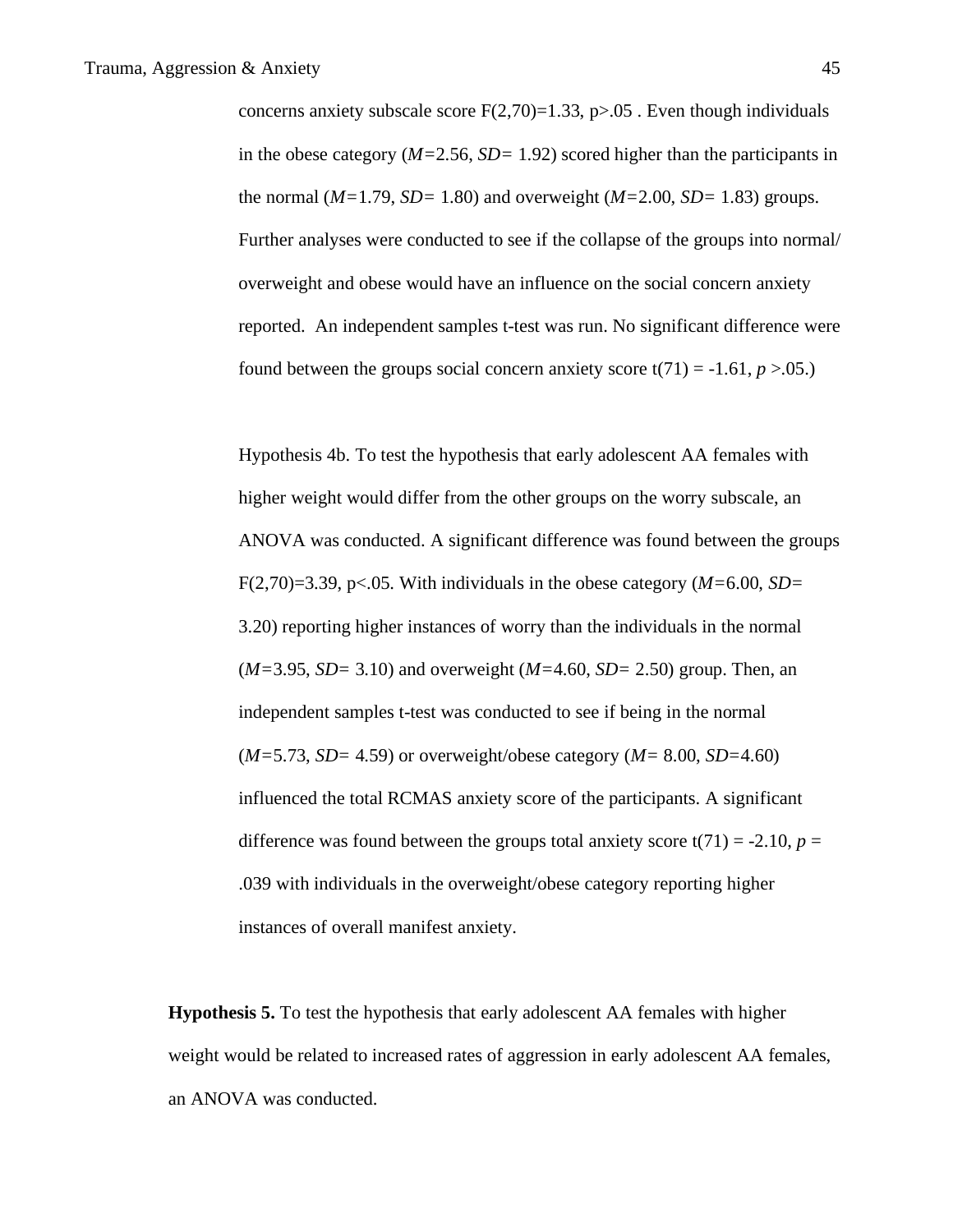concerns anxiety subscale score $F(2,70)=1.33$, $p>.05$ . Even though individuals in the obese category (*M*=2.56, *SD*= 1.92) scored higher than the participants in the normal (*M*=1.79, *SD*= 1.80) and overweight (*M*=2.00, *SD*= 1.83) groups. Further analyses were conducted to see if the collapse of the groups into normal/ overweight and obese would have an influence on the social concern anxiety reported. An independent samples t-test was run. No significant difference were found between the groups social concern anxiety score $t(71) = -1.61$, $p >.05$.)

Hypothesis 4b. To test the hypothesis that early adolescent AA females with higher weight would differ from the other groups on the worry subscale, an ANOVA was conducted. A significant difference was found between the groups $F(2,70)=3.39$, $p<.05$. With individuals in the obese category (*M*=6.00, *SD*= 3.20) reporting higher instances of worry than the individuals in the normal (*M*=3.95, *SD*= 3.10) and overweight (*M*=4.60, *SD*= 2.50) group. Then, an independent samples t-test was conducted to see if being in the normal (*M*=5.73, *SD*= 4.59) or overweight/obese category (*M*= 8.00, *SD*=4.60) influenced the total RCMAS anxiety score of the participants. A significant difference was found between the groups total anxiety score $t(71) = -2.10$, $p = .039$ with individuals in the overweight/obese category reporting higher instances of overall manifest anxiety.

**Hypothesis 5.** To test the hypothesis that early adolescent AA females with higher weight would be related to increased rates of aggression in early adolescent AA females, an ANOVA was conducted.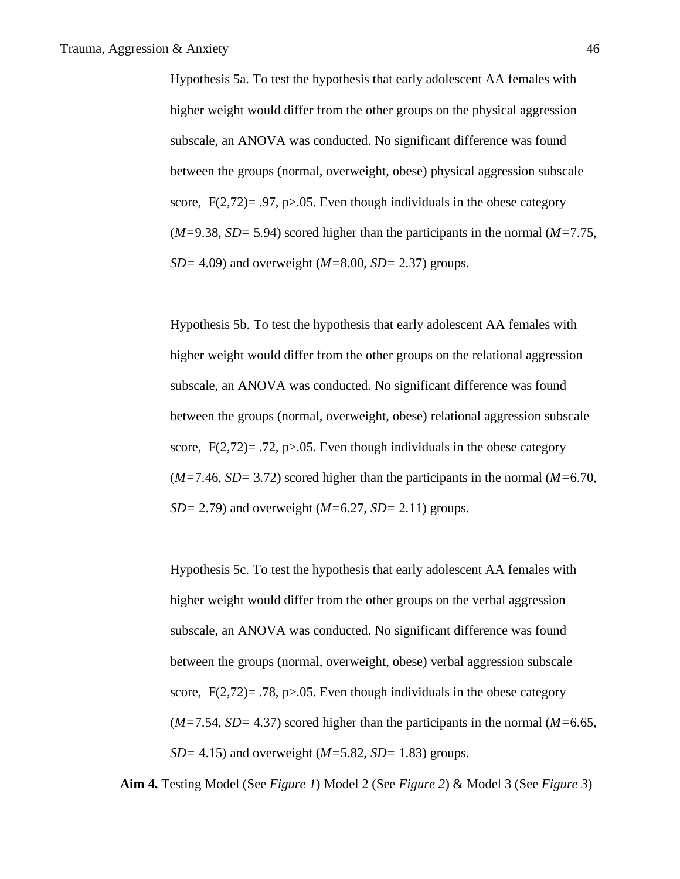Hypothesis 5a. To test the hypothesis that early adolescent AA females with higher weight would differ from the other groups on the physical aggression subscale, an ANOVA was conducted. No significant difference was found between the groups (normal, overweight, obese) physical aggression subscale score, $F(2,72) = .97$, $p > .05$. Even though individuals in the obese category (*M*=9.38, *SD*= 5.94) scored higher than the participants in the normal (*M*=7.75, *SD*= 4.09) and overweight (*M*=8.00, *SD*= 2.37) groups.

Hypothesis 5b. To test the hypothesis that early adolescent AA females with higher weight would differ from the other groups on the relational aggression subscale, an ANOVA was conducted. No significant difference was found between the groups (normal, overweight, obese) relational aggression subscale score, $F(2,72) = .72$, $p > .05$. Even though individuals in the obese category (*M*=7.46, *SD*= 3.72) scored higher than the participants in the normal (*M*=6.70, *SD*= 2.79) and overweight (*M*=6.27, *SD*= 2.11) groups.

Hypothesis 5c. To test the hypothesis that early adolescent AA females with higher weight would differ from the other groups on the verbal aggression subscale, an ANOVA was conducted. No significant difference was found between the groups (normal, overweight, obese) verbal aggression subscale score, $F(2,72) = .78$, $p > .05$. Even though individuals in the obese category (*M*=7.54, *SD*= 4.37) scored higher than the participants in the normal (*M*=6.65, *SD*= 4.15) and overweight (*M*=5.82, *SD*= 1.83) groups.

**Aim 4.** Testing Model (See *Figure 1*) Model 2 (See *Figure 2*) & Model 3 (See *Figure 3*)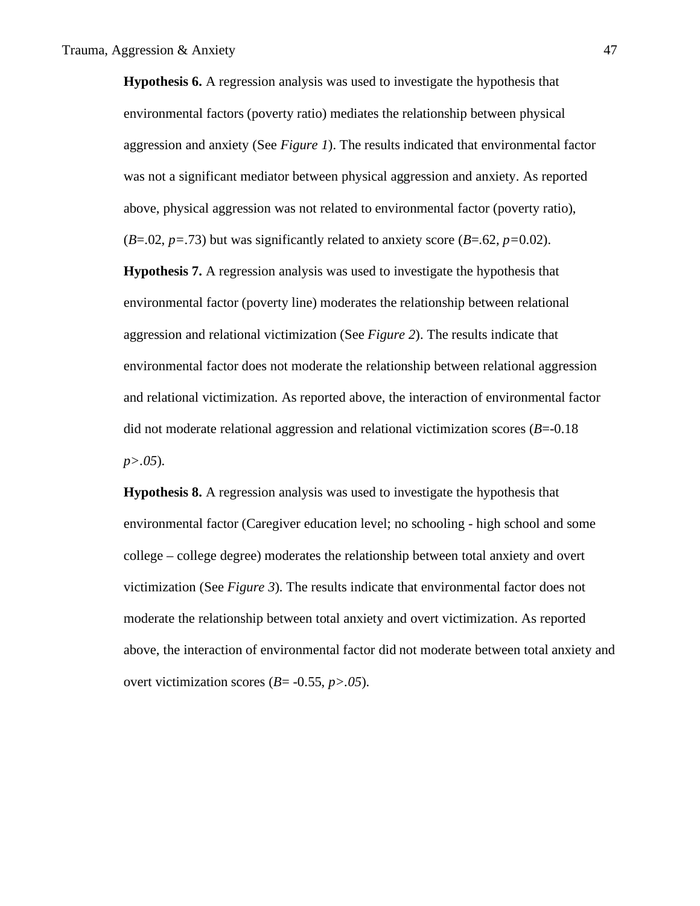**Hypothesis 6.** A regression analysis was used to investigate the hypothesis that environmental factors (poverty ratio) mediates the relationship between physical aggression and anxiety (See *Figure 1*). The results indicated that environmental factor was not a significant mediator between physical aggression and anxiety. As reported above, physical aggression was not related to environmental factor (poverty ratio), ($B$=.02, $p$=.73) but was significantly related to anxiety score ($B$=.62, $p$=0.02).

**Hypothesis 7.** A regression analysis was used to investigate the hypothesis that environmental factor (poverty line) moderates the relationship between relational aggression and relational victimization (See *Figure 2*). The results indicate that environmental factor does not moderate the relationship between relational aggression and relational victimization. As reported above, the interaction of environmental factor did not moderate relational aggression and relational victimization scores ($B$=-0.18 $p>.05$).

**Hypothesis 8.** A regression analysis was used to investigate the hypothesis that environmental factor (Caregiver education level; no schooling - high school and some college – college degree) moderates the relationship between total anxiety and overt victimization (See *Figure 3*). The results indicate that environmental factor does not moderate the relationship between total anxiety and overt victimization. As reported above, the interaction of environmental factor did not moderate between total anxiety and overt victimization scores ($B$= -0.55, $p>.05$).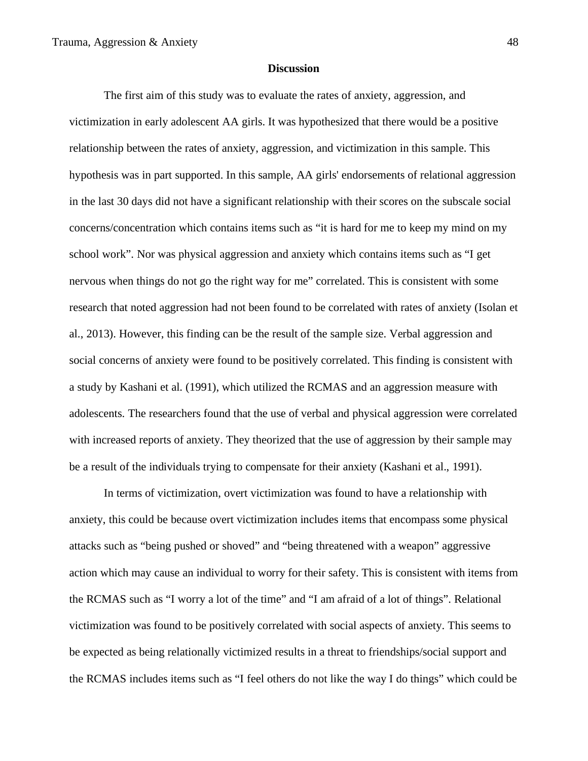## Discussion

The first aim of this study was to evaluate the rates of anxiety, aggression, and victimization in early adolescent AA girls. It was hypothesized that there would be a positive relationship between the rates of anxiety, aggression, and victimization in this sample. This hypothesis was in part supported. In this sample, AA girls' endorsements of relational aggression in the last 30 days did not have a significant relationship with their scores on the subscale social concerns/concentration which contains items such as "it is hard for me to keep my mind on my school work". Nor was physical aggression and anxiety which contains items such as "I get nervous when things do not go the right way for me" correlated. This is consistent with some research that noted aggression had not been found to be correlated with rates of anxiety (Isolan et al., 2013). However, this finding can be the result of the sample size. Verbal aggression and social concerns of anxiety were found to be positively correlated. This finding is consistent with a study by Kashani et al. (1991), which utilized the RCMAS and an aggression measure with adolescents. The researchers found that the use of verbal and physical aggression were correlated with increased reports of anxiety. They theorized that the use of aggression by their sample may be a result of the individuals trying to compensate for their anxiety (Kashani et al., 1991).

In terms of victimization, overt victimization was found to have a relationship with anxiety, this could be because overt victimization includes items that encompass some physical attacks such as "being pushed or shoved" and "being threatened with a weapon" aggressive action which may cause an individual to worry for their safety. This is consistent with items from the RCMAS such as "I worry a lot of the time" and "I am afraid of a lot of things". Relational victimization was found to be positively correlated with social aspects of anxiety. This seems to be expected as being relationally victimized results in a threat to friendships/social support and the RCMAS includes items such as "I feel others do not like the way I do things" which could be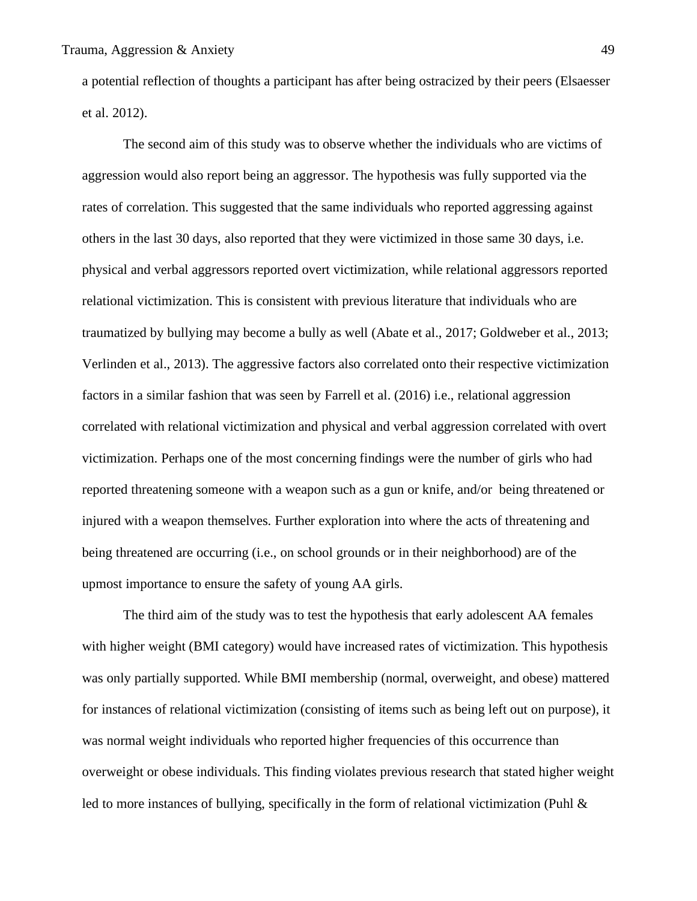a potential reflection of thoughts a participant has after being ostracized by their peers (Elsaesser et al. 2012).

The second aim of this study was to observe whether the individuals who are victims of aggression would also report being an aggressor. The hypothesis was fully supported via the rates of correlation. This suggested that the same individuals who reported aggressing against others in the last 30 days, also reported that they were victimized in those same 30 days, i.e. physical and verbal aggressors reported overt victimization, while relational aggressors reported relational victimization. This is consistent with previous literature that individuals who are traumatized by bullying may become a bully as well (Abate et al., 2017; Goldweber et al., 2013; Verlinden et al., 2013). The aggressive factors also correlated onto their respective victimization factors in a similar fashion that was seen by Farrell et al. (2016) i.e., relational aggression correlated with relational victimization and physical and verbal aggression correlated with overt victimization. Perhaps one of the most concerning findings were the number of girls who had reported threatening someone with a weapon such as a gun or knife, and/or being threatened or injured with a weapon themselves. Further exploration into where the acts of threatening and being threatened are occurring (i.e., on school grounds or in their neighborhood) are of the upmost importance to ensure the safety of young AA girls.

The third aim of the study was to test the hypothesis that early adolescent AA females with higher weight (BMI category) would have increased rates of victimization. This hypothesis was only partially supported. While BMI membership (normal, overweight, and obese) mattered for instances of relational victimization (consisting of items such as being left out on purpose), it was normal weight individuals who reported higher frequencies of this occurrence than overweight or obese individuals. This finding violates previous research that stated higher weight led to more instances of bullying, specifically in the form of relational victimization (Puhl &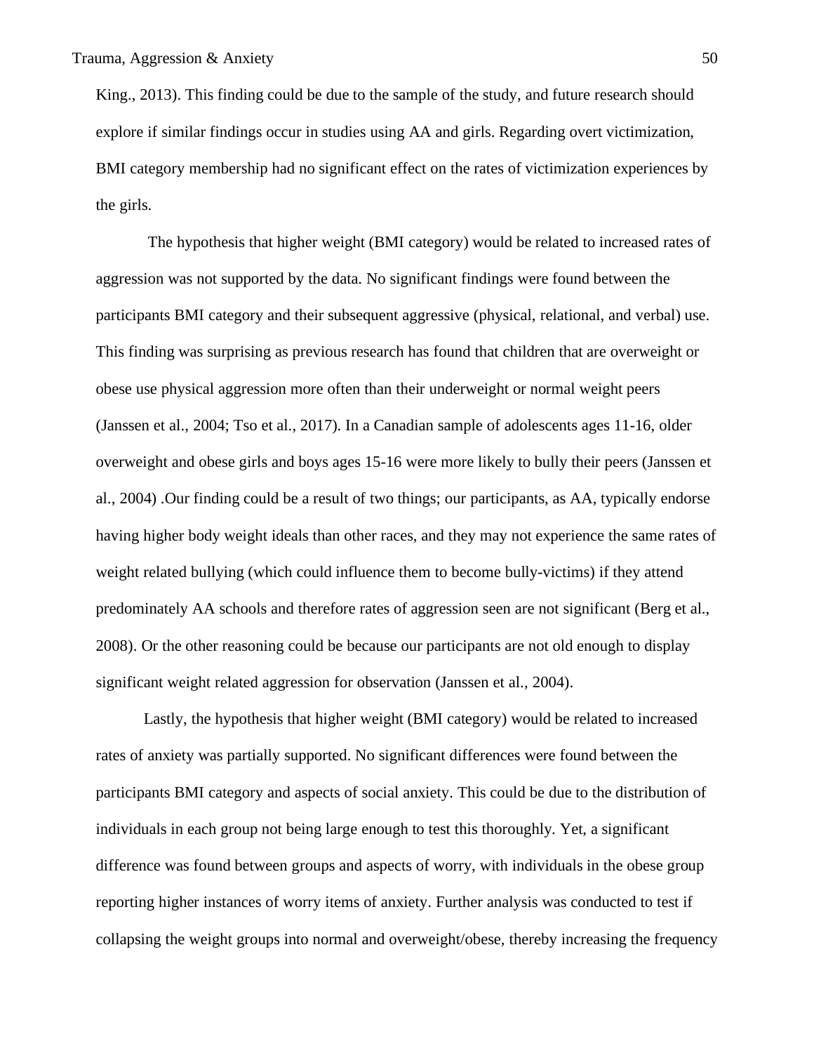King., 2013). This finding could be due to the sample of the study, and future research should explore if similar findings occur in studies using AA and girls. Regarding overt victimization, BMI category membership had no significant effect on the rates of victimization experiences by the girls.

The hypothesis that higher weight (BMI category) would be related to increased rates of aggression was not supported by the data. No significant findings were found between the participants BMI category and their subsequent aggressive (physical, relational, and verbal) use. This finding was surprising as previous research has found that children that are overweight or obese use physical aggression more often than their underweight or normal weight peers (Janssen et al., 2004; Tso et al., 2017). In a Canadian sample of adolescents ages 11-16, older overweight and obese girls and boys ages 15-16 were more likely to bully their peers (Janssen et al., 2004) .Our finding could be a result of two things; our participants, as AA, typically endorse having higher body weight ideals than other races, and they may not experience the same rates of weight related bullying (which could influence them to become bully-victims) if they attend predominately AA schools and therefore rates of aggression seen are not significant (Berg et al., 2008). Or the other reasoning could be because our participants are not old enough to display significant weight related aggression for observation (Janssen et al., 2004).

Lastly, the hypothesis that higher weight (BMI category) would be related to increased rates of anxiety was partially supported. No significant differences were found between the participants BMI category and aspects of social anxiety. This could be due to the distribution of individuals in each group not being large enough to test this thoroughly. Yet, a significant difference was found between groups and aspects of worry, with individuals in the obese group reporting higher instances of worry items of anxiety. Further analysis was conducted to test if collapsing the weight groups into normal and overweight/obese, thereby increasing the frequency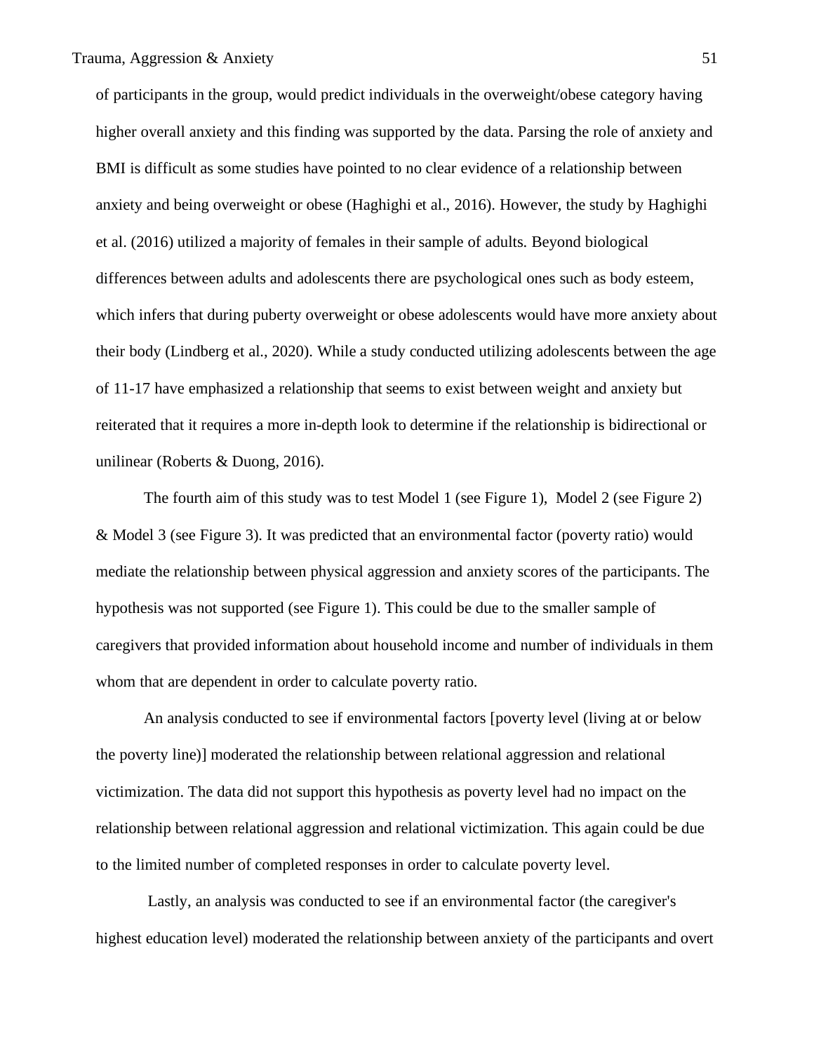of participants in the group, would predict individuals in the overweight/obese category having higher overall anxiety and this finding was supported by the data. Parsing the role of anxiety and BMI is difficult as some studies have pointed to no clear evidence of a relationship between anxiety and being overweight or obese (Haghighi et al., 2016). However, the study by Haghighi et al. (2016) utilized a majority of females in their sample of adults. Beyond biological differences between adults and adolescents there are psychological ones such as body esteem, which infers that during puberty overweight or obese adolescents would have more anxiety about their body (Lindberg et al., 2020). While a study conducted utilizing adolescents between the age of 11-17 have emphasized a relationship that seems to exist between weight and anxiety but reiterated that it requires a more in-depth look to determine if the relationship is bidirectional or unilinear (Roberts & Duong, 2016).

The fourth aim of this study was to test Model 1 (see Figure 1), Model 2 (see Figure 2) & Model 3 (see Figure 3). It was predicted that an environmental factor (poverty ratio) would mediate the relationship between physical aggression and anxiety scores of the participants. The hypothesis was not supported (see Figure 1). This could be due to the smaller sample of caregivers that provided information about household income and number of individuals in them whom that are dependent in order to calculate poverty ratio.

An analysis conducted to see if environmental factors [poverty level (living at or below the poverty line)] moderated the relationship between relational aggression and relational victimization. The data did not support this hypothesis as poverty level had no impact on the relationship between relational aggression and relational victimization. This again could be due to the limited number of completed responses in order to calculate poverty level.

Lastly, an analysis was conducted to see if an environmental factor (the caregiver's highest education level) moderated the relationship between anxiety of the participants and overt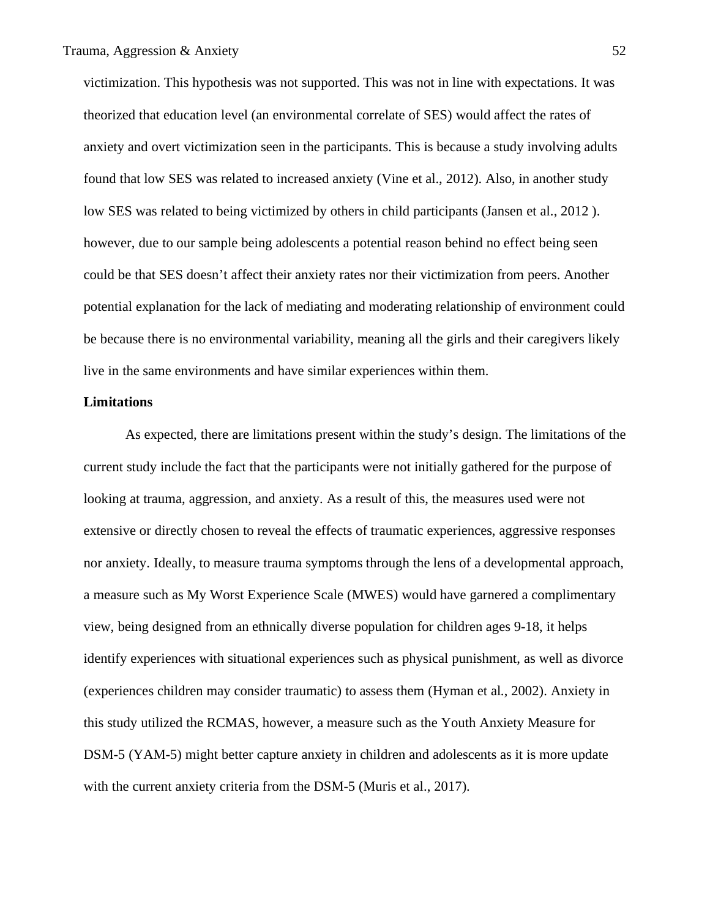victimization. This hypothesis was not supported. This was not in line with expectations. It was theorized that education level (an environmental correlate of SES) would affect the rates of anxiety and overt victimization seen in the participants. This is because a study involving adults found that low SES was related to increased anxiety (Vine et al., 2012). Also, in another study low SES was related to being victimized by others in child participants (Jansen et al., 2012 ). however, due to our sample being adolescents a potential reason behind no effect being seen could be that SES doesn't affect their anxiety rates nor their victimization from peers. Another potential explanation for the lack of mediating and moderating relationship of environment could be because there is no environmental variability, meaning all the girls and their caregivers likely live in the same environments and have similar experiences within them.

**Limitations**

As expected, there are limitations present within the study's design. The limitations of the current study include the fact that the participants were not initially gathered for the purpose of looking at trauma, aggression, and anxiety. As a result of this, the measures used were not extensive or directly chosen to reveal the effects of traumatic experiences, aggressive responses nor anxiety. Ideally, to measure trauma symptoms through the lens of a developmental approach, a measure such as My Worst Experience Scale (MWES) would have garnered a complimentary view, being designed from an ethnically diverse population for children ages 9-18, it helps identify experiences with situational experiences such as physical punishment, as well as divorce (experiences children may consider traumatic) to assess them (Hyman et al., 2002). Anxiety in this study utilized the RCMAS, however, a measure such as the Youth Anxiety Measure for DSM-5 (YAM-5) might better capture anxiety in children and adolescents as it is more update with the current anxiety criteria from the DSM-5 (Muris et al., 2017).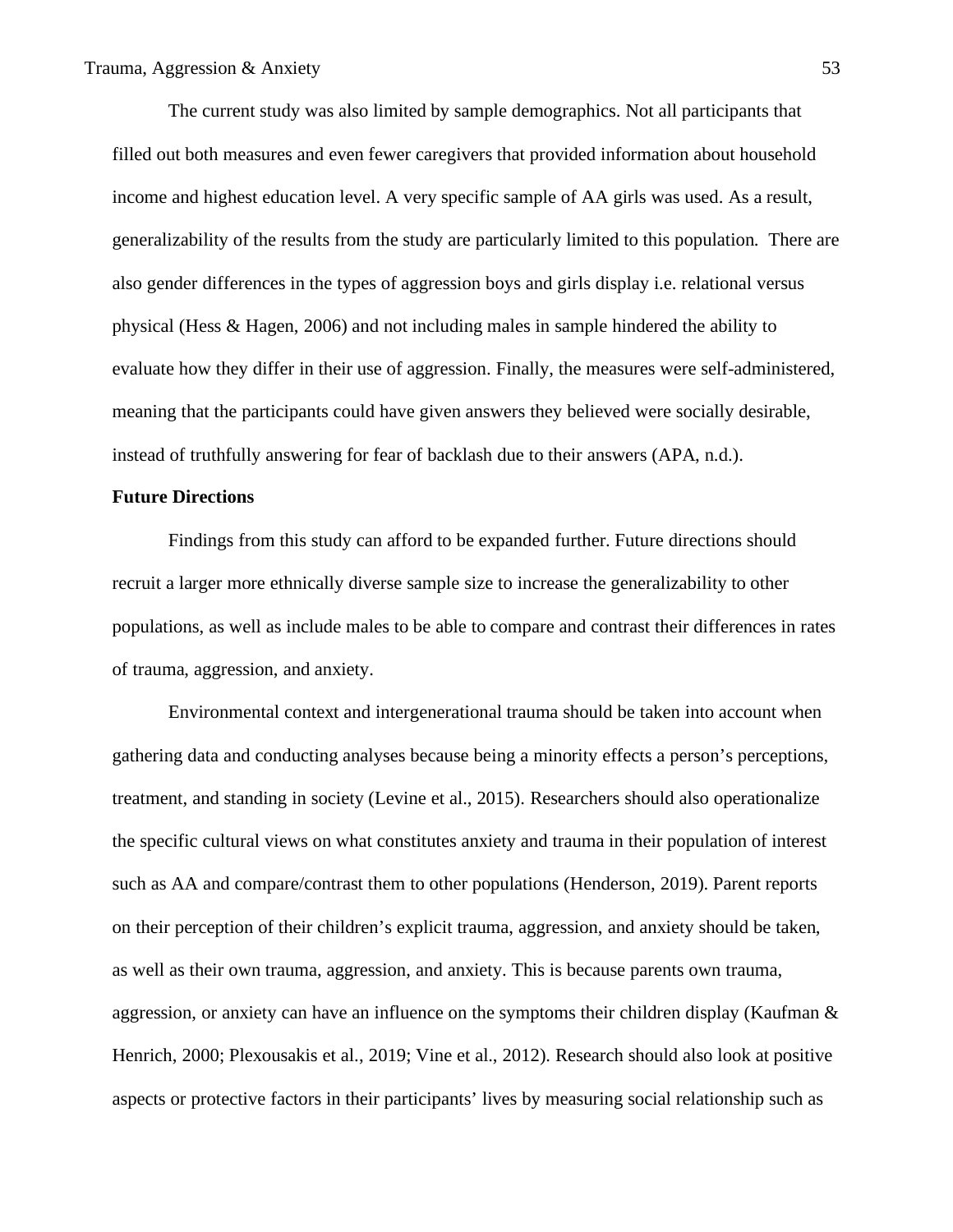The current study was also limited by sample demographics. Not all participants that filled out both measures and even fewer caregivers that provided information about household income and highest education level. A very specific sample of AA girls was used. As a result, generalizability of the results from the study are particularly limited to this population. There are also gender differences in the types of aggression boys and girls display i.e. relational versus physical (Hess & Hagen, 2006) and not including males in sample hindered the ability to evaluate how they differ in their use of aggression. Finally, the measures were self-administered, meaning that the participants could have given answers they believed were socially desirable, instead of truthfully answering for fear of backlash due to their answers (APA, n.d.).

## Future Directions

Findings from this study can afford to be expanded further. Future directions should recruit a larger more ethnically diverse sample size to increase the generalizability to other populations, as well as include males to be able to compare and contrast their differences in rates of trauma, aggression, and anxiety.

Environmental context and intergenerational trauma should be taken into account when gathering data and conducting analyses because being a minority effects a person's perceptions, treatment, and standing in society (Levine et al., 2015). Researchers should also operationalize the specific cultural views on what constitutes anxiety and trauma in their population of interest such as AA and compare/contrast them to other populations (Henderson, 2019). Parent reports on their perception of their children's explicit trauma, aggression, and anxiety should be taken, as well as their own trauma, aggression, and anxiety. This is because parents own trauma, aggression, or anxiety can have an influence on the symptoms their children display (Kaufman & Henrich, 2000; Plexousakis et al., 2019; Vine et al., 2012). Research should also look at positive aspects or protective factors in their participants' lives by measuring social relationship such as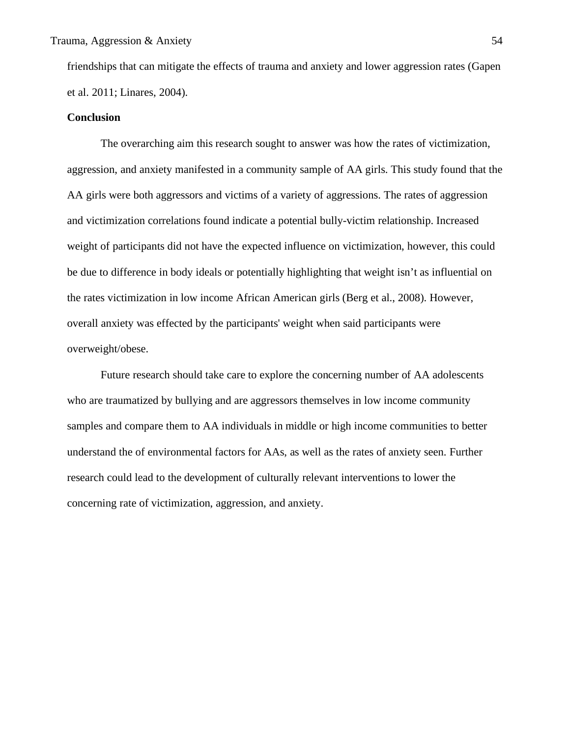friendships that can mitigate the effects of trauma and anxiety and lower aggression rates (Gapen et al. 2011; Linares, 2004).

**Conclusion**

The overarching aim this research sought to answer was how the rates of victimization, aggression, and anxiety manifested in a community sample of AA girls. This study found that the AA girls were both aggressors and victims of a variety of aggressions. The rates of aggression and victimization correlations found indicate a potential bully-victim relationship. Increased weight of participants did not have the expected influence on victimization, however, this could be due to difference in body ideals or potentially highlighting that weight isn't as influential on the rates victimization in low income African American girls (Berg et al., 2008). However, overall anxiety was effected by the participants' weight when said participants were overweight/obese.

Future research should take care to explore the concerning number of AA adolescents who are traumatized by bullying and are aggressors themselves in low income community samples and compare them to AA individuals in middle or high income communities to better understand the of environmental factors for AAs, as well as the rates of anxiety seen. Further research could lead to the development of culturally relevant interventions to lower the concerning rate of victimization, aggression, and anxiety.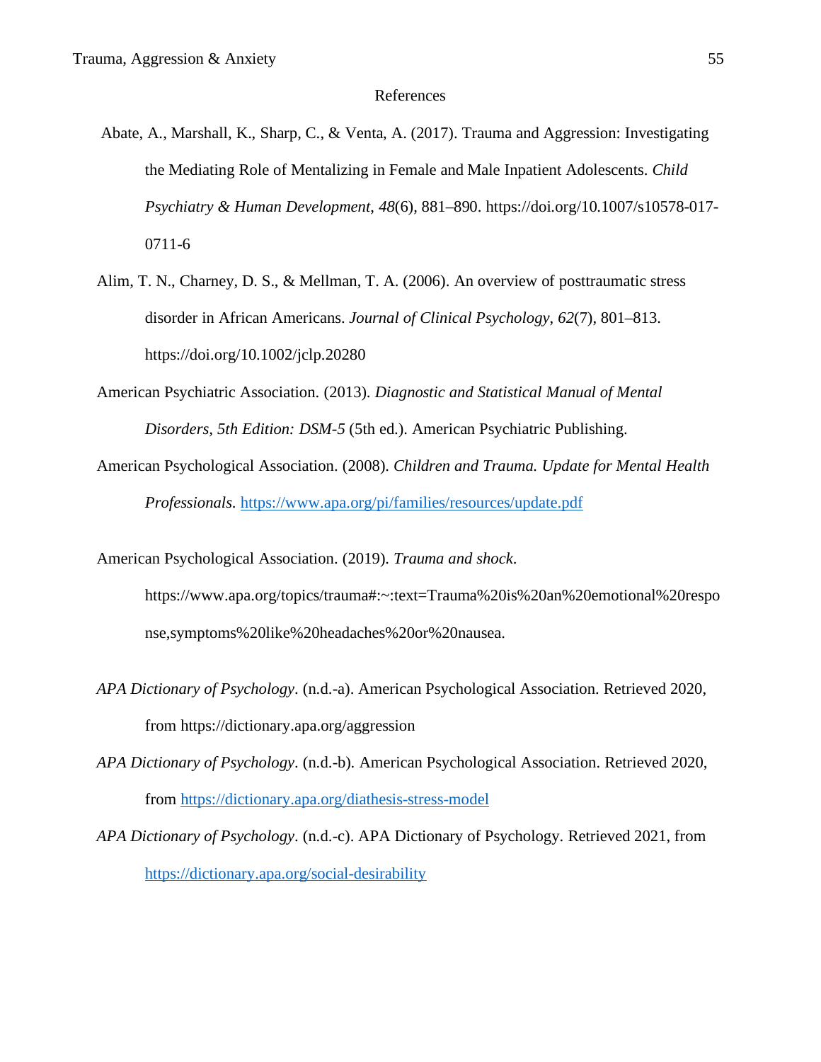# References

Abate, A., Marshall, K., Sharp, C., & Venta, A. (2017). Trauma and Aggression: Investigating the Mediating Role of Mentalizing in Female and Male Inpatient Adolescents. *Child Psychiatry & Human Development*, *48*(6), 881–890. https://doi.org/10.1007/s10578-017-0711-6

Alim, T. N., Charney, D. S., & Mellman, T. A. (2006). An overview of posttraumatic stress disorder in African Americans. *Journal of Clinical Psychology*, *62*(7), 801–813. https://doi.org/10.1002/jclp.20280

American Psychiatric Association. (2013). *Diagnostic and Statistical Manual of Mental Disorders*, *5th Edition: DSM-5* (5th ed.). American Psychiatric Publishing.

American Psychological Association. (2008). *Children and Trauma. Update for Mental Health Professionals*. https://www.apa.org/pi/families/resources/update.pdf

American Psychological Association. (2019). *Trauma and shock*. https://www.apa.org/topics/trauma#:~:text=Trauma%20is%20an%20emotional%20response,symptoms%20like%20headaches%20or%20nausea.

*APA Dictionary of Psychology*. (n.d.-a). American Psychological Association. Retrieved 2020, from https://dictionary.apa.org/aggression

*APA Dictionary of Psychology*. (n.d.-b). American Psychological Association. Retrieved 2020, from https://dictionary.apa.org/diathesis-stress-model

*APA Dictionary of Psychology*. (n.d.-c). APA Dictionary of Psychology. Retrieved 2021, from https://dictionary.apa.org/social-desirability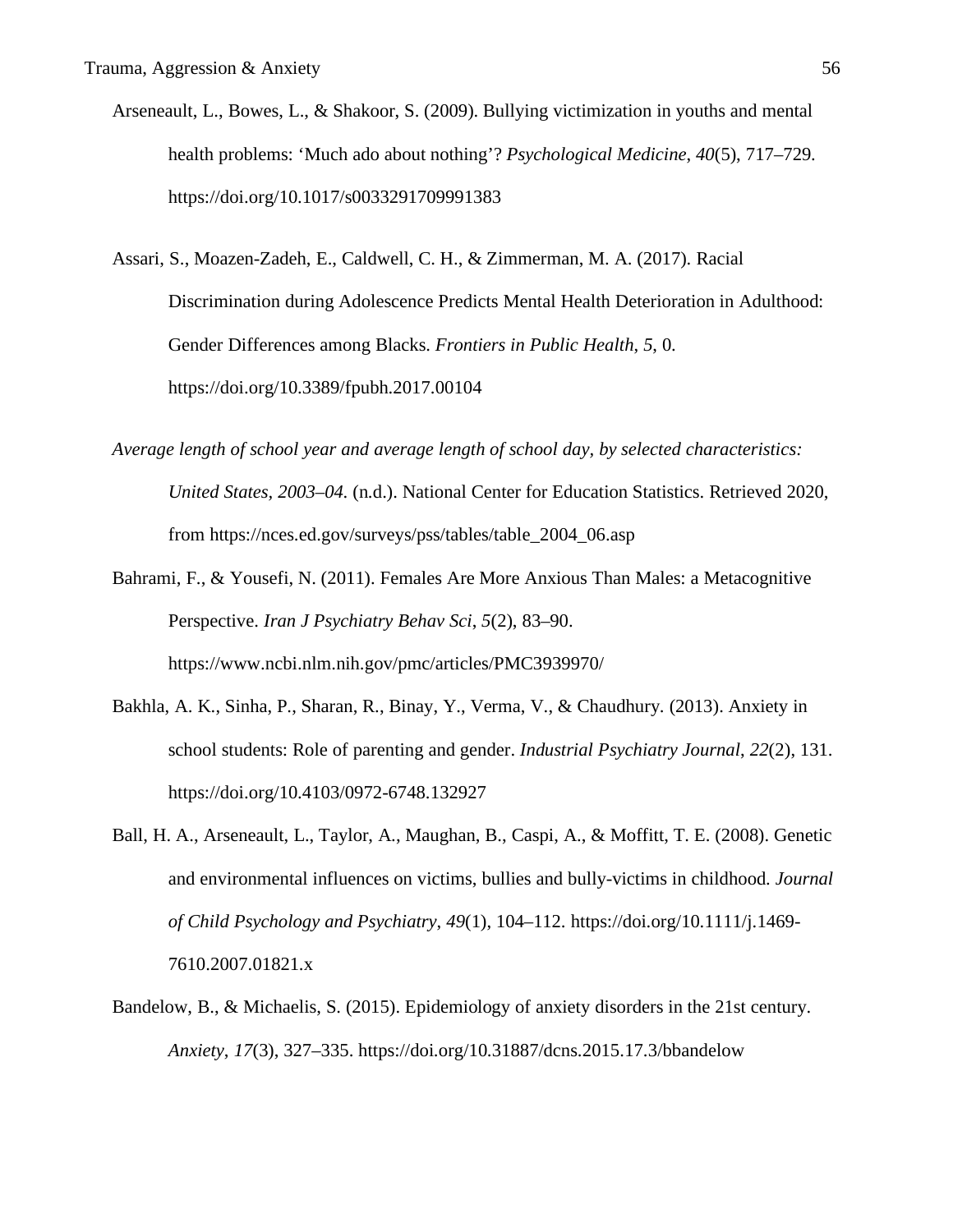Arseneault, L., Bowes, L., & Shakoor, S. (2009). Bullying victimization in youths and mental health problems: 'Much ado about nothing'? *Psychological Medicine*, *40*(5), 717–729. https://doi.org/10.1017/s0033291709991383

Assari, S., Moazen-Zadeh, E., Caldwell, C. H., & Zimmerman, M. A. (2017). Racial Discrimination during Adolescence Predicts Mental Health Deterioration in Adulthood: Gender Differences among Blacks. *Frontiers in Public Health*, *5*, 0. https://doi.org/10.3389/fpubh.2017.00104

*Average length of school year and average length of school day, by selected characteristics: United States, 2003–04*. (n.d.). National Center for Education Statistics. Retrieved 2020, from https://nces.ed.gov/surveys/pss/tables/table_2004_06.asp

Bahrami, F., & Yousefi, N. (2011). Females Are More Anxious Than Males: a Metacognitive Perspective. *Iran J Psychiatry Behav Sci*, *5*(2), 83–90. https://www.ncbi.nlm.nih.gov/pmc/articles/PMC3939970/

Bakhla, A. K., Sinha, P., Sharan, R., Binay, Y., Verma, V., & Chaudhury. (2013). Anxiety in school students: Role of parenting and gender. *Industrial Psychiatry Journal*, *22*(2), 131. https://doi.org/10.4103/0972-6748.132927

Ball, H. A., Arseneault, L., Taylor, A., Maughan, B., Caspi, A., & Moffitt, T. E. (2008). Genetic and environmental influences on victims, bullies and bully-victims in childhood. *Journal of Child Psychology and Psychiatry*, *49*(1), 104–112. https://doi.org/10.1111/j.1469-7610.2007.01821.x

Bandelow, B., & Michaelis, S. (2015). Epidemiology of anxiety disorders in the 21st century. *Anxiety*, *17*(3), 327–335. https://doi.org/10.31887/dcns.2015.17.3/bbandelow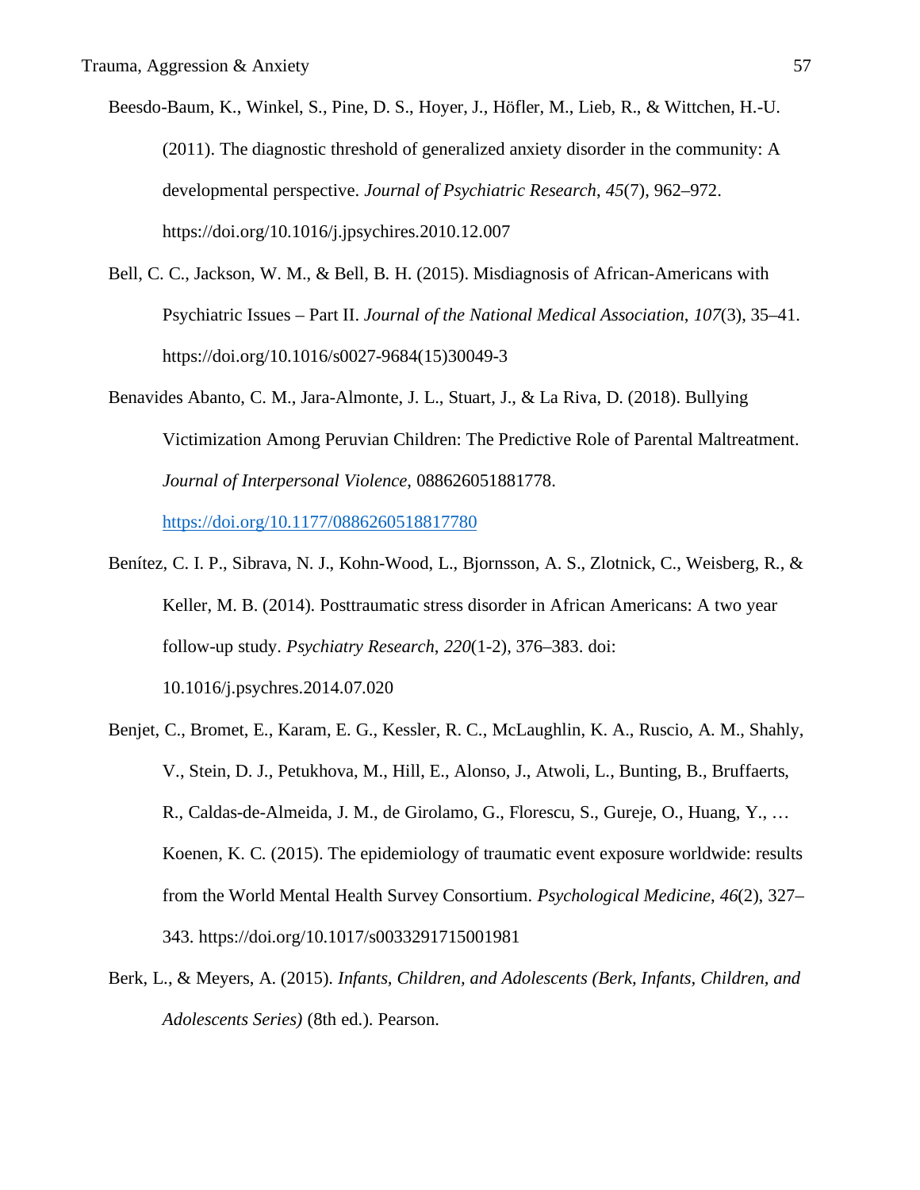Beesdo-Baum, K., Winkel, S., Pine, D. S., Hoyer, J., Höfler, M., Lieb, R., & Wittchen, H.-U. (2011). The diagnostic threshold of generalized anxiety disorder in the community: A developmental perspective. *Journal of Psychiatric Research*, *45*(7), 962–972. https://doi.org/10.1016/j.jpsychires.2010.12.007

Bell, C. C., Jackson, W. M., & Bell, B. H. (2015). Misdiagnosis of African-Americans with Psychiatric Issues – Part II. *Journal of the National Medical Association*, *107*(3), 35–41. https://doi.org/10.1016/s0027-9684(15)30049-3

Benavides Abanto, C. M., Jara-Almonte, J. L., Stuart, J., & La Riva, D. (2018). Bullying Victimization Among Peruvian Children: The Predictive Role of Parental Maltreatment. *Journal of Interpersonal Violence*, 088626051881778. https://doi.org/10.1177/0886260518817780

Benítez, C. I. P., Sibrava, N. J., Kohn-Wood, L., Bjornsson, A. S., Zlotnick, C., Weisberg, R., & Keller, M. B. (2014). Posttraumatic stress disorder in African Americans: A two year follow-up study. *Psychiatry Research*, *220*(1-2), 376–383. doi: 10.1016/j.psychres.2014.07.020

Benjet, C., Bromet, E., Karam, E. G., Kessler, R. C., McLaughlin, K. A., Ruscio, A. M., Shahly, V., Stein, D. J., Petukhova, M., Hill, E., Alonso, J., Atwoli, L., Bunting, B., Bruffaerts, R., Caldas-de-Almeida, J. M., de Girolamo, G., Florescu, S., Gureje, O., Huang, Y., … Koenen, K. C. (2015). The epidemiology of traumatic event exposure worldwide: results from the World Mental Health Survey Consortium. *Psychological Medicine*, *46*(2), 327–343. https://doi.org/10.1017/s0033291715001981

Berk, L., & Meyers, A. (2015). *Infants, Children, and Adolescents (Berk, Infants, Children, and Adolescents Series)* (8th ed.). Pearson.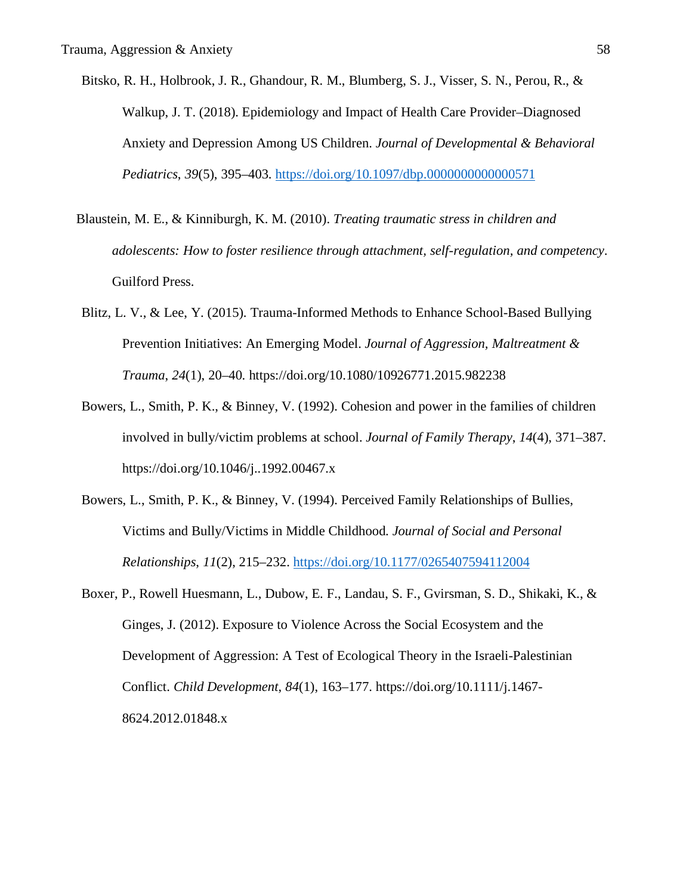Bitsko, R. H., Holbrook, J. R., Ghandour, R. M., Blumberg, S. J., Visser, S. N., Perou, R., & Walkup, J. T. (2018). Epidemiology and Impact of Health Care Provider–Diagnosed Anxiety and Depression Among US Children. *Journal of Developmental & Behavioral Pediatrics*, *39*(5), 395–403. https://doi.org/10.1097/dbp.0000000000000571

Blaustein, M. E., & Kinniburgh, K. M. (2010). *Treating traumatic stress in children and adolescents: How to foster resilience through attachment, self-regulation, and competency*. Guilford Press.

Blitz, L. V., & Lee, Y. (2015). Trauma-Informed Methods to Enhance School-Based Bullying Prevention Initiatives: An Emerging Model. *Journal of Aggression, Maltreatment & Trauma*, *24*(1), 20–40. https://doi.org/10.1080/10926771.2015.982238

Bowers, L., Smith, P. K., & Binney, V. (1992). Cohesion and power in the families of children involved in bully/victim problems at school. *Journal of Family Therapy*, *14*(4), 371–387. https://doi.org/10.1046/j..1992.00467.x

Bowers, L., Smith, P. K., & Binney, V. (1994). Perceived Family Relationships of Bullies, Victims and Bully/Victims in Middle Childhood. *Journal of Social and Personal Relationships*, *11*(2), 215–232. https://doi.org/10.1177/0265407594112004

Boxer, P., Rowell Huesmann, L., Dubow, E. F., Landau, S. F., Gvirsman, S. D., Shikaki, K., & Ginges, J. (2012). Exposure to Violence Across the Social Ecosystem and the Development of Aggression: A Test of Ecological Theory in the Israeli-Palestinian Conflict. *Child Development*, *84*(1), 163–177. https://doi.org/10.1111/j.1467-8624.2012.01848.x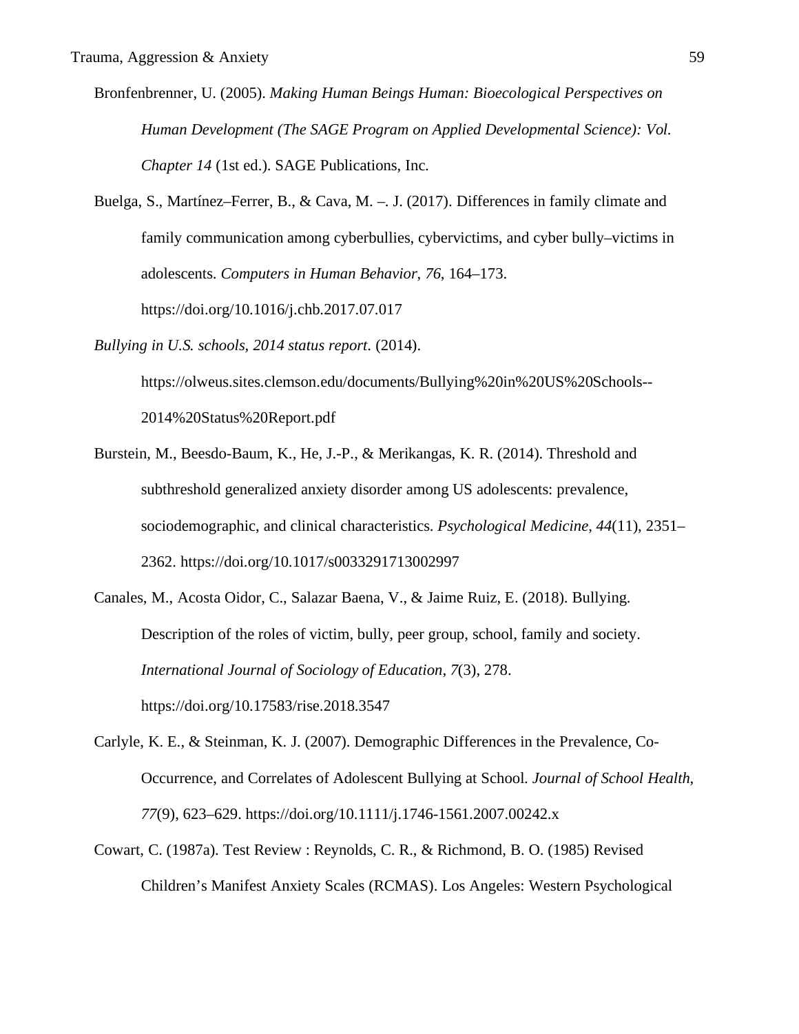Bronfenbrenner, U. (2005). *Making Human Beings Human: Bioecological Perspectives on Human Development (The SAGE Program on Applied Developmental Science): Vol. Chapter 14* (1st ed.). SAGE Publications, Inc.

Buelga, S., Martínez–Ferrer, B., & Cava, M. –. J. (2017). Differences in family climate and family communication among cyberbullies, cybervictims, and cyber bully–victims in adolescents. *Computers in Human Behavior*, *76*, 164–173. https://doi.org/10.1016/j.chb.2017.07.017

*Bullying in U.S. schools, 2014 status report*. (2014). https://olweus.sites.clemson.edu/documents/Bullying%20in%20US%20Schools--2014%20Status%20Report.pdf

Burstein, M., Beesdo-Baum, K., He, J.-P., & Merikangas, K. R. (2014). Threshold and subthreshold generalized anxiety disorder among US adolescents: prevalence, sociodemographic, and clinical characteristics. *Psychological Medicine*, *44*(11), 2351–2362. https://doi.org/10.1017/s0033291713002997

Canales, M., Acosta Oidor, C., Salazar Baena, V., & Jaime Ruiz, E. (2018). Bullying. Description of the roles of victim, bully, peer group, school, family and society. *International Journal of Sociology of Education*, *7*(3), 278. https://doi.org/10.17583/rise.2018.3547

Carlyle, K. E., & Steinman, K. J. (2007). Demographic Differences in the Prevalence, Co-Occurrence, and Correlates of Adolescent Bullying at School. *Journal of School Health*, *77*(9), 623–629. https://doi.org/10.1111/j.1746-1561.2007.00242.x

Cowart, C. (1987a). Test Review : Reynolds, C. R., & Richmond, B. O. (1985) Revised Children's Manifest Anxiety Scales (RCMAS). Los Angeles: Western Psychological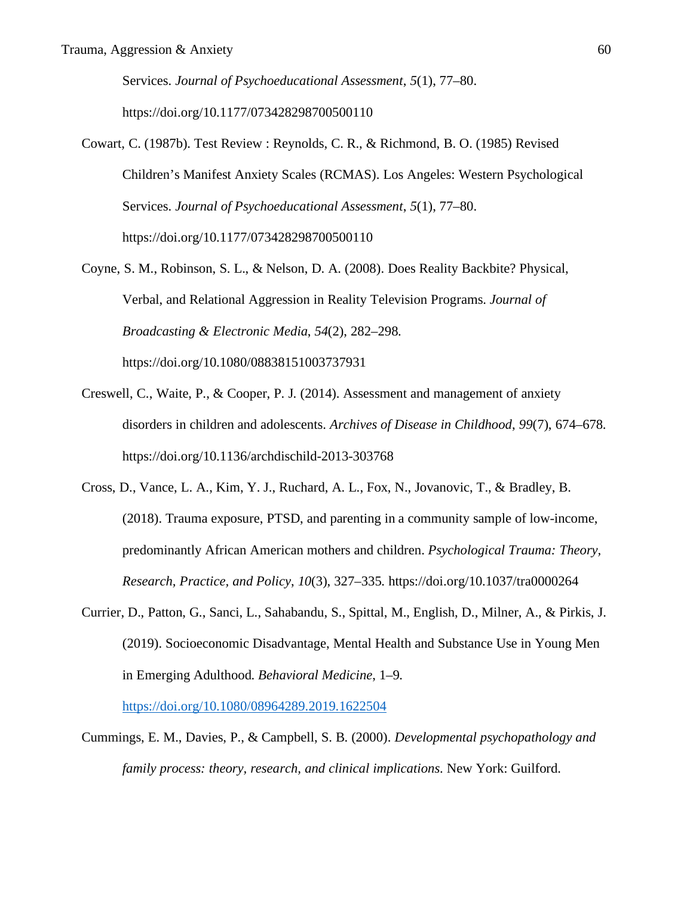Services. *Journal of Psychoeducational Assessment*, *5*(1), 77–80. https://doi.org/10.1177/073428298700500110

Cowart, C. (1987b). Test Review : Reynolds, C. R., & Richmond, B. O. (1985) Revised Children's Manifest Anxiety Scales (RCMAS). Los Angeles: Western Psychological Services. *Journal of Psychoeducational Assessment*, *5*(1), 77–80. https://doi.org/10.1177/073428298700500110

Coyne, S. M., Robinson, S. L., & Nelson, D. A. (2008). Does Reality Backbite? Physical, Verbal, and Relational Aggression in Reality Television Programs. *Journal of Broadcasting & Electronic Media*, *54*(2), 282–298. https://doi.org/10.1080/08838151003737931

Creswell, C., Waite, P., & Cooper, P. J. (2014). Assessment and management of anxiety disorders in children and adolescents. *Archives of Disease in Childhood*, *99*(7), 674–678. https://doi.org/10.1136/archdischild-2013-303768

Cross, D., Vance, L. A., Kim, Y. J., Ruchard, A. L., Fox, N., Jovanovic, T., & Bradley, B. (2018). Trauma exposure, PTSD, and parenting in a community sample of low-income, predominantly African American mothers and children. *Psychological Trauma: Theory, Research, Practice, and Policy*, *10*(3), 327–335. https://doi.org/10.1037/tra0000264

Currier, D., Patton, G., Sanci, L., Sahabandu, S., Spittal, M., English, D., Milner, A., & Pirkis, J. (2019). Socioeconomic Disadvantage, Mental Health and Substance Use in Young Men in Emerging Adulthood. *Behavioral Medicine*, 1–9. https://doi.org/10.1080/08964289.2019.1622504

Cummings, E. M., Davies, P., & Campbell, S. B. (2000). *Developmental psychopathology and family process: theory, research, and clinical implications*. New York: Guilford.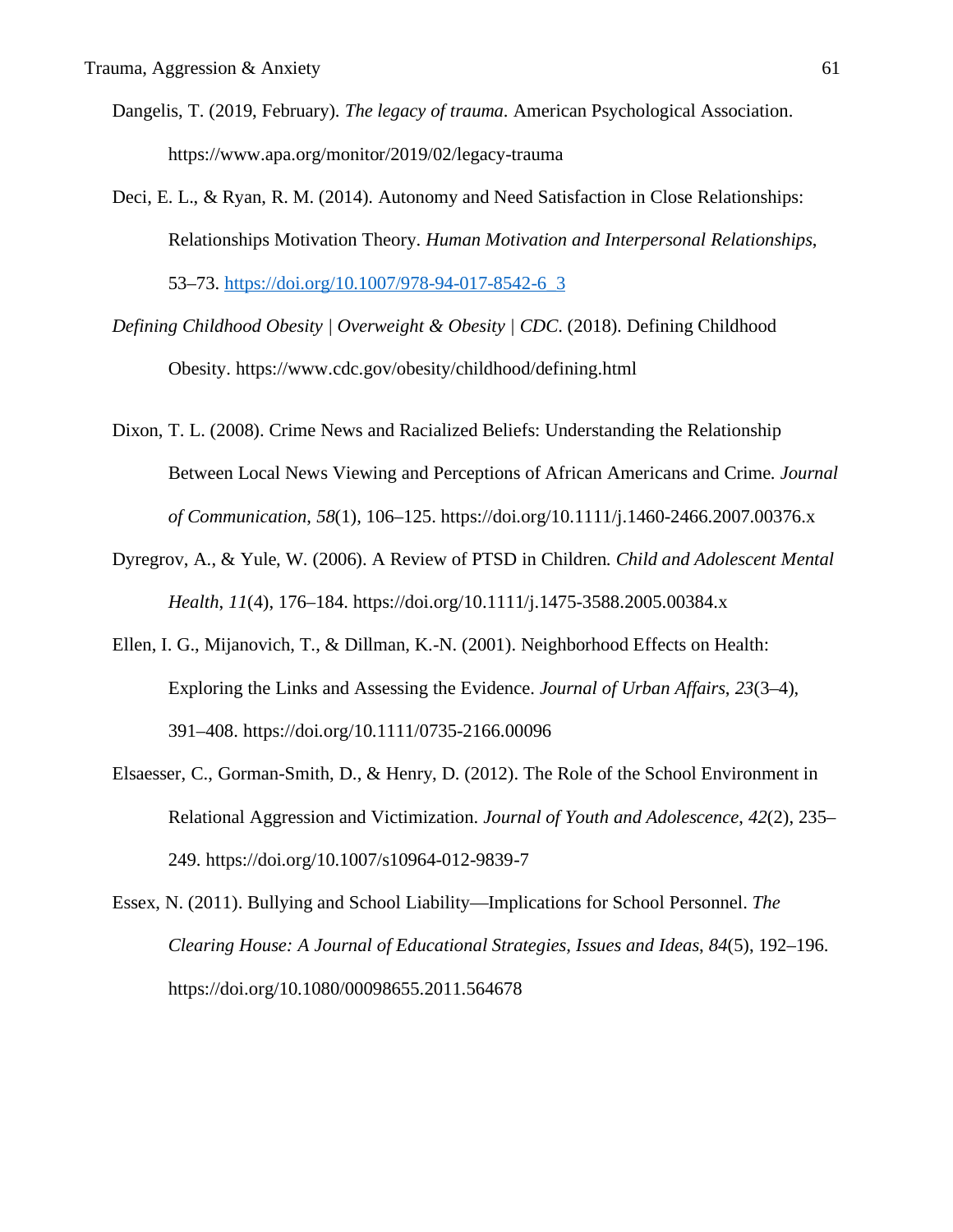Dangelis, T. (2019, February). *The legacy of trauma*. American Psychological Association. https://www.apa.org/monitor/2019/02/legacy-trauma

Deci, E. L., & Ryan, R. M. (2014). Autonomy and Need Satisfaction in Close Relationships: Relationships Motivation Theory. *Human Motivation and Interpersonal Relationships*, 53–73. https://doi.org/10.1007/978-94-017-8542-6_3

*Defining Childhood Obesity | Overweight & Obesity | CDC*. (2018). Defining Childhood Obesity. https://www.cdc.gov/obesity/childhood/defining.html

Dixon, T. L. (2008). Crime News and Racialized Beliefs: Understanding the Relationship Between Local News Viewing and Perceptions of African Americans and Crime. *Journal of Communication*, *58*(1), 106–125. https://doi.org/10.1111/j.1460-2466.2007.00376.x

Dyregrov, A., & Yule, W. (2006). A Review of PTSD in Children. *Child and Adolescent Mental Health*, *11*(4), 176–184. https://doi.org/10.1111/j.1475-3588.2005.00384.x

Ellen, I. G., Mijanovich, T., & Dillman, K.-N. (2001). Neighborhood Effects on Health: Exploring the Links and Assessing the Evidence. *Journal of Urban Affairs*, *23*(3–4), 391–408. https://doi.org/10.1111/0735-2166.00096

Elsaesser, C., Gorman-Smith, D., & Henry, D. (2012). The Role of the School Environment in Relational Aggression and Victimization. *Journal of Youth and Adolescence*, *42*(2), 235–249. https://doi.org/10.1007/s10964-012-9839-7

Essex, N. (2011). Bullying and School Liability—Implications for School Personnel. *The Clearing House: A Journal of Educational Strategies, Issues and Ideas*, *84*(5), 192–196. https://doi.org/10.1080/00098655.2011.564678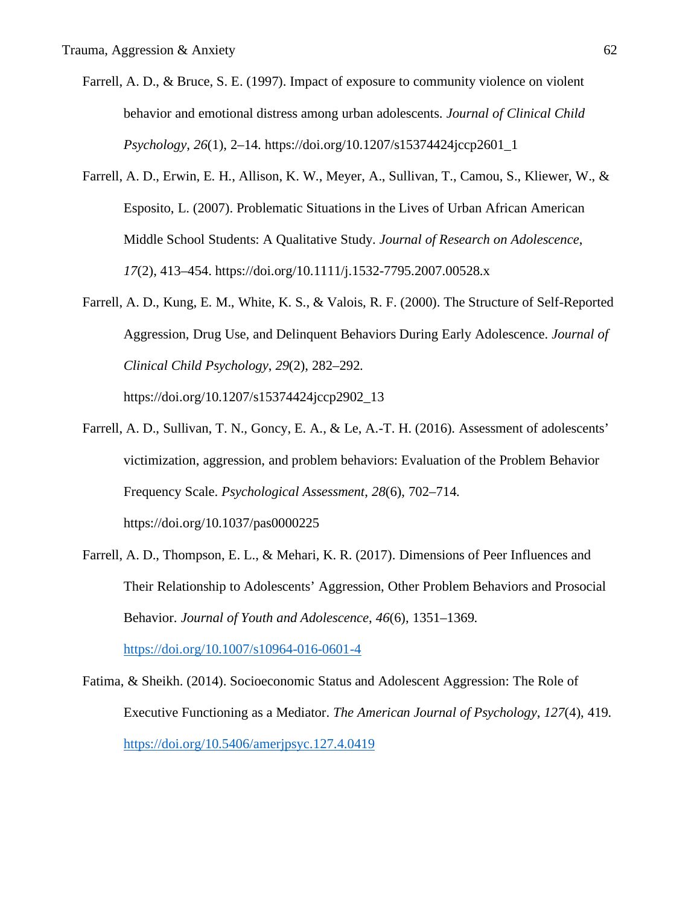Farrell, A. D., & Bruce, S. E. (1997). Impact of exposure to community violence on violent behavior and emotional distress among urban adolescents. *Journal of Clinical Child Psychology*, *26*(1), 2–14. https://doi.org/10.1207/s15374424jccp2601_1

Farrell, A. D., Erwin, E. H., Allison, K. W., Meyer, A., Sullivan, T., Camou, S., Kliewer, W., & Esposito, L. (2007). Problematic Situations in the Lives of Urban African American Middle School Students: A Qualitative Study. *Journal of Research on Adolescence*, *17*(2), 413–454. https://doi.org/10.1111/j.1532-7795.2007.00528.x

Farrell, A. D., Kung, E. M., White, K. S., & Valois, R. F. (2000). The Structure of Self-Reported Aggression, Drug Use, and Delinquent Behaviors During Early Adolescence. *Journal of Clinical Child Psychology*, *29*(2), 282–292. https://doi.org/10.1207/s15374424jccp2902_13

Farrell, A. D., Sullivan, T. N., Goncy, E. A., & Le, A.-T. H. (2016). Assessment of adolescents' victimization, aggression, and problem behaviors: Evaluation of the Problem Behavior Frequency Scale. *Psychological Assessment*, *28*(6), 702–714. https://doi.org/10.1037/pas0000225

Farrell, A. D., Thompson, E. L., & Mehari, K. R. (2017). Dimensions of Peer Influences and Their Relationship to Adolescents' Aggression, Other Problem Behaviors and Prosocial Behavior. *Journal of Youth and Adolescence*, *46*(6), 1351–1369. https://doi.org/10.1007/s10964-016-0601-4

Fatima, & Sheikh. (2014). Socioeconomic Status and Adolescent Aggression: The Role of Executive Functioning as a Mediator. *The American Journal of Psychology*, *127*(4), 419. https://doi.org/10.5406/amerjpsyc.127.4.0419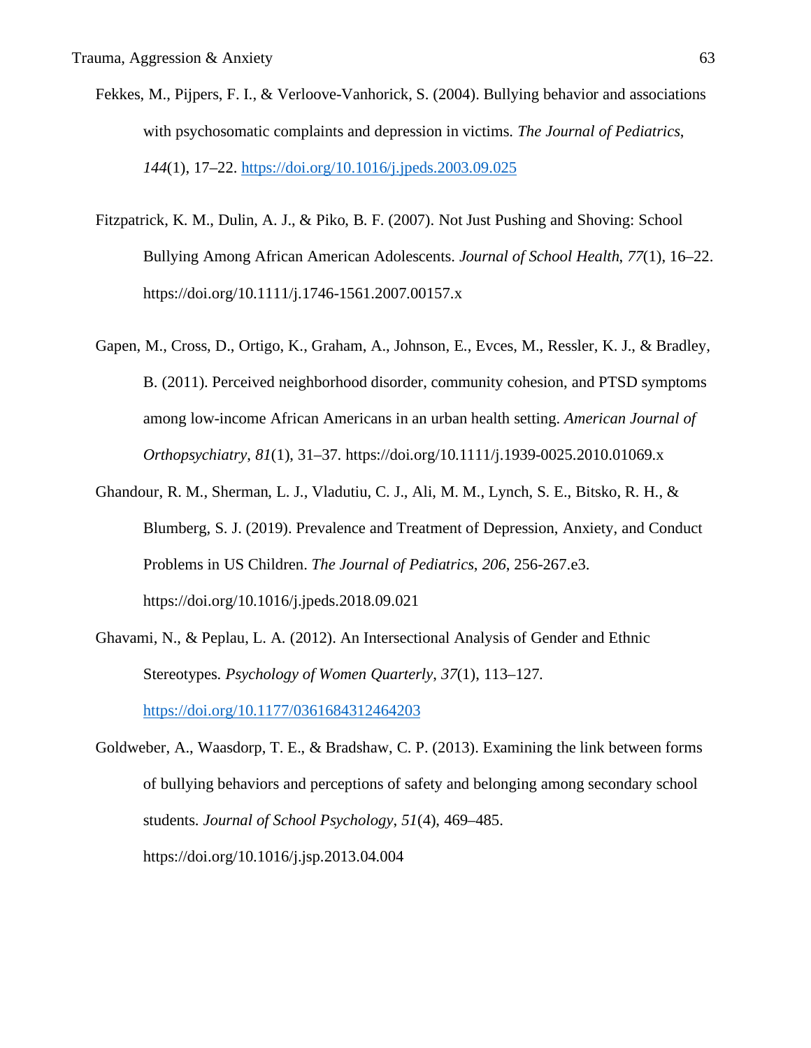Fekkes, M., Pijpers, F. I., & Verloove-Vanhorick, S. (2004). Bullying behavior and associations with psychosomatic complaints and depression in victims. *The Journal of Pediatrics*, *144*(1), 17–22. https://doi.org/10.1016/j.jpeds.2003.09.025

Fitzpatrick, K. M., Dulin, A. J., & Piko, B. F. (2007). Not Just Pushing and Shoving: School Bullying Among African American Adolescents. *Journal of School Health*, *77*(1), 16–22. https://doi.org/10.1111/j.1746-1561.2007.00157.x

Gapen, M., Cross, D., Ortigo, K., Graham, A., Johnson, E., Evces, M., Ressler, K. J., & Bradley, B. (2011). Perceived neighborhood disorder, community cohesion, and PTSD symptoms among low-income African Americans in an urban health setting. *American Journal of Orthopsychiatry*, *81*(1), 31–37. https://doi.org/10.1111/j.1939-0025.2010.01069.x

Ghandour, R. M., Sherman, L. J., Vladutiu, C. J., Ali, M. M., Lynch, S. E., Bitsko, R. H., & Blumberg, S. J. (2019). Prevalence and Treatment of Depression, Anxiety, and Conduct Problems in US Children. *The Journal of Pediatrics*, *206*, 256-267.e3. https://doi.org/10.1016/j.jpeds.2018.09.021

Ghavami, N., & Peplau, L. A. (2012). An Intersectional Analysis of Gender and Ethnic Stereotypes. *Psychology of Women Quarterly*, *37*(1), 113–127. https://doi.org/10.1177/0361684312464203

Goldweber, A., Waasdorp, T. E., & Bradshaw, C. P. (2013). Examining the link between forms of bullying behaviors and perceptions of safety and belonging among secondary school students. *Journal of School Psychology*, *51*(4), 469–485. https://doi.org/10.1016/j.jsp.2013.04.004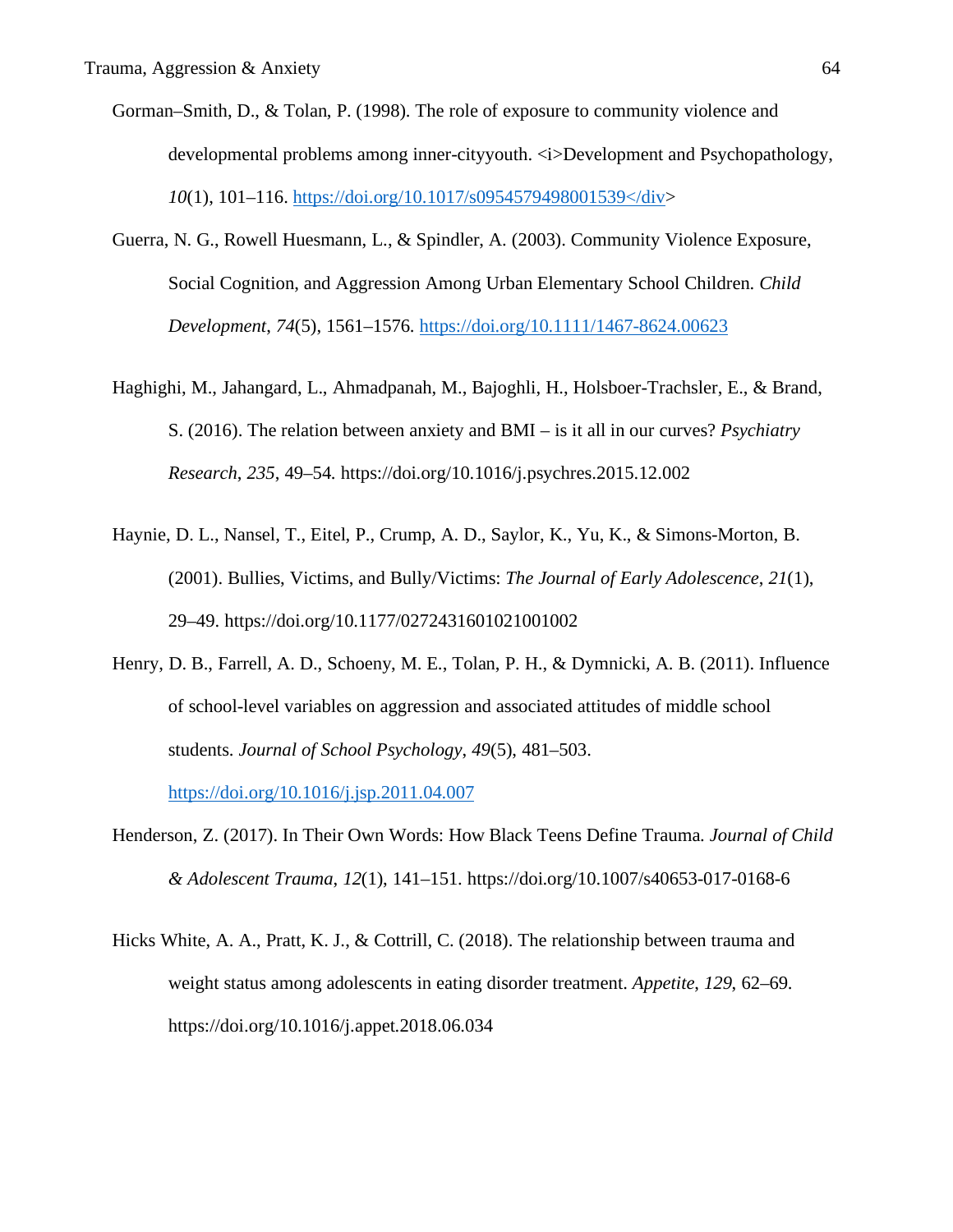Gorman–Smith, D., & Tolan, P. (1998). The role of exposure to community violence and developmental problems among inner-cityyouth. <i>Development and Psychopathology, *10*(1), 101–116. https://doi.org/10.1017/s0954579498001539</div>

Guerra, N. G., Rowell Huesmann, L., & Spindler, A. (2003). Community Violence Exposure, Social Cognition, and Aggression Among Urban Elementary School Children. *Child Development*, *74*(5), 1561–1576. https://doi.org/10.1111/1467-8624.00623

Haghighi, M., Jahangard, L., Ahmadpanah, M., Bajoghli, H., Holsboer-Trachsler, E., & Brand, S. (2016). The relation between anxiety and BMI – is it all in our curves? *Psychiatry Research*, *235*, 49–54. https://doi.org/10.1016/j.psychres.2015.12.002

Haynie, D. L., Nansel, T., Eitel, P., Crump, A. D., Saylor, K., Yu, K., & Simons-Morton, B. (2001). Bullies, Victims, and Bully/Victims: *The Journal of Early Adolescence*, *21*(1), 29–49. https://doi.org/10.1177/0272431601021001002

Henry, D. B., Farrell, A. D., Schoeny, M. E., Tolan, P. H., & Dymnicki, A. B. (2011). Influence of school-level variables on aggression and associated attitudes of middle school students. *Journal of School Psychology*, *49*(5), 481–503. https://doi.org/10.1016/j.jsp.2011.04.007

Henderson, Z. (2017). In Their Own Words: How Black Teens Define Trauma. *Journal of Child & Adolescent Trauma*, *12*(1), 141–151. https://doi.org/10.1007/s40653-017-0168-6

Hicks White, A. A., Pratt, K. J., & Cottrill, C. (2018). The relationship between trauma and weight status among adolescents in eating disorder treatment. *Appetite*, *129*, 62–69. https://doi.org/10.1016/j.appet.2018.06.034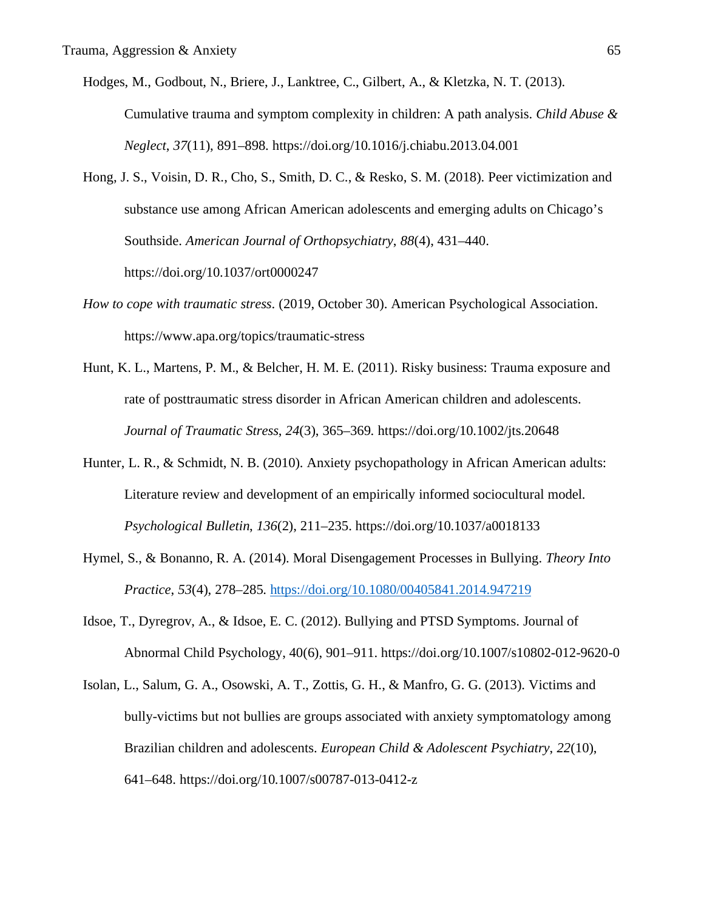Hodges, M., Godbout, N., Briere, J., Lanktree, C., Gilbert, A., & Kletzka, N. T. (2013). Cumulative trauma and symptom complexity in children: A path analysis. *Child Abuse & Neglect*, *37*(11), 891–898. https://doi.org/10.1016/j.chiabu.2013.04.001

Hong, J. S., Voisin, D. R., Cho, S., Smith, D. C., & Resko, S. M. (2018). Peer victimization and substance use among African American adolescents and emerging adults on Chicago's Southside. *American Journal of Orthopsychiatry*, *88*(4), 431–440. https://doi.org/10.1037/ort0000247

*How to cope with traumatic stress*. (2019, October 30). American Psychological Association. https://www.apa.org/topics/traumatic-stress

Hunt, K. L., Martens, P. M., & Belcher, H. M. E. (2011). Risky business: Trauma exposure and rate of posttraumatic stress disorder in African American children and adolescents. *Journal of Traumatic Stress*, *24*(3), 365–369. https://doi.org/10.1002/jts.20648

Hunter, L. R., & Schmidt, N. B. (2010). Anxiety psychopathology in African American adults: Literature review and development of an empirically informed sociocultural model. *Psychological Bulletin*, *136*(2), 211–235. https://doi.org/10.1037/a0018133

Hymel, S., & Bonanno, R. A. (2014). Moral Disengagement Processes in Bullying. *Theory Into Practice*, *53*(4), 278–285. https://doi.org/10.1080/00405841.2014.947219

Idsoe, T., Dyregrov, A., & Idsoe, E. C. (2012). Bullying and PTSD Symptoms. Journal of Abnormal Child Psychology, 40(6), 901–911. https://doi.org/10.1007/s10802-012-9620-0

Isolan, L., Salum, G. A., Osowski, A. T., Zottis, G. H., & Manfro, G. G. (2013). Victims and bully-victims but not bullies are groups associated with anxiety symptomatology among Brazilian children and adolescents. *European Child & Adolescent Psychiatry*, *22*(10), 641–648. https://doi.org/10.1007/s00787-013-0412-z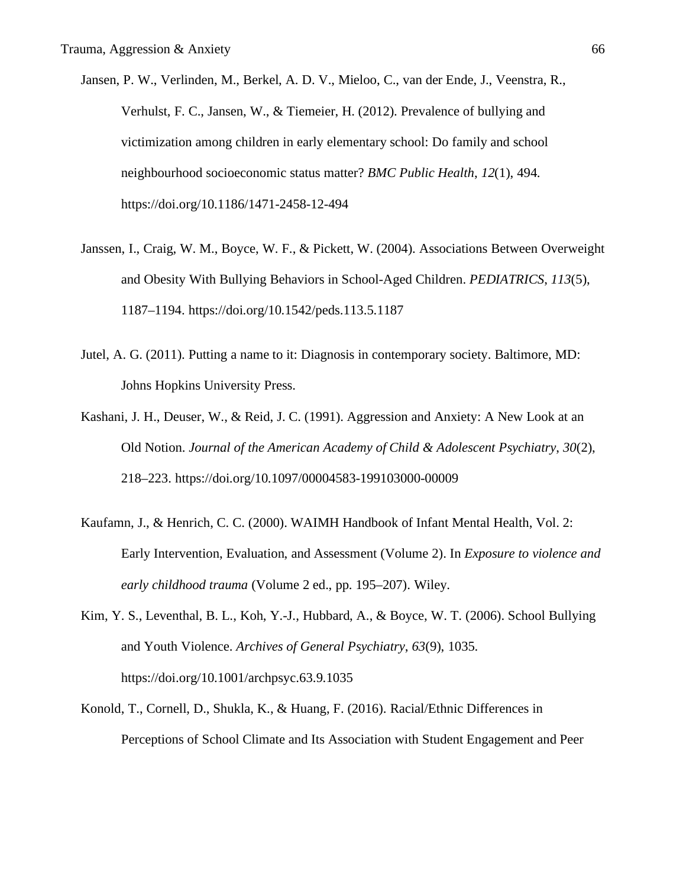Jansen, P. W., Verlinden, M., Berkel, A. D. V., Mieloo, C., van der Ende, J., Veenstra, R., Verhulst, F. C., Jansen, W., & Tiemeier, H. (2012). Prevalence of bullying and victimization among children in early elementary school: Do family and school neighbourhood socioeconomic status matter? *BMC Public Health*, *12*(1), 494. https://doi.org/10.1186/1471-2458-12-494

Janssen, I., Craig, W. M., Boyce, W. F., & Pickett, W. (2004). Associations Between Overweight and Obesity With Bullying Behaviors in School-Aged Children. *PEDIATRICS*, *113*(5), 1187–1194. https://doi.org/10.1542/peds.113.5.1187

Jutel, A. G. (2011). Putting a name to it: Diagnosis in contemporary society. Baltimore, MD: Johns Hopkins University Press.

Kashani, J. H., Deuser, W., & Reid, J. C. (1991). Aggression and Anxiety: A New Look at an Old Notion. *Journal of the American Academy of Child & Adolescent Psychiatry*, *30*(2), 218–223. https://doi.org/10.1097/00004583-199103000-00009

Kaufamn, J., & Henrich, C. C. (2000). WAIMH Handbook of Infant Mental Health, Vol. 2: Early Intervention, Evaluation, and Assessment (Volume 2). In *Exposure to violence and early childhood trauma* (Volume 2 ed., pp. 195–207). Wiley.

Kim, Y. S., Leventhal, B. L., Koh, Y.-J., Hubbard, A., & Boyce, W. T. (2006). School Bullying and Youth Violence. *Archives of General Psychiatry*, *63*(9), 1035. https://doi.org/10.1001/archpsyc.63.9.1035

Konold, T., Cornell, D., Shukla, K., & Huang, F. (2016). Racial/Ethnic Differences in Perceptions of School Climate and Its Association with Student Engagement and Peer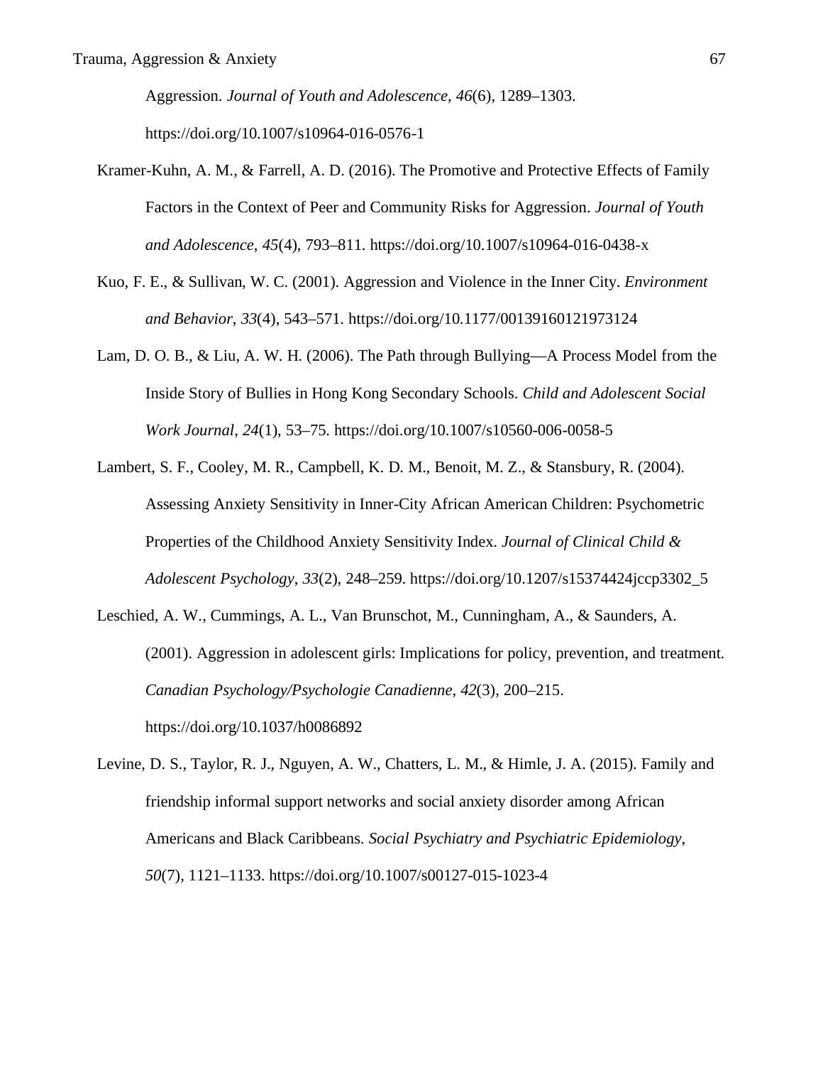Aggression. *Journal of Youth and Adolescence*, *46*(6), 1289–1303. https://doi.org/10.1007/s10964-016-0576-1

Kramer-Kuhn, A. M., & Farrell, A. D. (2016). The Promotive and Protective Effects of Family Factors in the Context of Peer and Community Risks for Aggression. *Journal of Youth and Adolescence*, *45*(4), 793–811. https://doi.org/10.1007/s10964-016-0438-x

Kuo, F. E., & Sullivan, W. C. (2001). Aggression and Violence in the Inner City. *Environment and Behavior*, *33*(4), 543–571. https://doi.org/10.1177/00139160121973124

Lam, D. O. B., & Liu, A. W. H. (2006). The Path through Bullying—A Process Model from the Inside Story of Bullies in Hong Kong Secondary Schools. *Child and Adolescent Social Work Journal*, *24*(1), 53–75. https://doi.org/10.1007/s10560-006-0058-5

Lambert, S. F., Cooley, M. R., Campbell, K. D. M., Benoit, M. Z., & Stansbury, R. (2004). Assessing Anxiety Sensitivity in Inner-City African American Children: Psychometric Properties of the Childhood Anxiety Sensitivity Index. *Journal of Clinical Child & Adolescent Psychology*, *33*(2), 248–259. https://doi.org/10.1207/s15374424jccp3302_5

Leschied, A. W., Cummings, A. L., Van Brunschot, M., Cunningham, A., & Saunders, A. (2001). Aggression in adolescent girls: Implications for policy, prevention, and treatment. *Canadian Psychology/Psychologie Canadienne*, *42*(3), 200–215. https://doi.org/10.1037/h0086892

Levine, D. S., Taylor, R. J., Nguyen, A. W., Chatters, L. M., & Himle, J. A. (2015). Family and friendship informal support networks and social anxiety disorder among African Americans and Black Caribbeans. *Social Psychiatry and Psychiatric Epidemiology*, *50*(7), 1121–1133. https://doi.org/10.1007/s00127-015-1023-4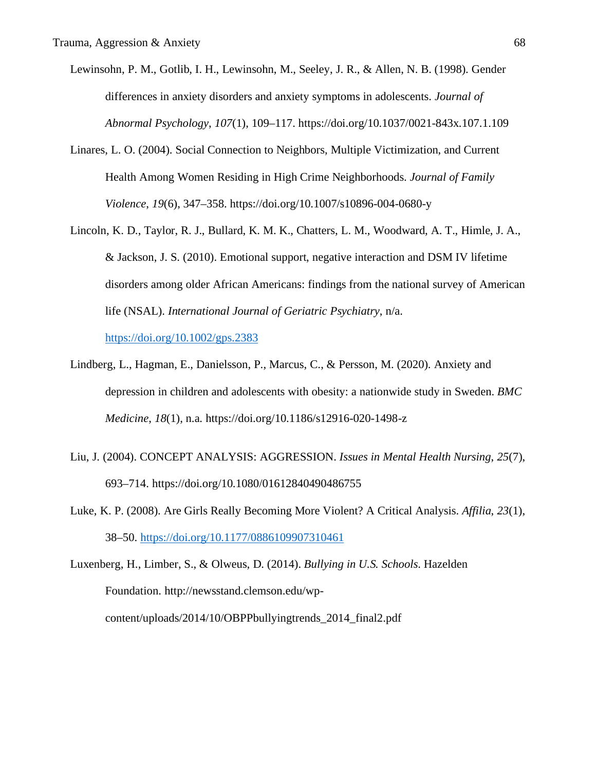Lewinsohn, P. M., Gotlib, I. H., Lewinsohn, M., Seeley, J. R., & Allen, N. B. (1998). Gender differences in anxiety disorders and anxiety symptoms in adolescents. *Journal of Abnormal Psychology*, *107*(1), 109–117. https://doi.org/10.1037/0021-843x.107.1.109

Linares, L. O. (2004). Social Connection to Neighbors, Multiple Victimization, and Current Health Among Women Residing in High Crime Neighborhoods. *Journal of Family Violence*, *19*(6), 347–358. https://doi.org/10.1007/s10896-004-0680-y

Lincoln, K. D., Taylor, R. J., Bullard, K. M. K., Chatters, L. M., Woodward, A. T., Himle, J. A., & Jackson, J. S. (2010). Emotional support, negative interaction and DSM IV lifetime disorders among older African Americans: findings from the national survey of American life (NSAL). *International Journal of Geriatric Psychiatry*, n/a. https://doi.org/10.1002/gps.2383

Lindberg, L., Hagman, E., Danielsson, P., Marcus, C., & Persson, M. (2020). Anxiety and depression in children and adolescents with obesity: a nationwide study in Sweden. *BMC Medicine*, *18*(1), n.a. https://doi.org/10.1186/s12916-020-1498-z

Liu, J. (2004). CONCEPT ANALYSIS: AGGRESSION. *Issues in Mental Health Nursing*, *25*(7), 693–714. https://doi.org/10.1080/01612840490486755

Luke, K. P. (2008). Are Girls Really Becoming More Violent? A Critical Analysis. *Affilia*, *23*(1), 38–50. https://doi.org/10.1177/0886109907310461

Luxenberg, H., Limber, S., & Olweus, D. (2014). *Bullying in U.S. Schools*. Hazelden Foundation. http://newsstand.clemson.edu/wp-content/uploads/2014/10/OBPPbullyingtrends_2014_final2.pdf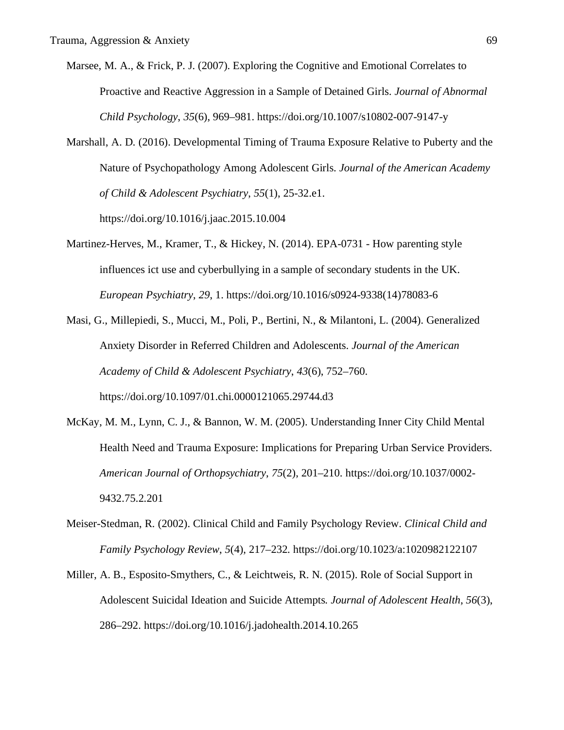Marsee, M. A., & Frick, P. J. (2007). Exploring the Cognitive and Emotional Correlates to Proactive and Reactive Aggression in a Sample of Detained Girls. *Journal of Abnormal Child Psychology*, *35*(6), 969–981. https://doi.org/10.1007/s10802-007-9147-y

Marshall, A. D. (2016). Developmental Timing of Trauma Exposure Relative to Puberty and the Nature of Psychopathology Among Adolescent Girls. *Journal of the American Academy of Child & Adolescent Psychiatry*, *55*(1), 25-32.e1. https://doi.org/10.1016/j.jaac.2015.10.004

Martinez-Herves, M., Kramer, T., & Hickey, N. (2014). EPA-0731 - How parenting style influences ict use and cyberbullying in a sample of secondary students in the UK. *European Psychiatry*, *29*, 1. https://doi.org/10.1016/s0924-9338(14)78083-6

Masi, G., Millepiedi, S., Mucci, M., Poli, P., Bertini, N., & Milantoni, L. (2004). Generalized Anxiety Disorder in Referred Children and Adolescents. *Journal of the American Academy of Child & Adolescent Psychiatry*, *43*(6), 752–760. https://doi.org/10.1097/01.chi.0000121065.29744.d3

McKay, M. M., Lynn, C. J., & Bannon, W. M. (2005). Understanding Inner City Child Mental Health Need and Trauma Exposure: Implications for Preparing Urban Service Providers. *American Journal of Orthopsychiatry*, *75*(2), 201–210. https://doi.org/10.1037/0002-9432.75.2.201

Meiser-Stedman, R. (2002). Clinical Child and Family Psychology Review. *Clinical Child and Family Psychology Review*, *5*(4), 217–232. https://doi.org/10.1023/a:1020982122107

Miller, A. B., Esposito-Smythers, C., & Leichtweis, R. N. (2015). Role of Social Support in Adolescent Suicidal Ideation and Suicide Attempts. *Journal of Adolescent Health*, *56*(3), 286–292. https://doi.org/10.1016/j.jadohealth.2014.10.265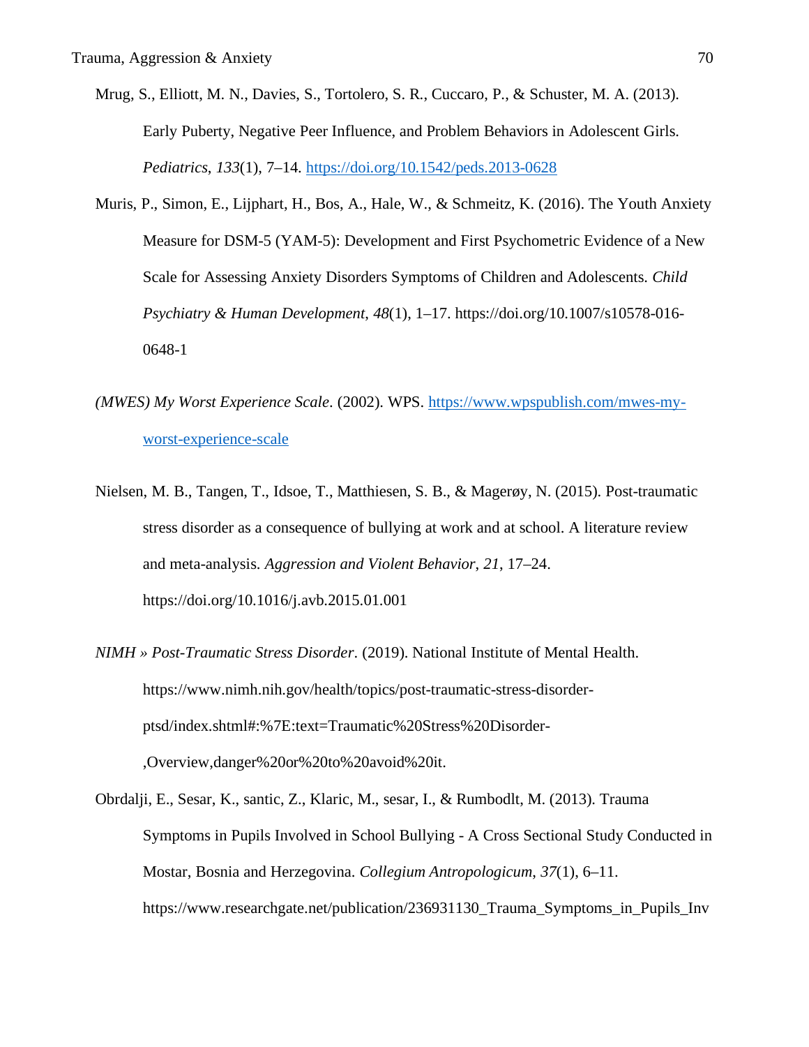Mrug, S., Elliott, M. N., Davies, S., Tortolero, S. R., Cuccaro, P., & Schuster, M. A. (2013). Early Puberty, Negative Peer Influence, and Problem Behaviors in Adolescent Girls. *Pediatrics*, *133*(1), 7–14. https://doi.org/10.1542/peds.2013-0628

Muris, P., Simon, E., Lijphart, H., Bos, A., Hale, W., & Schmeitz, K. (2016). The Youth Anxiety Measure for DSM-5 (YAM-5): Development and First Psychometric Evidence of a New Scale for Assessing Anxiety Disorders Symptoms of Children and Adolescents. *Child Psychiatry & Human Development*, *48*(1), 1–17. https://doi.org/10.1007/s10578-016-0648-1

*(MWES) My Worst Experience Scale*. (2002). WPS. https://www.wpspublish.com/mwes-my-worst-experience-scale

Nielsen, M. B., Tangen, T., Idsoe, T., Matthiesen, S. B., & Magerøy, N. (2015). Post-traumatic stress disorder as a consequence of bullying at work and at school. A literature review and meta-analysis. *Aggression and Violent Behavior*, *21*, 17–24. https://doi.org/10.1016/j.avb.2015.01.001

*NIMH » Post-Traumatic Stress Disorder*. (2019). National Institute of Mental Health. https://www.nimh.nih.gov/health/topics/post-traumatic-stress-disorder-ptsd/index.shtml#:%7E:text=Traumatic%20Stress%20Disorder-,Overview,danger%20or%20to%20avoid%20it.

Obrdalji, E., Sesar, K., santic, Z., Klaric, M., sesar, I., & Rumbodlt, M. (2013). Trauma Symptoms in Pupils Involved in School Bullying - A Cross Sectional Study Conducted in Mostar, Bosnia and Herzegovina. *Collegium Antropologicum*, *37*(1), 6–11. https://www.researchgate.net/publication/236931130_Trauma_Symptoms_in_Pupils_Inv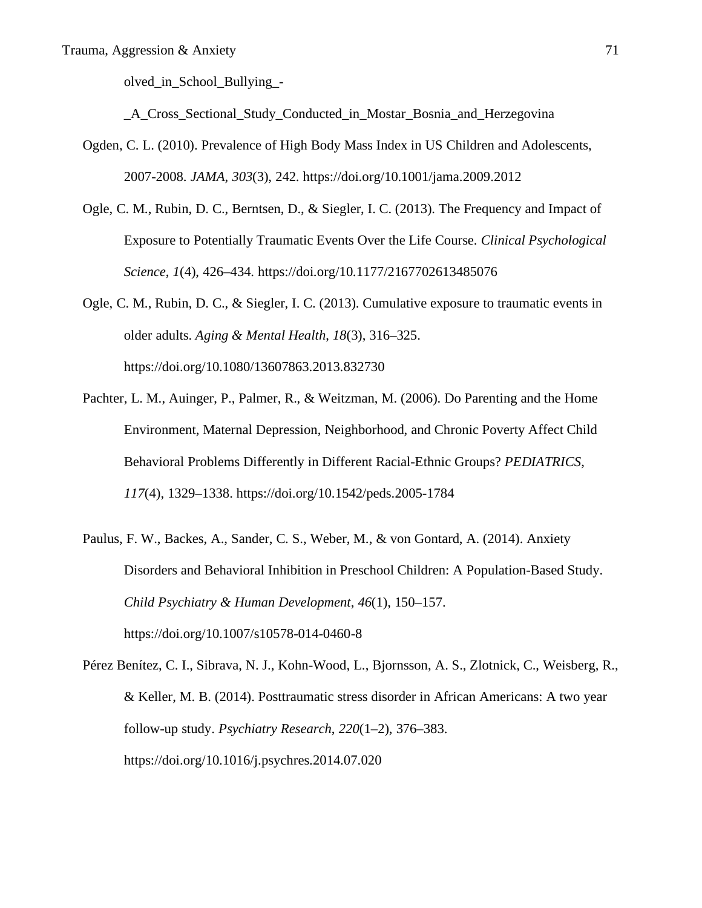olved_in_School_Bullying_-

_A_Cross_Sectional_Study_Conducted_in_Mostar_Bosnia_and_Herzegovina

Ogden, C. L. (2010). Prevalence of High Body Mass Index in US Children and Adolescents, 2007-2008. *JAMA*, *303*(3), 242. https://doi.org/10.1001/jama.2009.2012

Ogle, C. M., Rubin, D. C., Berntsen, D., & Siegler, I. C. (2013). The Frequency and Impact of Exposure to Potentially Traumatic Events Over the Life Course. *Clinical Psychological Science*, *1*(4), 426–434. https://doi.org/10.1177/2167702613485076

Ogle, C. M., Rubin, D. C., & Siegler, I. C. (2013). Cumulative exposure to traumatic events in older adults. *Aging & Mental Health*, *18*(3), 316–325. https://doi.org/10.1080/13607863.2013.832730

Pachter, L. M., Auinger, P., Palmer, R., & Weitzman, M. (2006). Do Parenting and the Home Environment, Maternal Depression, Neighborhood, and Chronic Poverty Affect Child Behavioral Problems Differently in Different Racial-Ethnic Groups? *PEDIATRICS*, *117*(4), 1329–1338. https://doi.org/10.1542/peds.2005-1784

Paulus, F. W., Backes, A., Sander, C. S., Weber, M., & von Gontard, A. (2014). Anxiety Disorders and Behavioral Inhibition in Preschool Children: A Population-Based Study. *Child Psychiatry & Human Development*, *46*(1), 150–157. https://doi.org/10.1007/s10578-014-0460-8

Pérez Benítez, C. I., Sibrava, N. J., Kohn-Wood, L., Bjornsson, A. S., Zlotnick, C., Weisberg, R., & Keller, M. B. (2014). Posttraumatic stress disorder in African Americans: A two year follow-up study. *Psychiatry Research*, *220*(1–2), 376–383. https://doi.org/10.1016/j.psychres.2014.07.020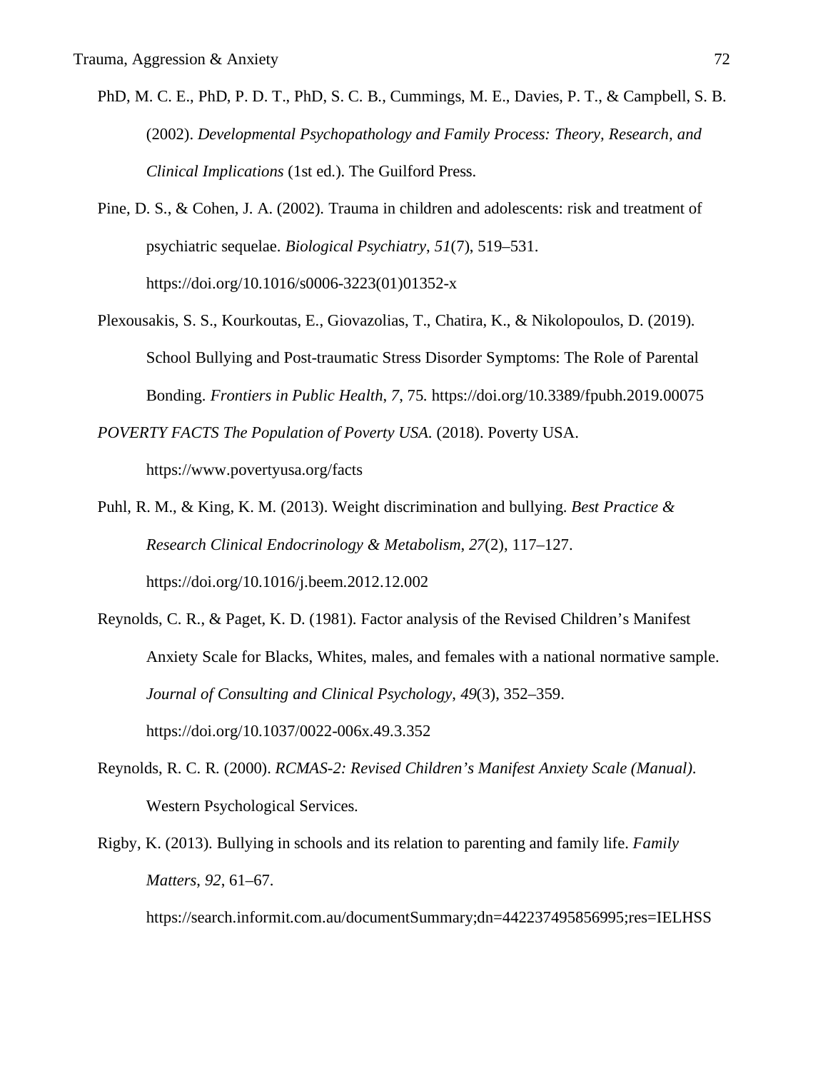PhD, M. C. E., PhD, P. D. T., PhD, S. C. B., Cummings, M. E., Davies, P. T., & Campbell, S. B. (2002). *Developmental Psychopathology and Family Process: Theory, Research, and Clinical Implications* (1st ed.). The Guilford Press.

Pine, D. S., & Cohen, J. A. (2002). Trauma in children and adolescents: risk and treatment of psychiatric sequelae. *Biological Psychiatry*, *51*(7), 519–531. https://doi.org/10.1016/s0006-3223(01)01352-x

Plexousakis, S. S., Kourkoutas, E., Giovazolias, T., Chatira, K., & Nikolopoulos, D. (2019). School Bullying and Post-traumatic Stress Disorder Symptoms: The Role of Parental Bonding. *Frontiers in Public Health*, *7*, 75. https://doi.org/10.3389/fpubh.2019.00075

*POVERTY FACTS The Population of Poverty USA*. (2018). Poverty USA. https://www.povertyusa.org/facts

Puhl, R. M., & King, K. M. (2013). Weight discrimination and bullying. *Best Practice & Research Clinical Endocrinology & Metabolism*, *27*(2), 117–127. https://doi.org/10.1016/j.beem.2012.12.002

Reynolds, C. R., & Paget, K. D. (1981). Factor analysis of the Revised Children's Manifest Anxiety Scale for Blacks, Whites, males, and females with a national normative sample. *Journal of Consulting and Clinical Psychology*, *49*(3), 352–359. https://doi.org/10.1037/0022-006x.49.3.352

Reynolds, R. C. R. (2000). *RCMAS-2: Revised Children's Manifest Anxiety Scale (Manual)*. Western Psychological Services.

Rigby, K. (2013). Bullying in schools and its relation to parenting and family life. *Family Matters*, *92*, 61–67. https://search.informit.com.au/documentSummary;dn=442237495856995;res=IELHSS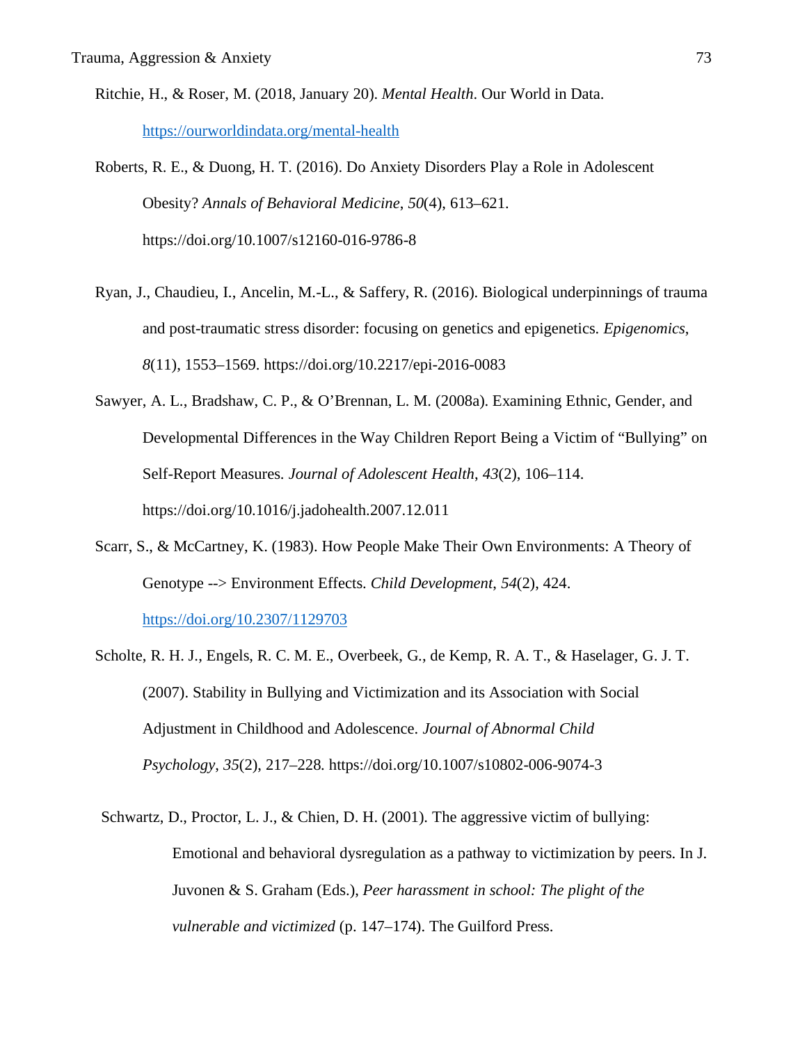Ritchie, H., & Roser, M. (2018, January 20). *Mental Health*. Our World in Data. https://ourworldindata.org/mental-health

Roberts, R. E., & Duong, H. T. (2016). Do Anxiety Disorders Play a Role in Adolescent Obesity? *Annals of Behavioral Medicine*, *50*(4), 613–621. https://doi.org/10.1007/s12160-016-9786-8

Ryan, J., Chaudieu, I., Ancelin, M.-L., & Saffery, R. (2016). Biological underpinnings of trauma and post-traumatic stress disorder: focusing on genetics and epigenetics. *Epigenomics*, *8*(11), 1553–1569. https://doi.org/10.2217/epi-2016-0083

Sawyer, A. L., Bradshaw, C. P., & O'Brennan, L. M. (2008a). Examining Ethnic, Gender, and Developmental Differences in the Way Children Report Being a Victim of "Bullying" on Self-Report Measures. *Journal of Adolescent Health*, *43*(2), 106–114. https://doi.org/10.1016/j.jadohealth.2007.12.011

Scarr, S., & McCartney, K. (1983). How People Make Their Own Environments: A Theory of Genotype --> Environment Effects. *Child Development*, *54*(2), 424. https://doi.org/10.2307/1129703

Scholte, R. H. J., Engels, R. C. M. E., Overbeek, G., de Kemp, R. A. T., & Haselager, G. J. T. (2007). Stability in Bullying and Victimization and its Association with Social Adjustment in Childhood and Adolescence. *Journal of Abnormal Child Psychology*, *35*(2), 217–228. https://doi.org/10.1007/s10802-006-9074-3

Schwartz, D., Proctor, L. J., & Chien, D. H. (2001). The aggressive victim of bullying: Emotional and behavioral dysregulation as a pathway to victimization by peers. In J. Juvonen & S. Graham (Eds.), *Peer harassment in school: The plight of the vulnerable and victimized* (p. 147–174). The Guilford Press.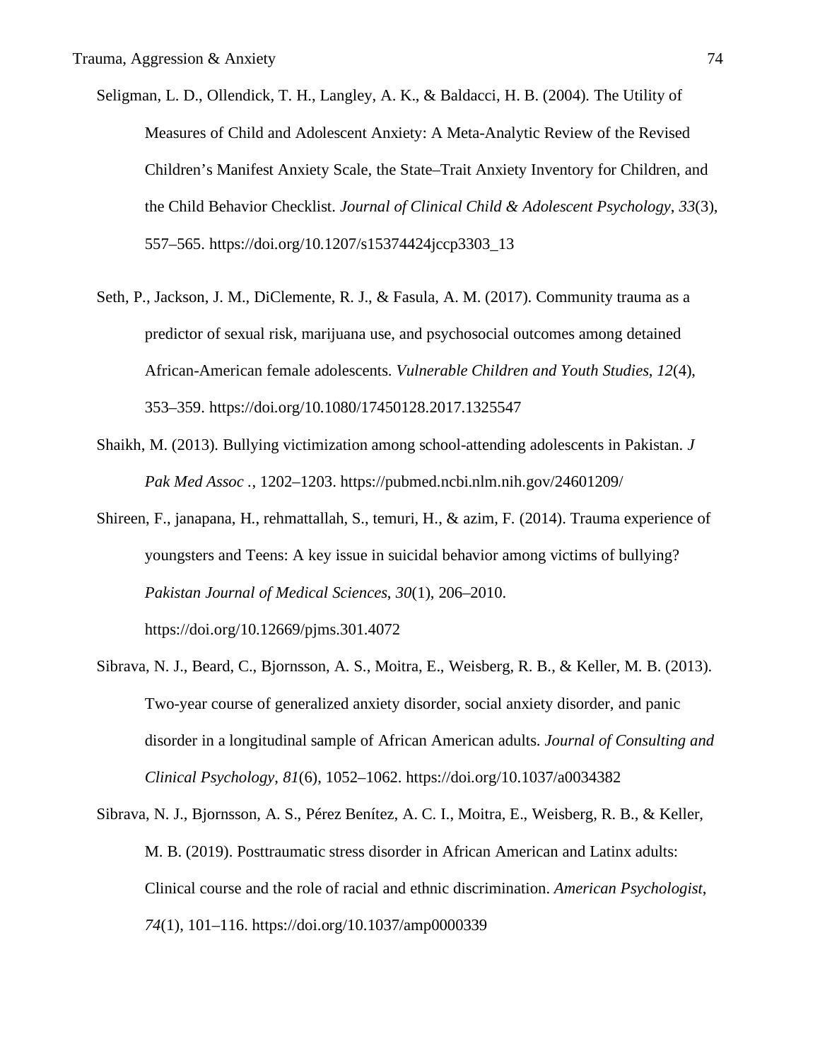Seligman, L. D., Ollendick, T. H., Langley, A. K., & Baldacci, H. B. (2004). The Utility of Measures of Child and Adolescent Anxiety: A Meta-Analytic Review of the Revised Children's Manifest Anxiety Scale, the State–Trait Anxiety Inventory for Children, and the Child Behavior Checklist. *Journal of Clinical Child & Adolescent Psychology*, *33*(3), 557–565. https://doi.org/10.1207/s15374424jccp3303_13

Seth, P., Jackson, J. M., DiClemente, R. J., & Fasula, A. M. (2017). Community trauma as a predictor of sexual risk, marijuana use, and psychosocial outcomes among detained African-American female adolescents. *Vulnerable Children and Youth Studies*, *12*(4), 353–359. https://doi.org/10.1080/17450128.2017.1325547

Shaikh, M. (2013). Bullying victimization among school-attending adolescents in Pakistan. *J Pak Med Assoc .*, 1202–1203. https://pubmed.ncbi.nlm.nih.gov/24601209/

Shireen, F., janapana, H., rehmattallah, S., temuri, H., & azim, F. (2014). Trauma experience of youngsters and Teens: A key issue in suicidal behavior among victims of bullying? *Pakistan Journal of Medical Sciences*, *30*(1), 206–2010. https://doi.org/10.12669/pjms.301.4072

Sibrava, N. J., Beard, C., Bjornsson, A. S., Moitra, E., Weisberg, R. B., & Keller, M. B. (2013). Two-year course of generalized anxiety disorder, social anxiety disorder, and panic disorder in a longitudinal sample of African American adults. *Journal of Consulting and Clinical Psychology*, *81*(6), 1052–1062. https://doi.org/10.1037/a0034382

Sibrava, N. J., Bjornsson, A. S., Pérez Benítez, A. C. I., Moitra, E., Weisberg, R. B., & Keller, M. B. (2019). Posttraumatic stress disorder in African American and Latinx adults: Clinical course and the role of racial and ethnic discrimination. *American Psychologist*, *74*(1), 101–116. https://doi.org/10.1037/amp0000339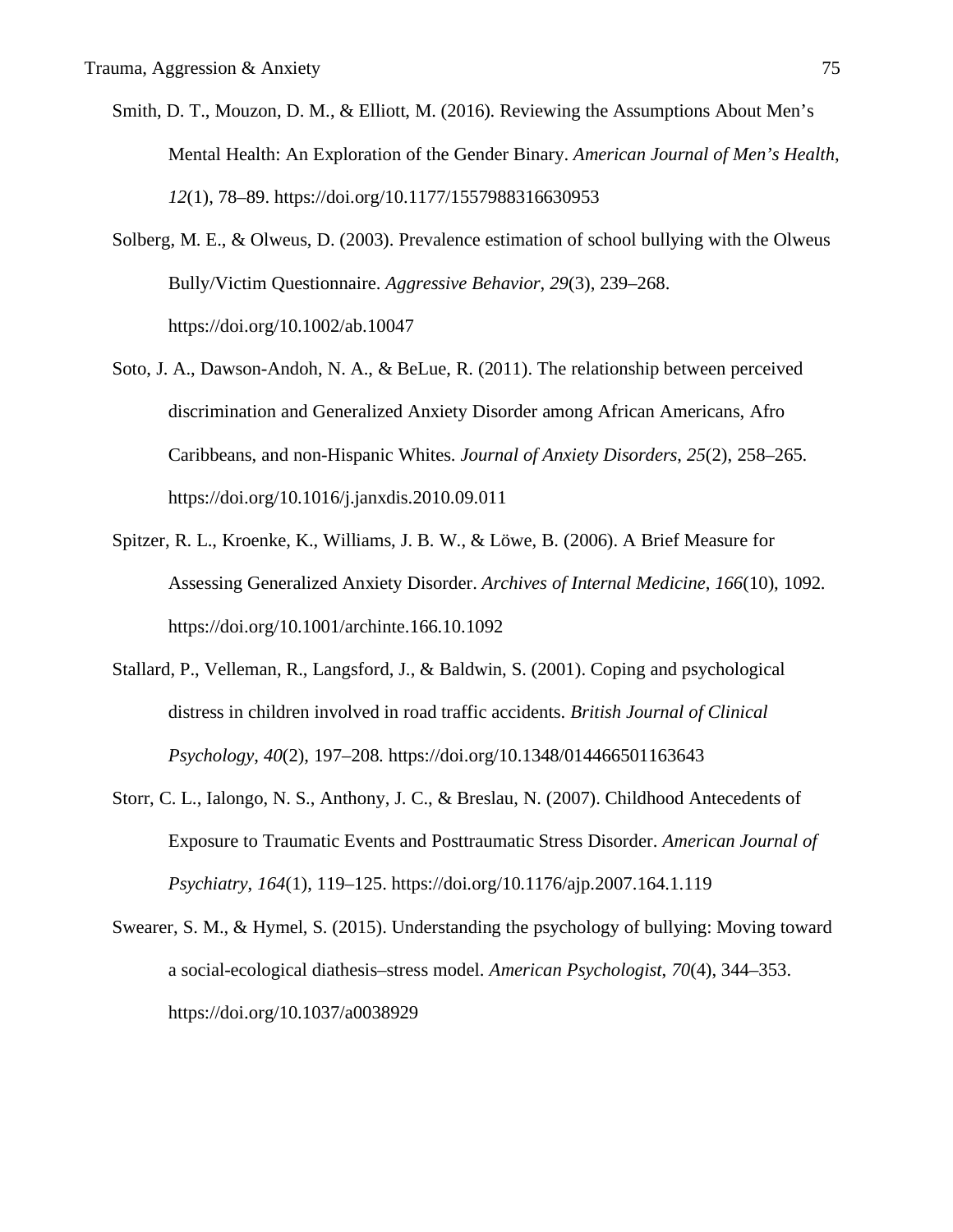Smith, D. T., Mouzon, D. M., & Elliott, M. (2016). Reviewing the Assumptions About Men's Mental Health: An Exploration of the Gender Binary. *American Journal of Men's Health*, *12*(1), 78–89. https://doi.org/10.1177/1557988316630953

Solberg, M. E., & Olweus, D. (2003). Prevalence estimation of school bullying with the Olweus Bully/Victim Questionnaire. *Aggressive Behavior*, *29*(3), 239–268. https://doi.org/10.1002/ab.10047

Soto, J. A., Dawson-Andoh, N. A., & BeLue, R. (2011). The relationship between perceived discrimination and Generalized Anxiety Disorder among African Americans, Afro Caribbeans, and non-Hispanic Whites. *Journal of Anxiety Disorders*, *25*(2), 258–265. https://doi.org/10.1016/j.janxdis.2010.09.011

Spitzer, R. L., Kroenke, K., Williams, J. B. W., & Löwe, B. (2006). A Brief Measure for Assessing Generalized Anxiety Disorder. *Archives of Internal Medicine*, *166*(10), 1092. https://doi.org/10.1001/archinte.166.10.1092

Stallard, P., Velleman, R., Langsford, J., & Baldwin, S. (2001). Coping and psychological distress in children involved in road traffic accidents. *British Journal of Clinical Psychology*, *40*(2), 197–208. https://doi.org/10.1348/014466501163643

Storr, C. L., Ialongo, N. S., Anthony, J. C., & Breslau, N. (2007). Childhood Antecedents of Exposure to Traumatic Events and Posttraumatic Stress Disorder. *American Journal of Psychiatry*, *164*(1), 119–125. https://doi.org/10.1176/ajp.2007.164.1.119

Swearer, S. M., & Hymel, S. (2015). Understanding the psychology of bullying: Moving toward a social-ecological diathesis–stress model. *American Psychologist*, *70*(4), 344–353. https://doi.org/10.1037/a0038929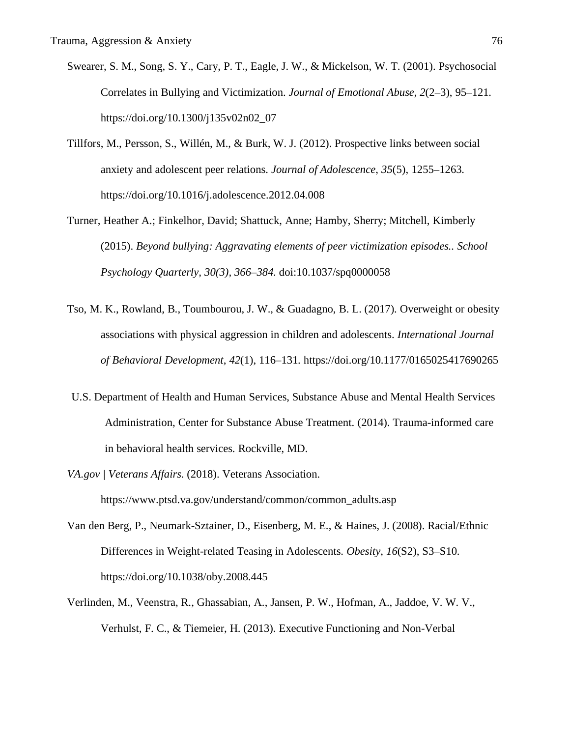Swearer, S. M., Song, S. Y., Cary, P. T., Eagle, J. W., & Mickelson, W. T. (2001). Psychosocial Correlates in Bullying and Victimization. *Journal of Emotional Abuse*, *2*(2–3), 95–121. https://doi.org/10.1300/j135v02n02_07

Tillfors, M., Persson, S., Willén, M., & Burk, W. J. (2012). Prospective links between social anxiety and adolescent peer relations. *Journal of Adolescence*, *35*(5), 1255–1263. https://doi.org/10.1016/j.adolescence.2012.04.008

Turner, Heather A.; Finkelhor, David; Shattuck, Anne; Hamby, Sherry; Mitchell, Kimberly (2015). *Beyond bullying: Aggravating elements of peer victimization episodes.. School Psychology Quarterly, 30(3), 366–384.* doi:10.1037/spq0000058

Tso, M. K., Rowland, B., Toumbourou, J. W., & Guadagno, B. L. (2017). Overweight or obesity associations with physical aggression in children and adolescents. *International Journal of Behavioral Development*, *42*(1), 116–131. https://doi.org/10.1177/0165025417690265

U.S. Department of Health and Human Services, Substance Abuse and Mental Health Services Administration, Center for Substance Abuse Treatment. (2014). Trauma-informed care in behavioral health services. Rockville, MD.

*VA.gov | Veterans Affairs*. (2018). Veterans Association. https://www.ptsd.va.gov/understand/common/common_adults.asp

Van den Berg, P., Neumark-Sztainer, D., Eisenberg, M. E., & Haines, J. (2008). Racial/Ethnic Differences in Weight-related Teasing in Adolescents. *Obesity*, *16*(S2), S3–S10. https://doi.org/10.1038/oby.2008.445

Verlinden, M., Veenstra, R., Ghassabian, A., Jansen, P. W., Hofman, A., Jaddoe, V. W. V., Verhulst, F. C., & Tiemeier, H. (2013). Executive Functioning and Non-Verbal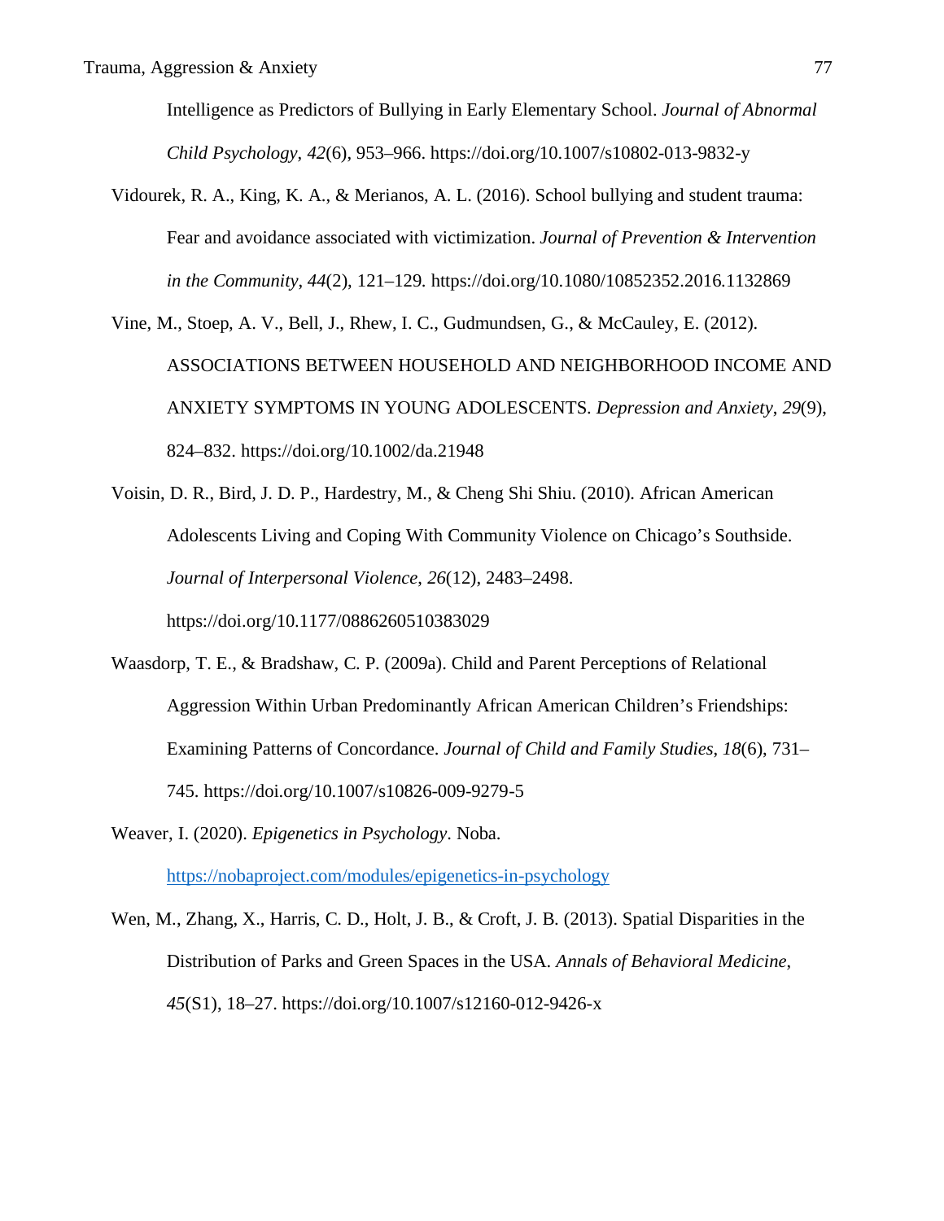Intelligence as Predictors of Bullying in Early Elementary School. *Journal of Abnormal Child Psychology*, *42*(6), 953–966. https://doi.org/10.1007/s10802-013-9832-y

Vidourek, R. A., King, K. A., & Merianos, A. L. (2016). School bullying and student trauma: Fear and avoidance associated with victimization. *Journal of Prevention & Intervention in the Community*, *44*(2), 121–129. https://doi.org/10.1080/10852352.2016.1132869

Vine, M., Stoep, A. V., Bell, J., Rhew, I. C., Gudmundsen, G., & McCauley, E. (2012). ASSOCIATIONS BETWEEN HOUSEHOLD AND NEIGHBORHOOD INCOME AND ANXIETY SYMPTOMS IN YOUNG ADOLESCENTS. *Depression and Anxiety*, *29*(9), 824–832. https://doi.org/10.1002/da.21948

Voisin, D. R., Bird, J. D. P., Hardestry, M., & Cheng Shi Shiu. (2010). African American Adolescents Living and Coping With Community Violence on Chicago's Southside. *Journal of Interpersonal Violence, 26*(12), 2483–2498. https://doi.org/10.1177/0886260510383029

Waasdorp, T. E., & Bradshaw, C. P. (2009a). Child and Parent Perceptions of Relational Aggression Within Urban Predominantly African American Children's Friendships: Examining Patterns of Concordance. *Journal of Child and Family Studies*, *18*(6), 731–745. https://doi.org/10.1007/s10826-009-9279-5

Weaver, I. (2020). *Epigenetics in Psychology*. Noba. https://nobaproject.com/modules/epigenetics-in-psychology

Wen, M., Zhang, X., Harris, C. D., Holt, J. B., & Croft, J. B. (2013). Spatial Disparities in the Distribution of Parks and Green Spaces in the USA. *Annals of Behavioral Medicine*, *45*(S1), 18–27. https://doi.org/10.1007/s12160-012-9426-x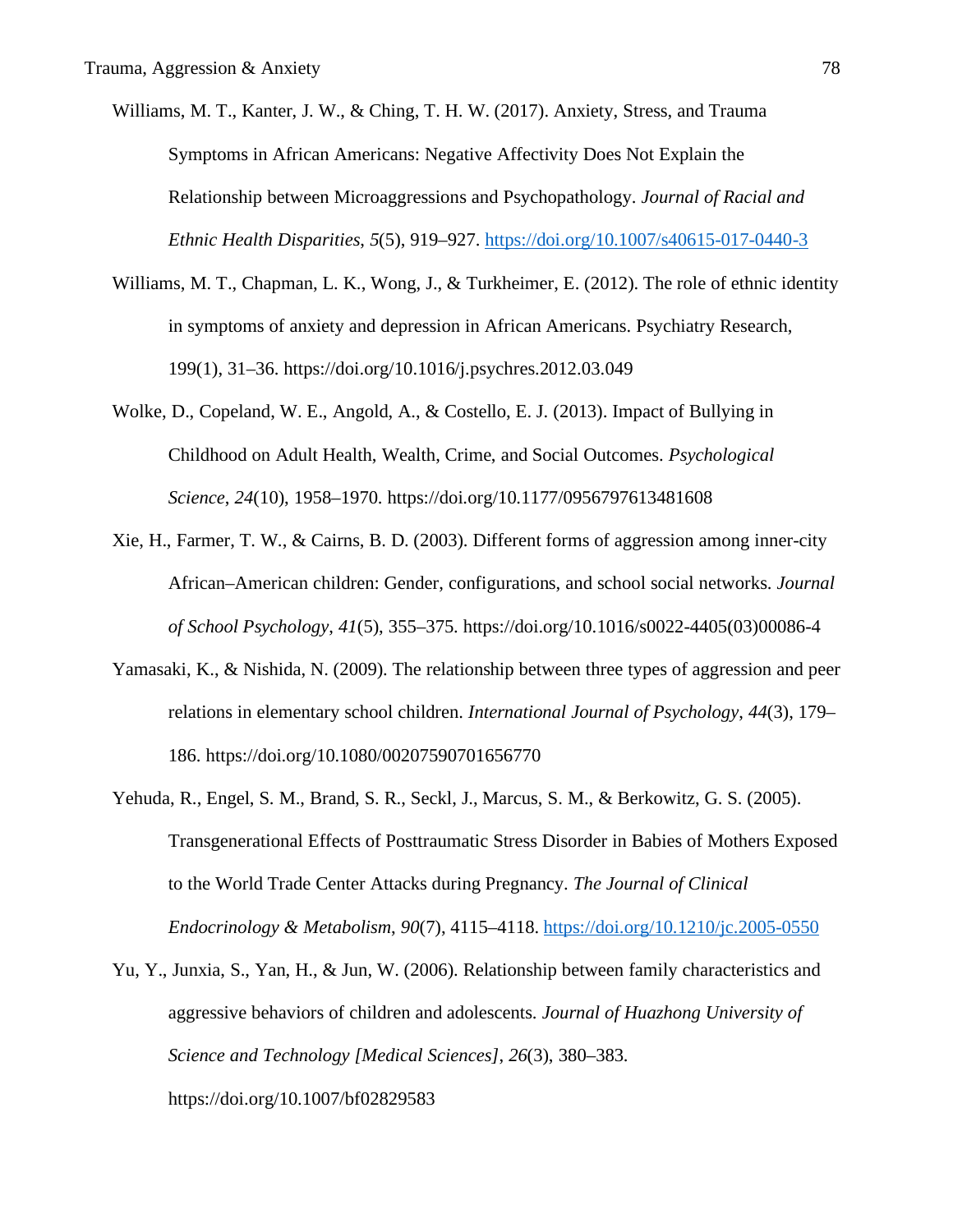Williams, M. T., Kanter, J. W., & Ching, T. H. W. (2017). Anxiety, Stress, and Trauma Symptoms in African Americans: Negative Affectivity Does Not Explain the Relationship between Microaggressions and Psychopathology. *Journal of Racial and Ethnic Health Disparities*, *5*(5), 919–927. https://doi.org/10.1007/s40615-017-0440-3

Williams, M. T., Chapman, L. K., Wong, J., & Turkheimer, E. (2012). The role of ethnic identity in symptoms of anxiety and depression in African Americans. Psychiatry Research, 199(1), 31–36. https://doi.org/10.1016/j.psychres.2012.03.049

Wolke, D., Copeland, W. E., Angold, A., & Costello, E. J. (2013). Impact of Bullying in Childhood on Adult Health, Wealth, Crime, and Social Outcomes. *Psychological Science*, *24*(10), 1958–1970. https://doi.org/10.1177/0956797613481608

Xie, H., Farmer, T. W., & Cairns, B. D. (2003). Different forms of aggression among inner-city African–American children: Gender, configurations, and school social networks. *Journal of School Psychology*, *41*(5), 355–375. https://doi.org/10.1016/s0022-4405(03)00086-4

Yamasaki, K., & Nishida, N. (2009). The relationship between three types of aggression and peer relations in elementary school children. *International Journal of Psychology*, *44*(3), 179–186. https://doi.org/10.1080/00207590701656770

Yehuda, R., Engel, S. M., Brand, S. R., Seckl, J., Marcus, S. M., & Berkowitz, G. S. (2005). Transgenerational Effects of Posttraumatic Stress Disorder in Babies of Mothers Exposed to the World Trade Center Attacks during Pregnancy. *The Journal of Clinical Endocrinology & Metabolism*, *90*(7), 4115–4118. https://doi.org/10.1210/jc.2005-0550

Yu, Y., Junxia, S., Yan, H., & Jun, W. (2006). Relationship between family characteristics and aggressive behaviors of children and adolescents. *Journal of Huazhong University of Science and Technology [Medical Sciences]*, *26*(3), 380–383. https://doi.org/10.1007/bf02829583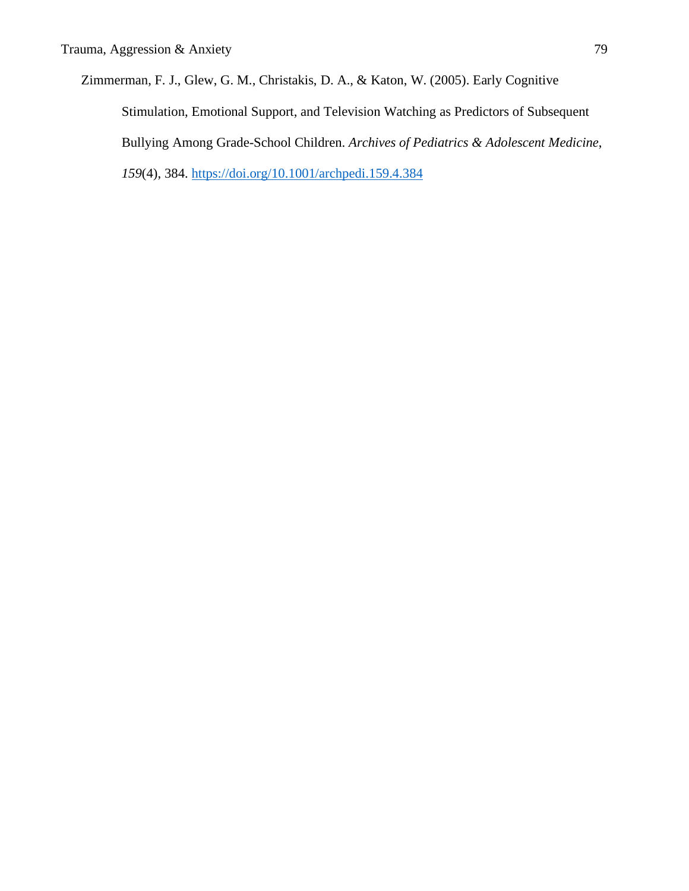Zimmerman, F. J., Glew, G. M., Christakis, D. A., & Katon, W. (2005). Early Cognitive Stimulation, Emotional Support, and Television Watching as Predictors of Subsequent Bullying Among Grade-School Children. *Archives of Pediatrics & Adolescent Medicine*, *159*(4), 384. https://doi.org/10.1001/archpedi.159.4.384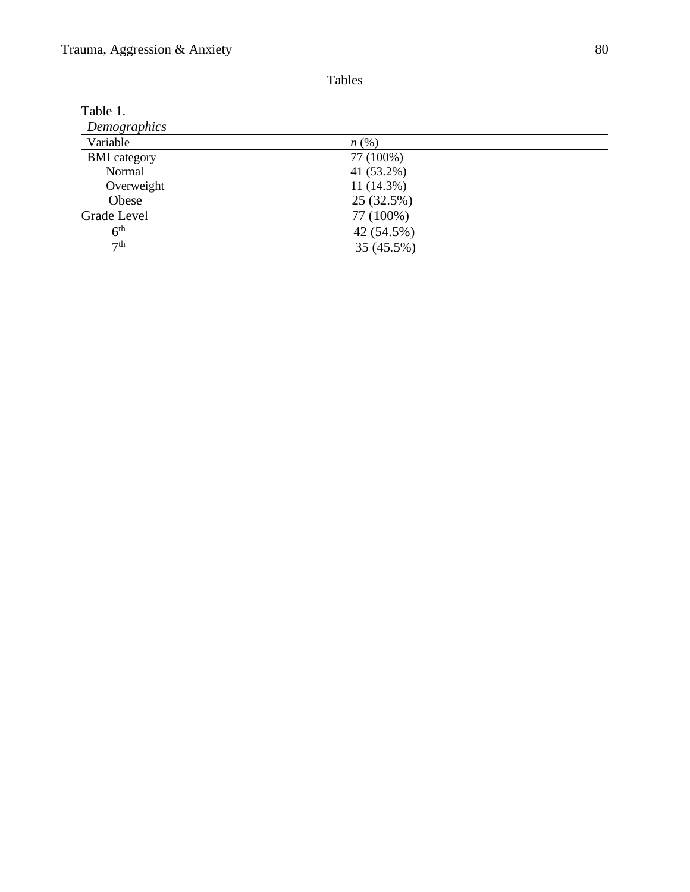Tables

Table 1.

*Demographics*

| Variable | *n* (%) |
|---|---|
| BMI category | 77 (100%) |
| Normal | 41 (53.2%) |
| Overweight | 11 (14.3%) |
| Obese | 25 (32.5%) |
| Grade Level | 77 (100%) |
| 6th | 42 (54.5%) |
| 7th | 35 (45.5%) |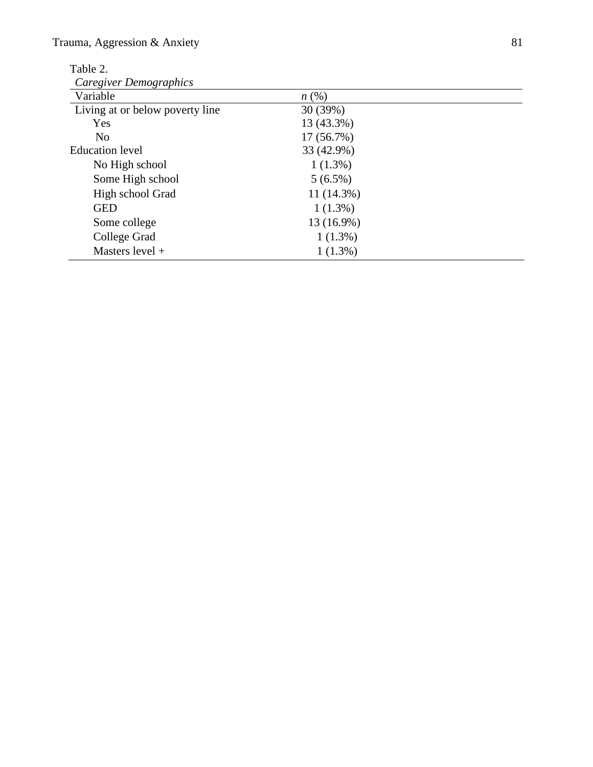Table 2.

*Caregiver Demographics*

| Variable | *n* (%) |
|---|---|
| Living at or below poverty line | 30 (39%) |
| Yes | 13 (43.3%) |
| No | 17 (56.7%) |
| Education level | 33 (42.9%) |
| No High school | 1 (1.3%) |
| Some High school | 5 (6.5%) |
| High school Grad | 11 (14.3%) |
| GED | 1 (1.3%) |
| Some college | 13 (16.9%) |
| College Grad | 1 (1.3%) |
| Masters level + | 1 (1.3%) |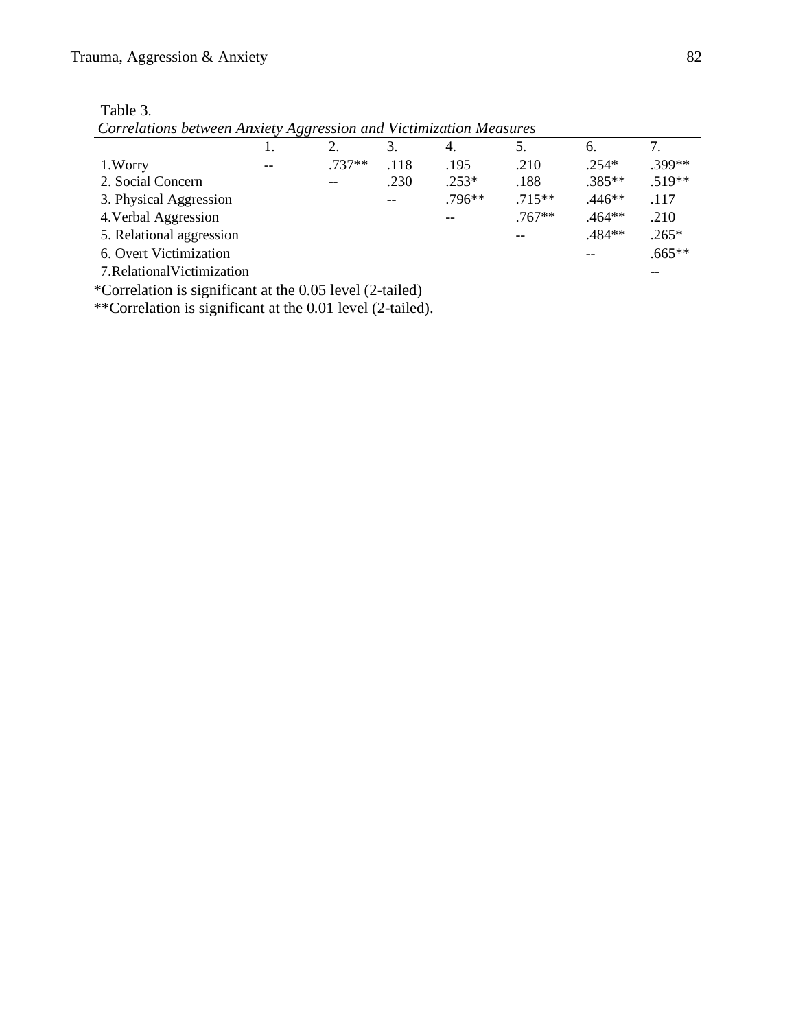Table 3.

*Correlations between Anxiety Aggression and Victimization Measures*

| | 1. | 2. | 3. | 4. | 5. | 6. | 7. |
|---|---|---|---|---|---|---|---|
| 1.Worry | -- | .737** | .118 | .195 | .210 | .254* | .399** |
| 2. Social Concern | | -- | .230 | .253* | .188 | .385** | .519** |
| 3. Physical Aggression | | | -- | .796** | .715** | .446** | .117 |
| 4.Verbal Aggression | | | | -- | .767** | .464** | .210 |
| 5. Relational aggression | | | | | -- | .484** | .265* |
| 6. Overt Victimization | | | | | | -- | .665** |
| 7.RelationalVictimization | | | | | | | -- |

*Correlation is significant at the 0.05 level (2-tailed)

**Correlation is significant at the 0.01 level (2-tailed).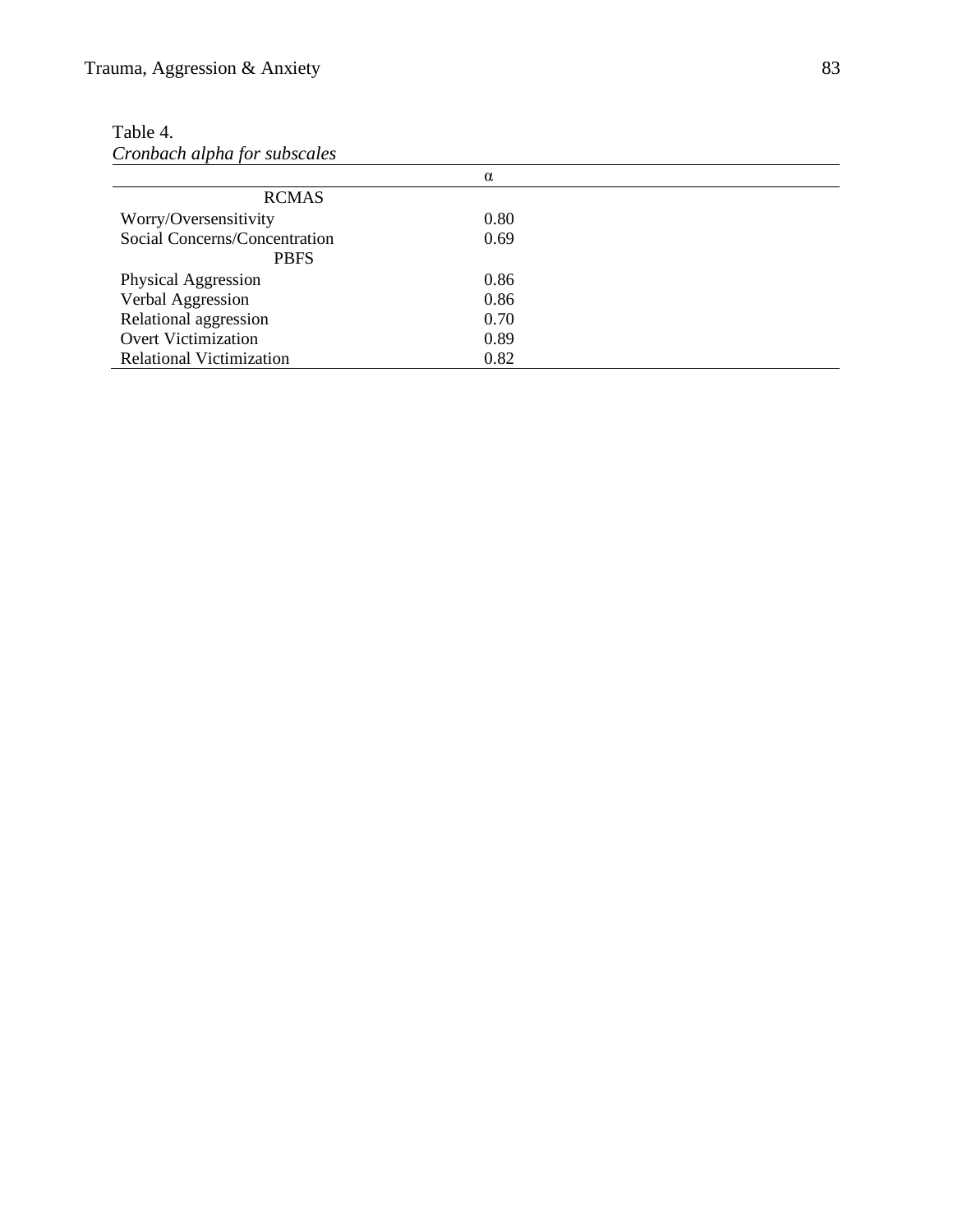Table 4.
*Cronbach alpha for subscales*

| | α |
|---|---|
| RCMAS | |
| Worry/Oversensitivity | 0.80 |
| Social Concerns/Concentration | 0.69 |
| PBFS | |
| Physical Aggression | 0.86 |
| Verbal Aggression | 0.86 |
| Relational aggression | 0.70 |
| Overt Victimization | 0.89 |
| Relational Victimization | 0.82 |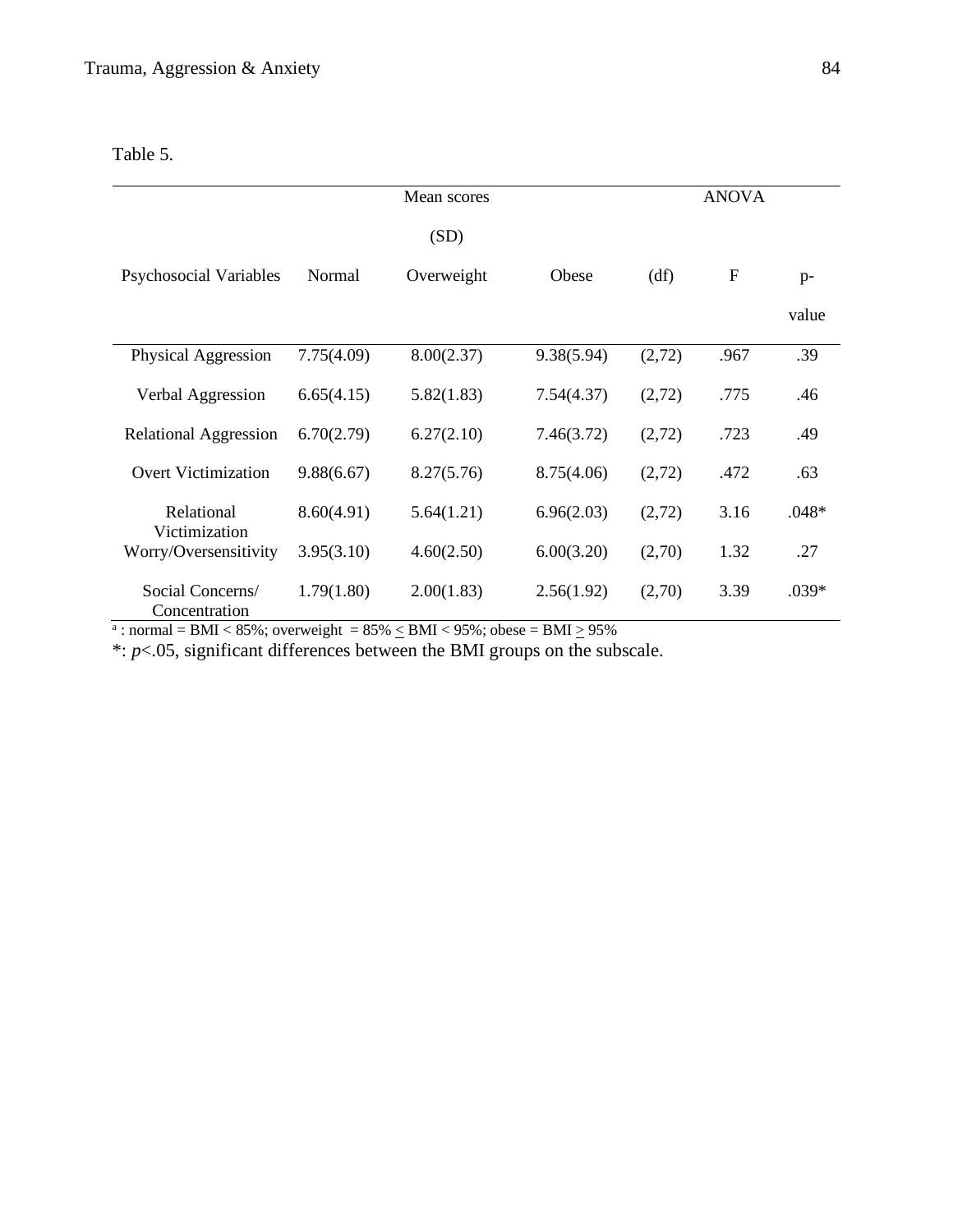Table 5.

| Psychosocial Variables | Mean scores (SD) | | | ANOVA | | |
|---|---|---|---|---|---|---|
| | Normal | Overweight | Obese | (df) | F | p-value |
| Physical Aggression | 7.75(4.09) | 8.00(2.37) | 9.38(5.94) | (2,72) | .967 | .39 |
| Verbal Aggression | 6.65(4.15) | 5.82(1.83) | 7.54(4.37) | (2,72) | .775 | .46 |
| Relational Aggression | 6.70(2.79) | 6.27(2.10) | 7.46(3.72) | (2,72) | .723 | .49 |
| Overt Victimization | 9.88(6.67) | 8.27(5.76) | 8.75(4.06) | (2,72) | .472 | .63 |
| Relational Victimization | 8.60(4.91) | 5.64(1.21) | 6.96(2.03) | (2,72) | 3.16 | .048* |
| Worry/Oversensitivity | 3.95(3.10) | 4.60(2.50) | 6.00(3.20) | (2,70) | 1.32 | .27 |
| Social Concerns/ Concentration | 1.79(1.80) | 2.00(1.83) | 2.56(1.92) | (2,70) | 3.39 | .039* |

[a] : normal = BMI < 85%; overweight = 85% ≤ BMI < 95%; obese = BMI ≥ 95%

*: $p<.05$, significant differences between the BMI groups on the subscale.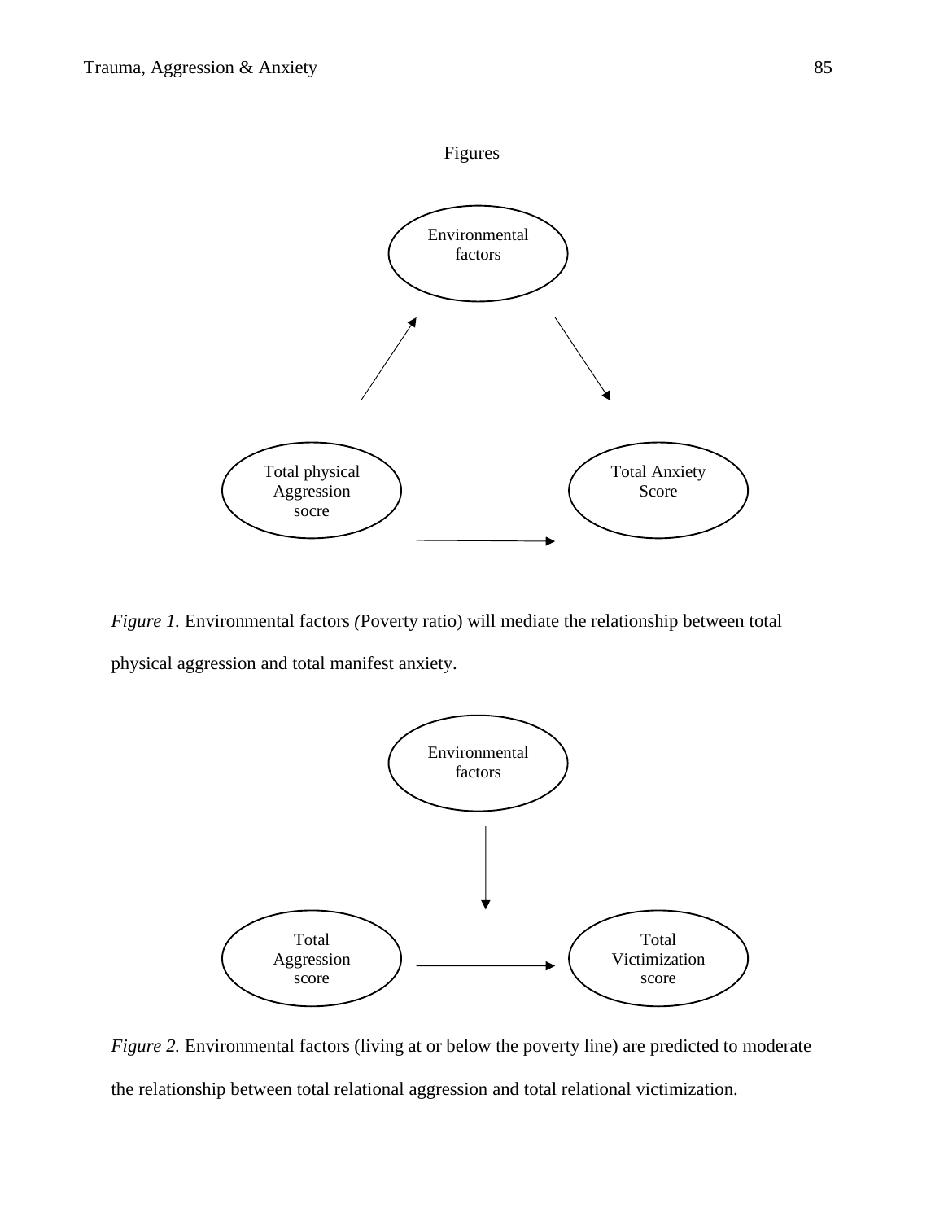Figures

Environmental factors

Total physical Aggression socre

Total Anxiety Score

*Figure 1.* Environmental factors *(*Poverty ratio) will mediate the relationship between total physical aggression and total manifest anxiety.

Environmental factors

Total Aggression score

Total Victimization score

*Figure 2.* Environmental factors (living at or below the poverty line) are predicted to moderate the relationship between total relational aggression and total relational victimization.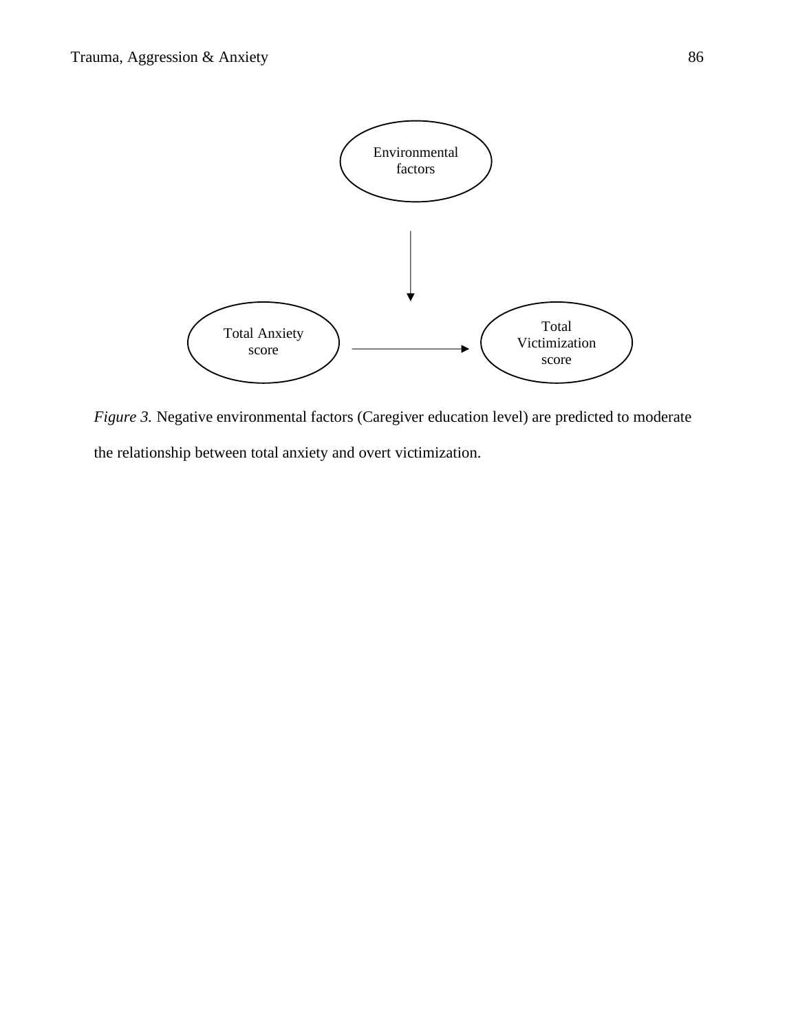Environmental factors

Total Anxiety score

Total Victimization score

*Figure 3.* Negative environmental factors (Caregiver education level) are predicted to moderate the relationship between total anxiety and overt victimization.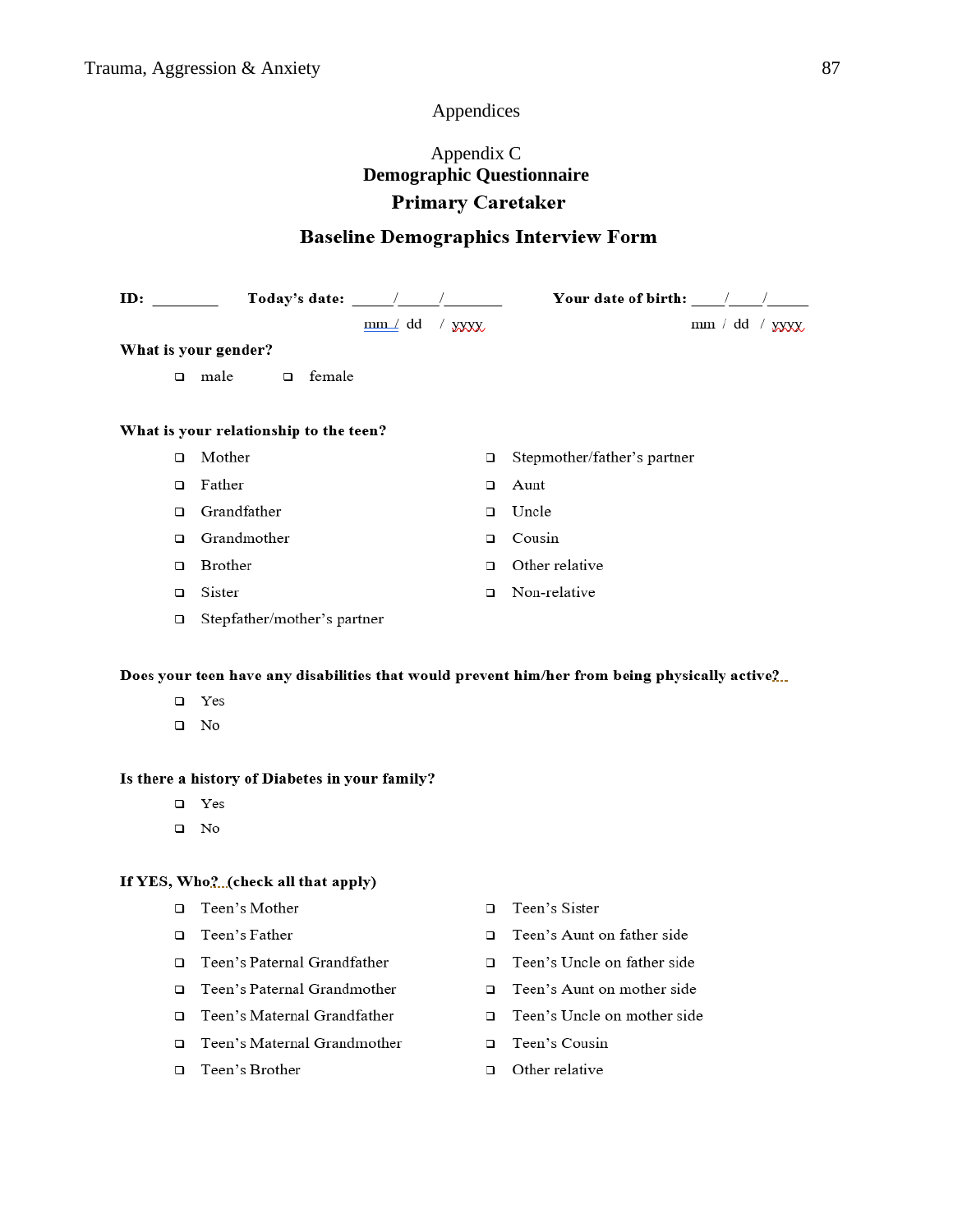Appendices

Appendix C

**Demographic Questionnaire**

**Primary Caretaker**

**Baseline Demographics Interview Form**

**ID:** ________ **Today's date:** _____/_____/_______ **Your date of birth:** ____/____/_____

mm / dd / yyyy mm / dd / yyyy

**What is your gender?**

- ❑ male
- ❑ female

**What is your relationship to the teen?**

- ❑ Mother
- ❑ Father
- ❑ Grandfather
- ❑ Grandmother
- ❑ Brother
- ❑ Sister
- ❑ Stepfather/mother's partner
- ❑ Stepmother/father's partner
- ❑ Aunt
- ❑ Uncle
- ❑ Cousin
- ❑ Other relative
- ❑ Non-relative

**Does your teen have any disabilities that would prevent him/her from being physically active?**

- ❑ Yes
- ❑ No

**Is there a history of Diabetes in your family?**

- ❑ Yes
- ❑ No

**If YES, Who? (check all that apply)**

- ❑ Teen's Mother
- ❑ Teen's Father
- ❑ Teen's Paternal Grandfather
- ❑ Teen's Paternal Grandmother
- ❑ Teen's Maternal Grandfather
- ❑ Teen's Maternal Grandmother
- ❑ Teen's Brother
- ❑ Teen's Sister
- ❑ Teen's Aunt on father side
- ❑ Teen's Uncle on father side
- ❑ Teen's Aunt on mother side
- ❑ Teen's Uncle on mother side
- ❑ Teen's Cousin
- ❑ Other relative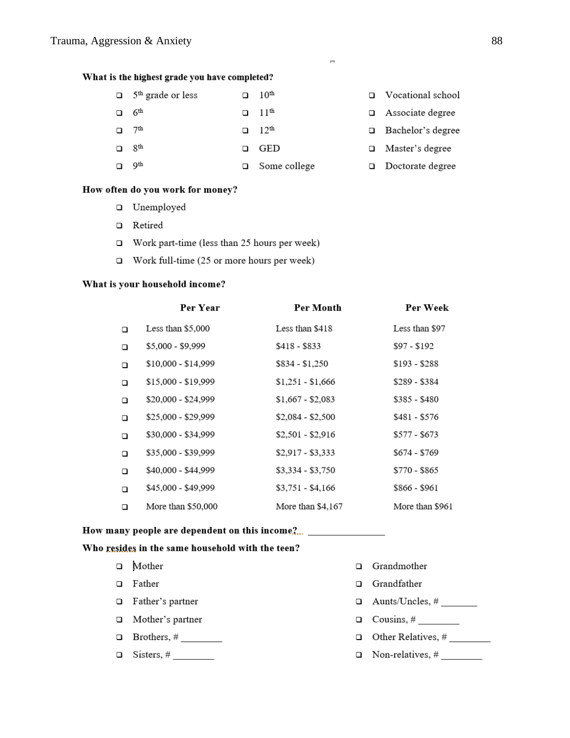**What is the highest grade you have completed?**

- ❑ 5th grade or less
- ❑ 6th
- ❑ 7th
- ❑ 8th
- ❑ 9th
- ❑ 10th
- ❑ 11th
- ❑ 12th
- ❑ GED
- ❑ Some college
- ❑ Vocational school
- ❑ Associate degree
- ❑ Bachelor's degree
- ❑ Master's degree
- ❑ Doctorate degree

**How often do you work for money?**

- ❑ Unemployed
- ❑ Retired
- ❑ Work part-time (less than 25 hours per week)
- ❑ Work full-time (25 or more hours per week)

**What is your household income?**

| | Per Year | Per Month | Per Week |
|---|---|---|---|
| ❑ | Less than $5,000 | Less than $418 | Less than $97 |
| ❑ | $5,000 - $9,999 | $418 - $833 | $97 - $192 |
| ❑ | $10,000 - $14,999 | $834 - $1,250 | $193 - $288 |
| ❑ | $15,000 - $19,999 | $1,251 - $1,666 | $289 - $384 |
| ❑ | $20,000 - $24,999 | $1,667 - $2,083 | $385 - $480 |
| ❑ | $25,000 - $29,999 | $2,084 - $2,500 | $481 - $576 |
| ❑ | $30,000 - $34,999 | $2,501 - $2,916 | $577 - $673 |
| ❑ | $35,000 - $39,999 | $2,917 - $3,333 | $674 - $769 |
| ❑ | $40,000 - $44,999 | $3,334 - $3,750 | $770 - $865 |
| ❑ | $45,000 - $49,999 | $3,751 - $4,166 | $866 - $961 |
| ❑ | More than $50,000 | More than $4,167 | More than $961 |

**How many people are dependent on this income?** ________________

**Who resides in the same household with the teen?**

- ❑ Mother
- ❑ Father
- ❑ Father's partner
- ❑ Mother's partner
- ❑ Brothers, # ________
- ❑ Sisters, # ________
- ❑ Grandmother
- ❑ Grandfather
- ❑ Aunts/Uncles, # _______
- ❑ Cousins, # ________
- ❑ Other Relatives, # ________
- ❑ Non-relatives, # ________